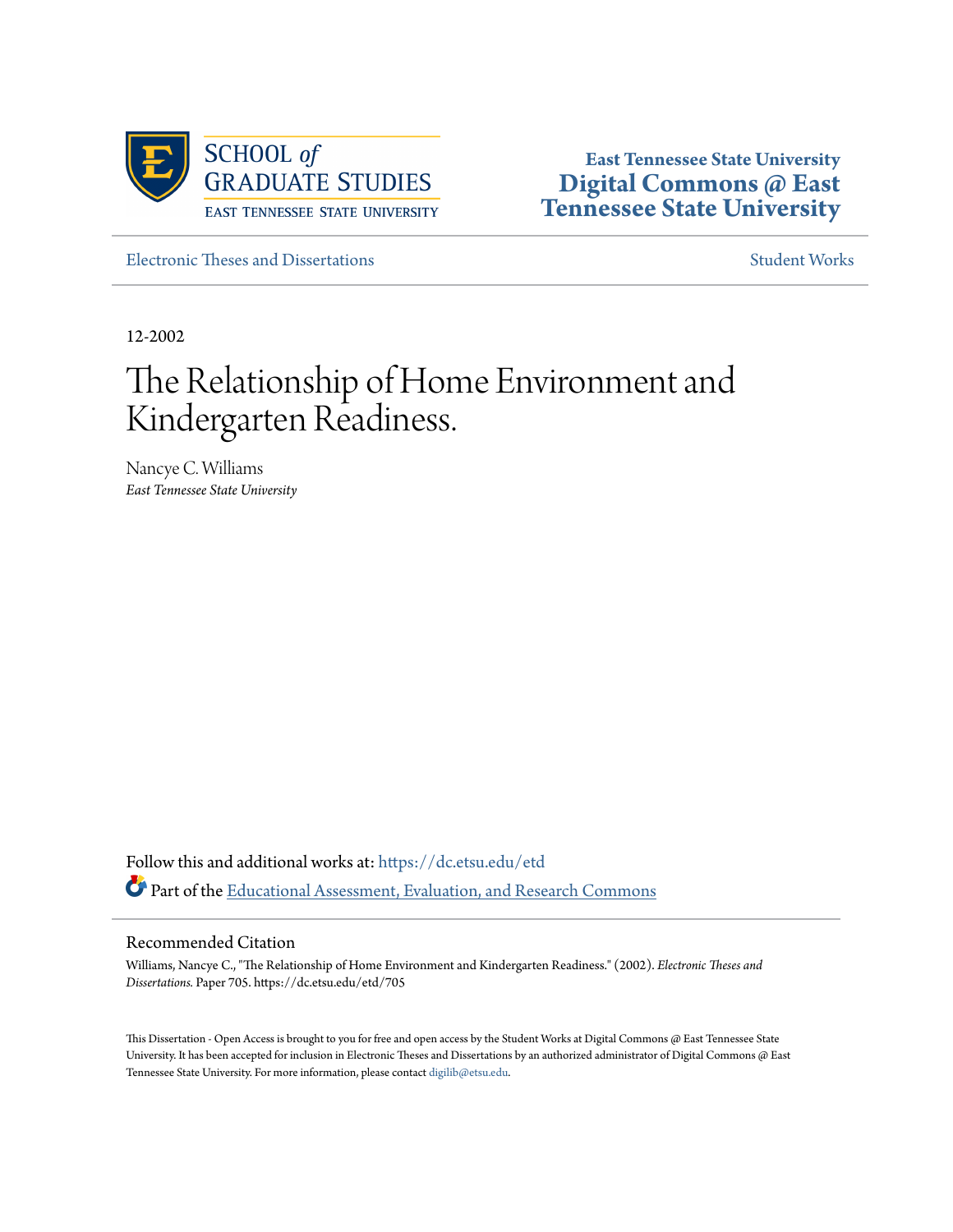SCHOOL *of* GRADUATE STUDIES

EAST TENNESSEE STATE UNIVERSITY

East Tennessee State University

**Digital Commons @ East Tennessee State University**

Electronic Theses and Dissertations

Student Works

12-2002

# The Relationship of Home Environment and Kindergarten Readiness.

Nancye C. Williams

*East Tennessee State University*

Follow this and additional works at: https://dc.etsu.edu/etd

Part of the Educational Assessment, Evaluation, and Research Commons

## Recommended Citation

Williams, Nancye C., "The Relationship of Home Environment and Kindergarten Readiness." (2002). *Electronic Theses and Dissertations.* Paper 705. https://dc.etsu.edu/etd/705

This Dissertation - Open Access is brought to you for free and open access by the Student Works at Digital Commons @ East Tennessee State University. It has been accepted for inclusion in Electronic Theses and Dissertations by an authorized administrator of Digital Commons @ East Tennessee State University. For more information, please contact digilib@etsu.edu.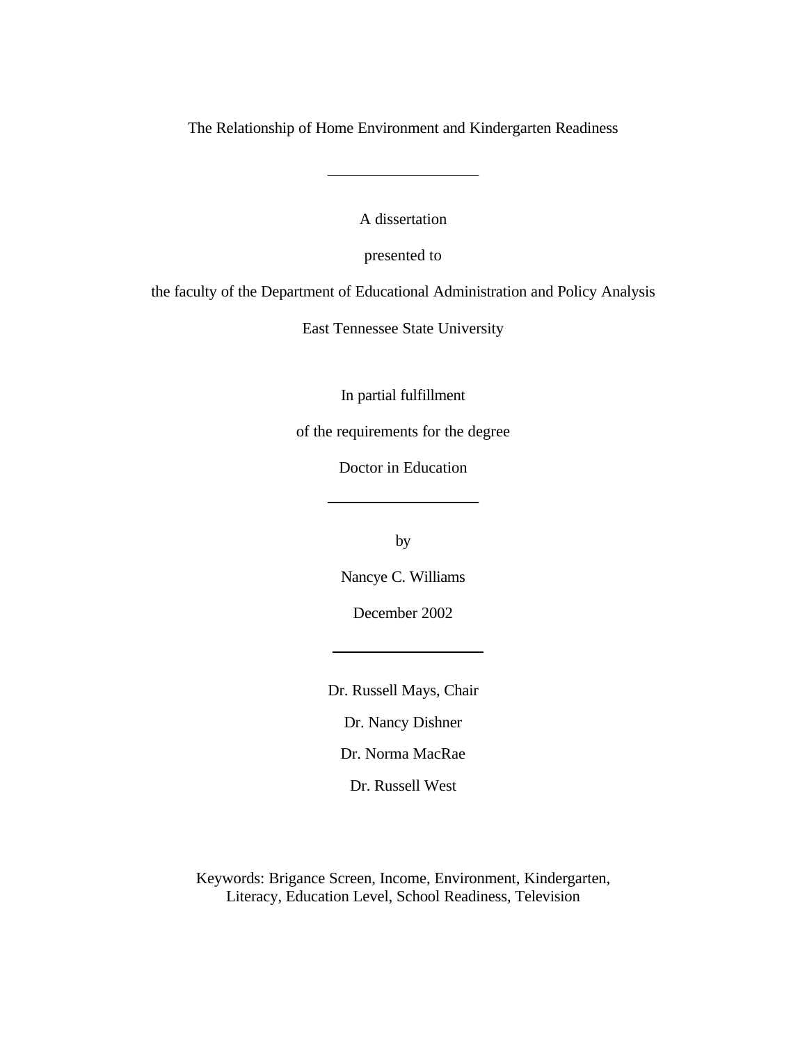The Relationship of Home Environment and Kindergarten Readiness

---

A dissertation

presented to

the faculty of the Department of Educational Administration and Policy Analysis

East Tennessee State University

In partial fulfillment

of the requirements for the degree

Doctor in Education

---

by

Nancye C. Williams

December 2002

---

Dr. Russell Mays, Chair

Dr. Nancy Dishner

Dr. Norma MacRae

Dr. Russell West

Keywords: Brigance Screen, Income, Environment, Kindergarten, Literacy, Education Level, School Readiness, Television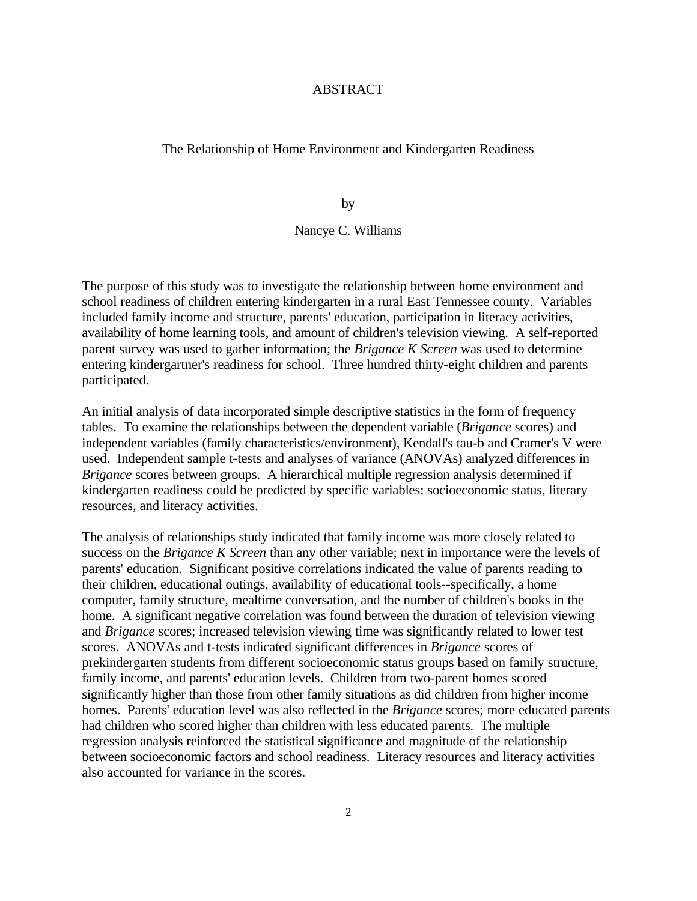# ABSTRACT

## The Relationship of Home Environment and Kindergarten Readiness

by

Nancye C. Williams

The purpose of this study was to investigate the relationship between home environment and school readiness of children entering kindergarten in a rural East Tennessee county. Variables included family income and structure, parents' education, participation in literacy activities, availability of home learning tools, and amount of children's television viewing. A self-reported parent survey was used to gather information; the *Brigance K Screen* was used to determine entering kindergartner's readiness for school. Three hundred thirty-eight children and parents participated.

An initial analysis of data incorporated simple descriptive statistics in the form of frequency tables. To examine the relationships between the dependent variable (*Brigance* scores) and independent variables (family characteristics/environment), Kendall's tau-b and Cramer's V were used. Independent sample t-tests and analyses of variance (ANOVAs) analyzed differences in *Brigance* scores between groups. A hierarchical multiple regression analysis determined if kindergarten readiness could be predicted by specific variables: socioeconomic status, literary resources, and literacy activities.

The analysis of relationships study indicated that family income was more closely related to success on the *Brigance K Screen* than any other variable; next in importance were the levels of parents' education. Significant positive correlations indicated the value of parents reading to their children, educational outings, availability of educational tools--specifically, a home computer, family structure, mealtime conversation, and the number of children's books in the home. A significant negative correlation was found between the duration of television viewing and *Brigance* scores; increased television viewing time was significantly related to lower test scores. ANOVAs and t-tests indicated significant differences in *Brigance* scores of prekindergarten students from different socioeconomic status groups based on family structure, family income, and parents' education levels. Children from two-parent homes scored significantly higher than those from other family situations as did children from higher income homes. Parents' education level was also reflected in the *Brigance* scores; more educated parents had children who scored higher than children with less educated parents. The multiple regression analysis reinforced the statistical significance and magnitude of the relationship between socioeconomic factors and school readiness. Literacy resources and literacy activities also accounted for variance in the scores.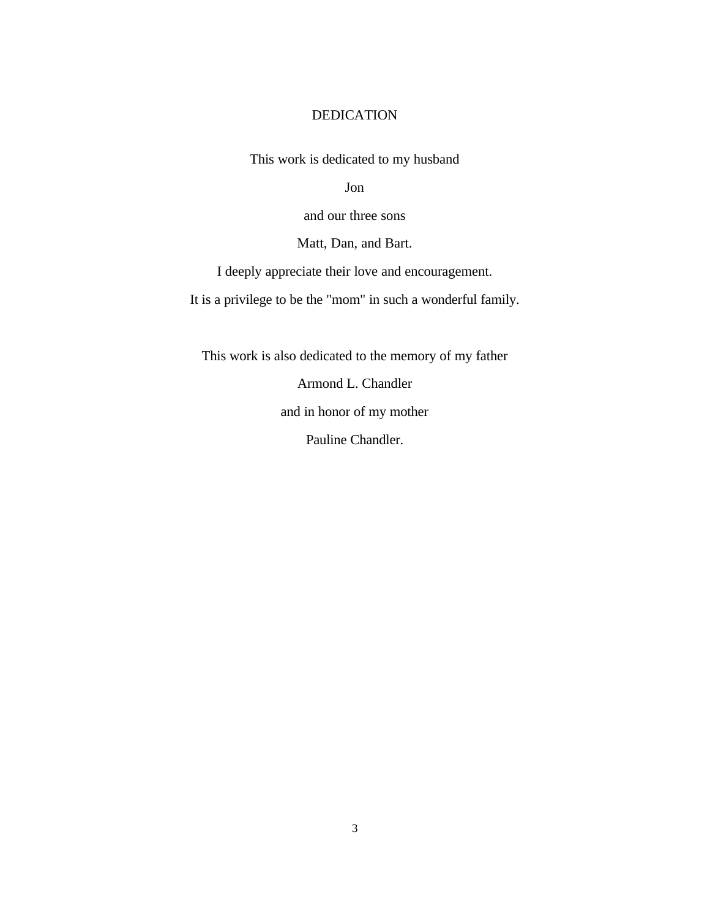# DEDICATION

This work is dedicated to my husband

Jon

and our three sons

Matt, Dan, and Bart.

I deeply appreciate their love and encouragement.

It is a privilege to be the "mom" in such a wonderful family.

This work is also dedicated to the memory of my father

Armond L. Chandler

and in honor of my mother

Pauline Chandler.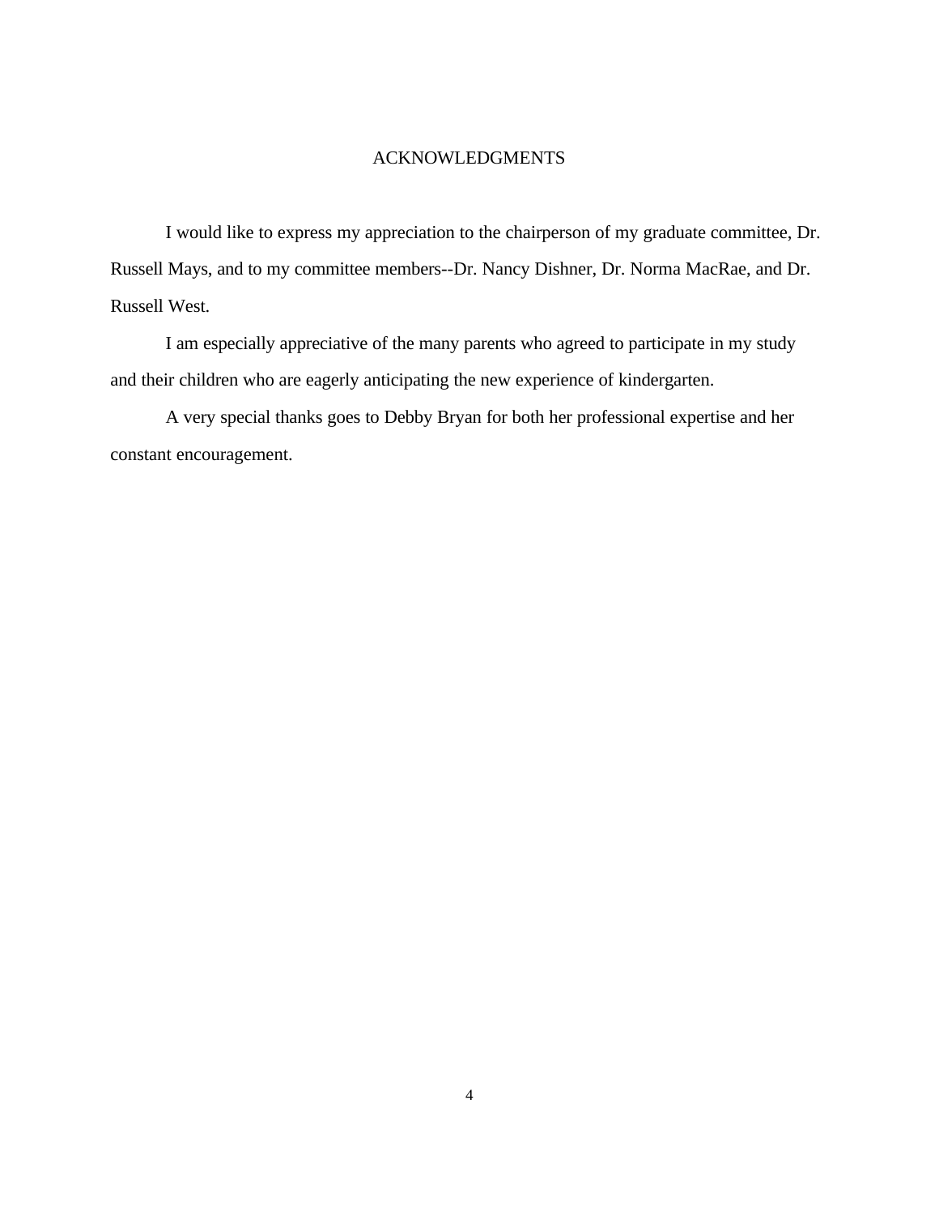# ACKNOWLEDGMENTS

I would like to express my appreciation to the chairperson of my graduate committee, Dr. Russell Mays, and to my committee members--Dr. Nancy Dishner, Dr. Norma MacRae, and Dr. Russell West.

I am especially appreciative of the many parents who agreed to participate in my study and their children who are eagerly anticipating the new experience of kindergarten.

A very special thanks goes to Debby Bryan for both her professional expertise and her constant encouragement.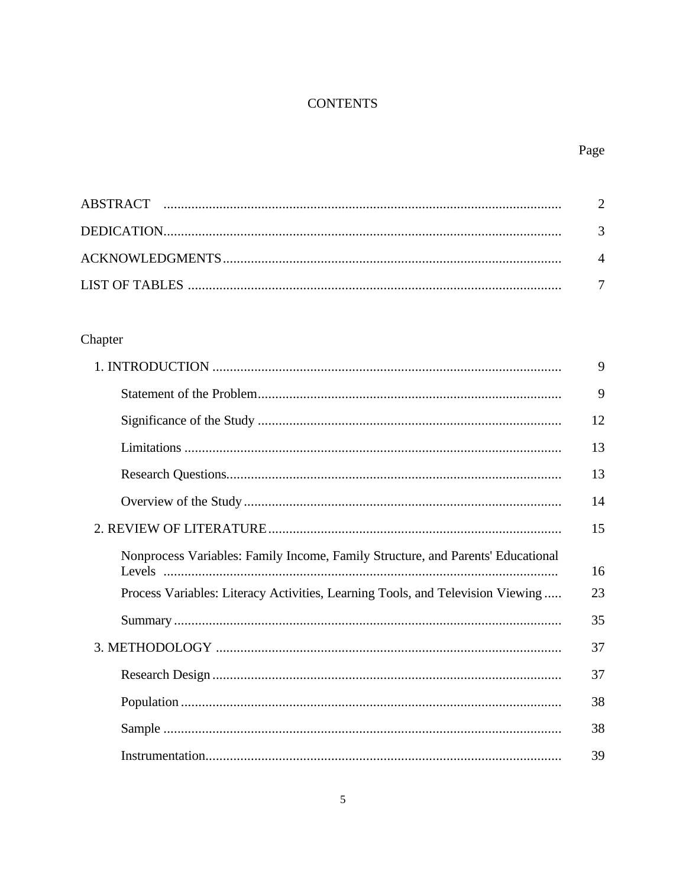# CONTENTS

| | Page |
|---|---|
| ABSTRACT | 2 |
| DEDICATION | 3 |
| ACKNOWLEDGMENTS | 4 |
| LIST OF TABLES | 7 |

Chapter

| | |
|---|---|
| 1. INTRODUCTION | 9 |
| Statement of the Problem | 9 |
| Significance of the Study | 12 |
| Limitations | 13 |
| Research Questions | 13 |
| Overview of the Study | 14 |
| 2. REVIEW OF LITERATURE | 15 |
| Nonprocess Variables: Family Income, Family Structure, and Parents' Educational Levels | 16 |
| Process Variables: Literacy Activities, Learning Tools, and Television Viewing | 23 |
| Summary | 35 |
| 3. METHODOLOGY | 37 |
| Research Design | 37 |
| Population | 38 |
| Sample | 38 |
| Instrumentation | 39 |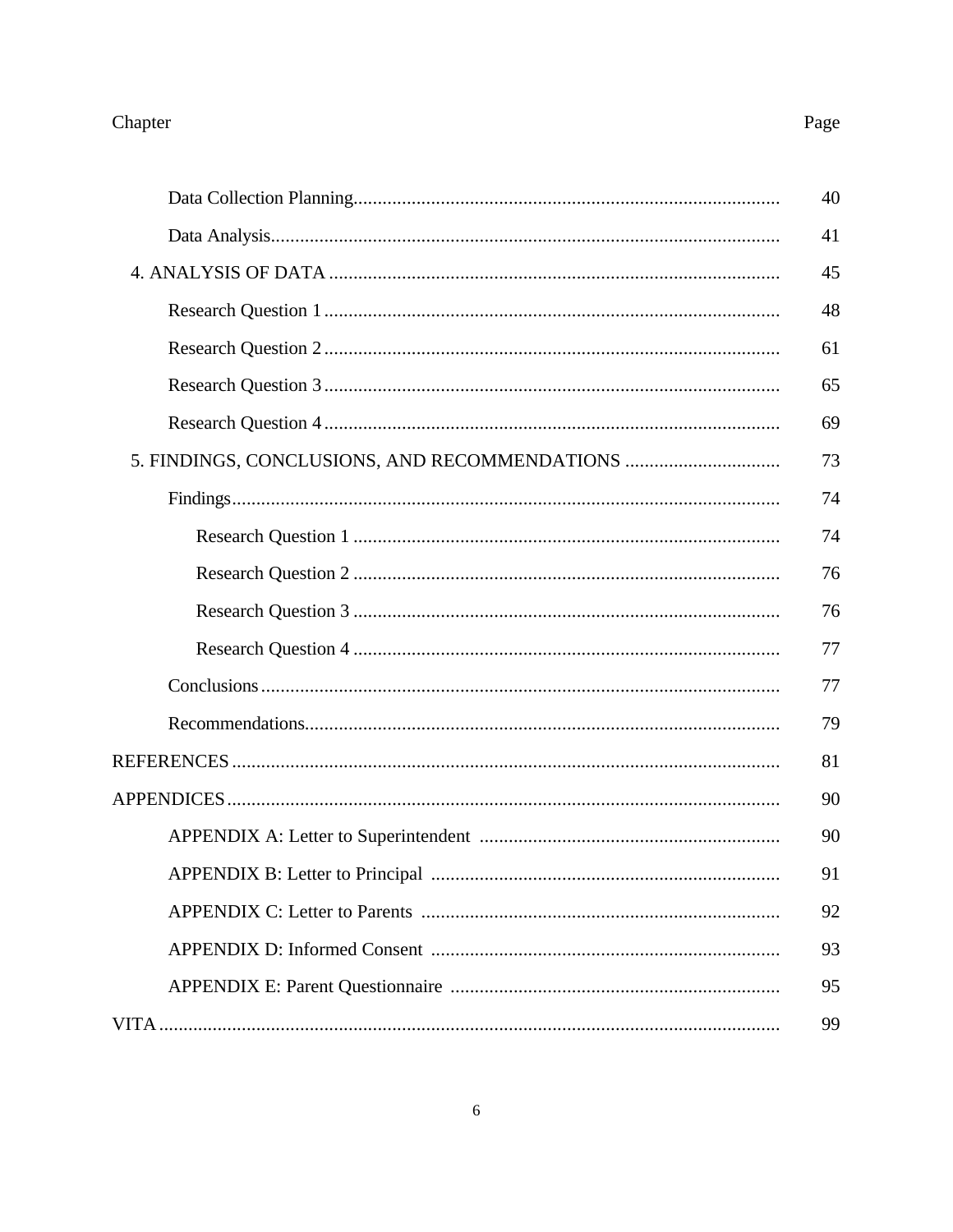| Chapter | Page |
| --- | --- |
| Data Collection Planning | 40 |
| Data Analysis | 41 |
| 4. ANALYSIS OF DATA | 45 |
| Research Question 1 | 48 |
| Research Question 2 | 61 |
| Research Question 3 | 65 |
| Research Question 4 | 69 |
| 5. FINDINGS, CONCLUSIONS, AND RECOMMENDATIONS | 73 |
| Findings | 74 |
| Research Question 1 | 74 |
| Research Question 2 | 76 |
| Research Question 3 | 76 |
| Research Question 4 | 77 |
| Conclusions | 77 |
| Recommendations | 79 |
| REFERENCES | 81 |
| APPENDICES | 90 |
| APPENDIX A: Letter to Superintendent | 90 |
| APPENDIX B: Letter to Principal | 91 |
| APPENDIX C: Letter to Parents | 92 |
| APPENDIX D: Informed Consent | 93 |
| APPENDIX E: Parent Questionnaire | 95 |
| VITA | 99 |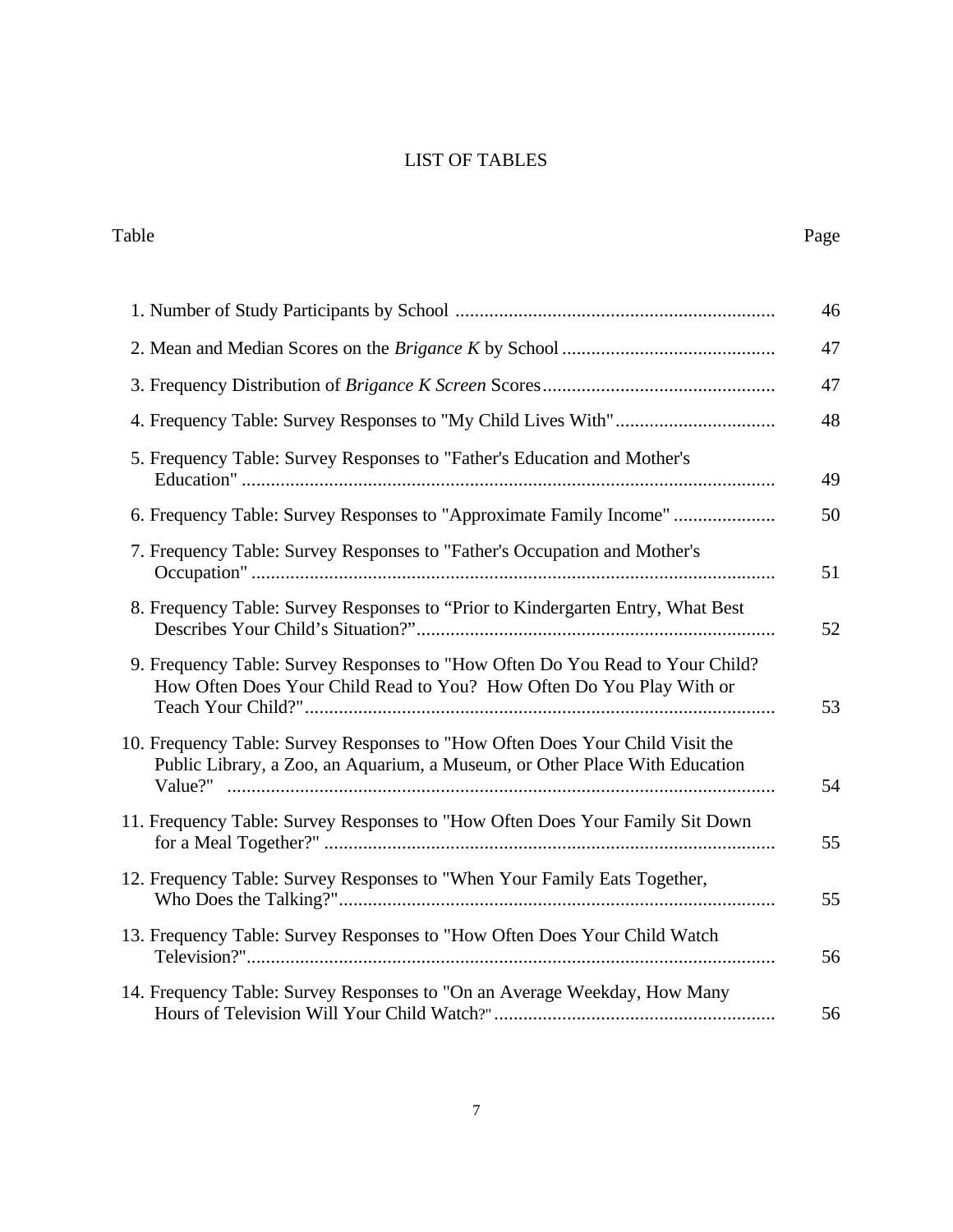# LIST OF TABLES

| Table | Page |
|---|---|
| 1. Number of Study Participants by School | 46 |
| 2. Mean and Median Scores on the *Brigance K* by School | 47 |
| 3. Frequency Distribution of *Brigance K Screen* Scores | 47 |
| 4. Frequency Table: Survey Responses to "My Child Lives With" | 48 |
| 5. Frequency Table: Survey Responses to "Father's Education and Mother's Education" | 49 |
| 6. Frequency Table: Survey Responses to "Approximate Family Income" | 50 |
| 7. Frequency Table: Survey Responses to "Father's Occupation and Mother's Occupation" | 51 |
| 8. Frequency Table: Survey Responses to "Prior to Kindergarten Entry, What Best Describes Your Child's Situation?" | 52 |
| 9. Frequency Table: Survey Responses to "How Often Do You Read to Your Child? How Often Does Your Child Read to You? How Often Do You Play With or Teach Your Child?" | 53 |
| 10. Frequency Table: Survey Responses to "How Often Does Your Child Visit the Public Library, a Zoo, an Aquarium, a Museum, or Other Place With Education Value?" | 54 |
| 11. Frequency Table: Survey Responses to "How Often Does Your Family Sit Down for a Meal Together?" | 55 |
| 12. Frequency Table: Survey Responses to "When Your Family Eats Together, Who Does the Talking?" | 55 |
| 13. Frequency Table: Survey Responses to "How Often Does Your Child Watch Television?" | 56 |
| 14. Frequency Table: Survey Responses to "On an Average Weekday, How Many Hours of Television Will Your Child Watch?" | 56 |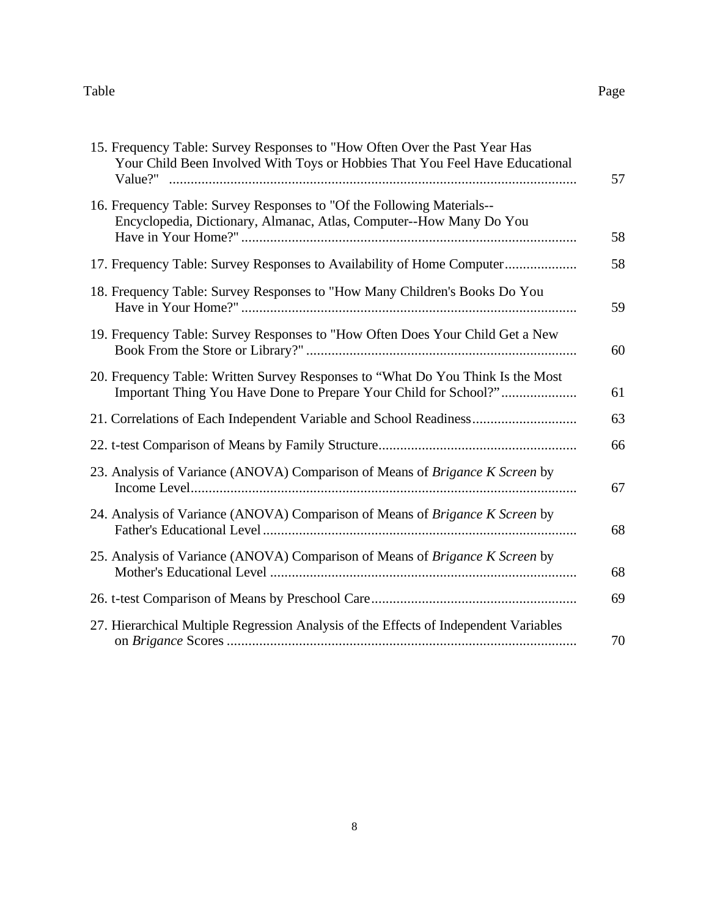| Table | Page |
| --- | --- |
| 15. Frequency Table: Survey Responses to "How Often Over the Past Year Has Your Child Been Involved With Toys or Hobbies That You Feel Have Educational Value?" | 57 |
| 16. Frequency Table: Survey Responses to "Of the Following Materials--Encyclopedia, Dictionary, Almanac, Atlas, Computer--How Many Do You Have in Your Home?" | 58 |
| 17. Frequency Table: Survey Responses to Availability of Home Computer | 58 |
| 18. Frequency Table: Survey Responses to "How Many Children's Books Do You Have in Your Home?" | 59 |
| 19. Frequency Table: Survey Responses to "How Often Does Your Child Get a New Book From the Store or Library?" | 60 |
| 20. Frequency Table: Written Survey Responses to "What Do You Think Is the Most Important Thing You Have Done to Prepare Your Child for School?" | 61 |
| 21. Correlations of Each Independent Variable and School Readiness | 63 |
| 22. t-test Comparison of Means by Family Structure | 66 |
| 23. Analysis of Variance (ANOVA) Comparison of Means of *Brigance K Screen* by Income Level | 67 |
| 24. Analysis of Variance (ANOVA) Comparison of Means of *Brigance K Screen* by Father's Educational Level | 68 |
| 25. Analysis of Variance (ANOVA) Comparison of Means of *Brigance K Screen* by Mother's Educational Level | 68 |
| 26. t-test Comparison of Means by Preschool Care | 69 |
| 27. Hierarchical Multiple Regression Analysis of the Effects of Independent Variables on *Brigance* Scores | 70 |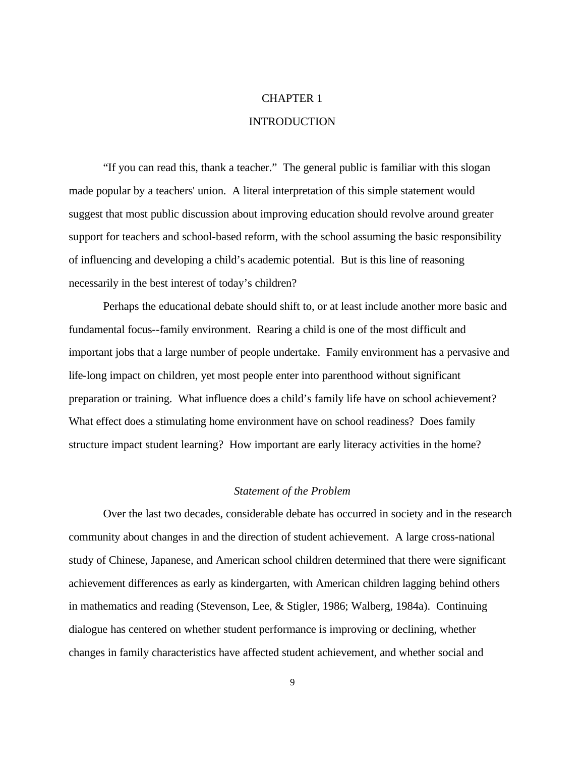# CHAPTER 1

# INTRODUCTION

"If you can read this, thank a teacher." The general public is familiar with this slogan made popular by a teachers' union. A literal interpretation of this simple statement would suggest that most public discussion about improving education should revolve around greater support for teachers and school-based reform, with the school assuming the basic responsibility of influencing and developing a child's academic potential. But is this line of reasoning necessarily in the best interest of today's children?

Perhaps the educational debate should shift to, or at least include another more basic and fundamental focus--family environment. Rearing a child is one of the most difficult and important jobs that a large number of people undertake. Family environment has a pervasive and life-long impact on children, yet most people enter into parenthood without significant preparation or training. What influence does a child's family life have on school achievement? What effect does a stimulating home environment have on school readiness? Does family structure impact student learning? How important are early literacy activities in the home?

## *Statement of the Problem*

Over the last two decades, considerable debate has occurred in society and in the research community about changes in and the direction of student achievement. A large cross-national study of Chinese, Japanese, and American school children determined that there were significant achievement differences as early as kindergarten, with American children lagging behind others in mathematics and reading (Stevenson, Lee, & Stigler, 1986; Walberg, 1984a). Continuing dialogue has centered on whether student performance is improving or declining, whether changes in family characteristics have affected student achievement, and whether social and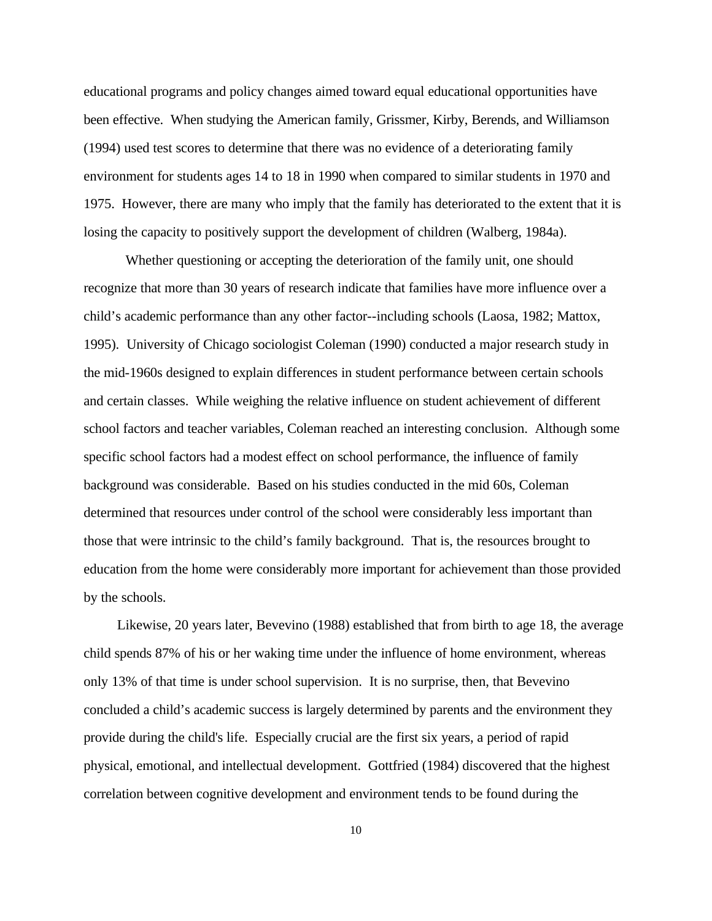educational programs and policy changes aimed toward equal educational opportunities have been effective. When studying the American family, Grissmer, Kirby, Berends, and Williamson (1994) used test scores to determine that there was no evidence of a deteriorating family environment for students ages 14 to 18 in 1990 when compared to similar students in 1970 and 1975. However, there are many who imply that the family has deteriorated to the extent that it is losing the capacity to positively support the development of children (Walberg, 1984a).

Whether questioning or accepting the deterioration of the family unit, one should recognize that more than 30 years of research indicate that families have more influence over a child's academic performance than any other factor--including schools (Laosa, 1982; Mattox, 1995). University of Chicago sociologist Coleman (1990) conducted a major research study in the mid-1960s designed to explain differences in student performance between certain schools and certain classes. While weighing the relative influence on student achievement of different school factors and teacher variables, Coleman reached an interesting conclusion. Although some specific school factors had a modest effect on school performance, the influence of family background was considerable. Based on his studies conducted in the mid 60s, Coleman determined that resources under control of the school were considerably less important than those that were intrinsic to the child's family background. That is, the resources brought to education from the home were considerably more important for achievement than those provided by the schools.

Likewise, 20 years later, Bevevino (1988) established that from birth to age 18, the average child spends 87% of his or her waking time under the influence of home environment, whereas only 13% of that time is under school supervision. It is no surprise, then, that Bevevino concluded a child's academic success is largely determined by parents and the environment they provide during the child's life. Especially crucial are the first six years, a period of rapid physical, emotional, and intellectual development. Gottfried (1984) discovered that the highest correlation between cognitive development and environment tends to be found during the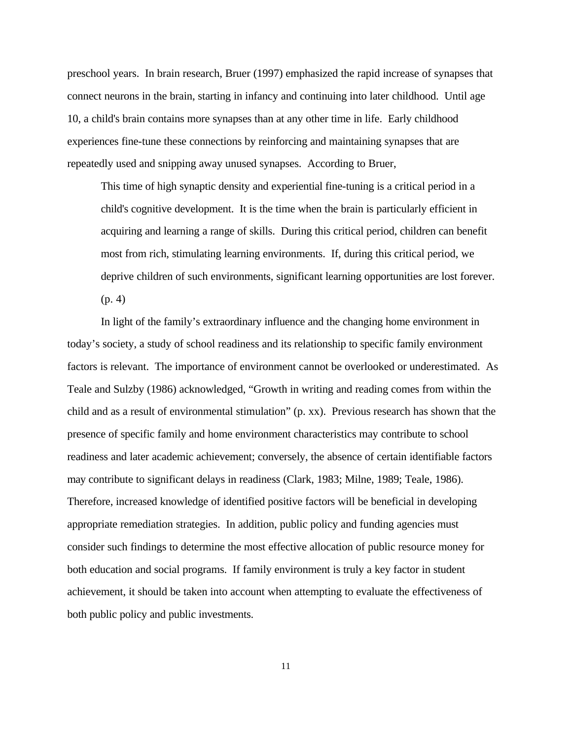preschool years. In brain research, Bruer (1997) emphasized the rapid increase of synapses that connect neurons in the brain, starting in infancy and continuing into later childhood. Until age 10, a child's brain contains more synapses than at any other time in life. Early childhood experiences fine-tune these connections by reinforcing and maintaining synapses that are repeatedly used and snipping away unused synapses. According to Bruer,

> This time of high synaptic density and experiential fine-tuning is a critical period in a child's cognitive development. It is the time when the brain is particularly efficient in acquiring and learning a range of skills. During this critical period, children can benefit most from rich, stimulating learning environments. If, during this critical period, we deprive children of such environments, significant learning opportunities are lost forever. (p. 4)

In light of the family's extraordinary influence and the changing home environment in today's society, a study of school readiness and its relationship to specific family environment factors is relevant. The importance of environment cannot be overlooked or underestimated. As Teale and Sulzby (1986) acknowledged, "Growth in writing and reading comes from within the child and as a result of environmental stimulation" (p. xx). Previous research has shown that the presence of specific family and home environment characteristics may contribute to school readiness and later academic achievement; conversely, the absence of certain identifiable factors may contribute to significant delays in readiness (Clark, 1983; Milne, 1989; Teale, 1986). Therefore, increased knowledge of identified positive factors will be beneficial in developing appropriate remediation strategies. In addition, public policy and funding agencies must consider such findings to determine the most effective allocation of public resource money for both education and social programs. If family environment is truly a key factor in student achievement, it should be taken into account when attempting to evaluate the effectiveness of both public policy and public investments.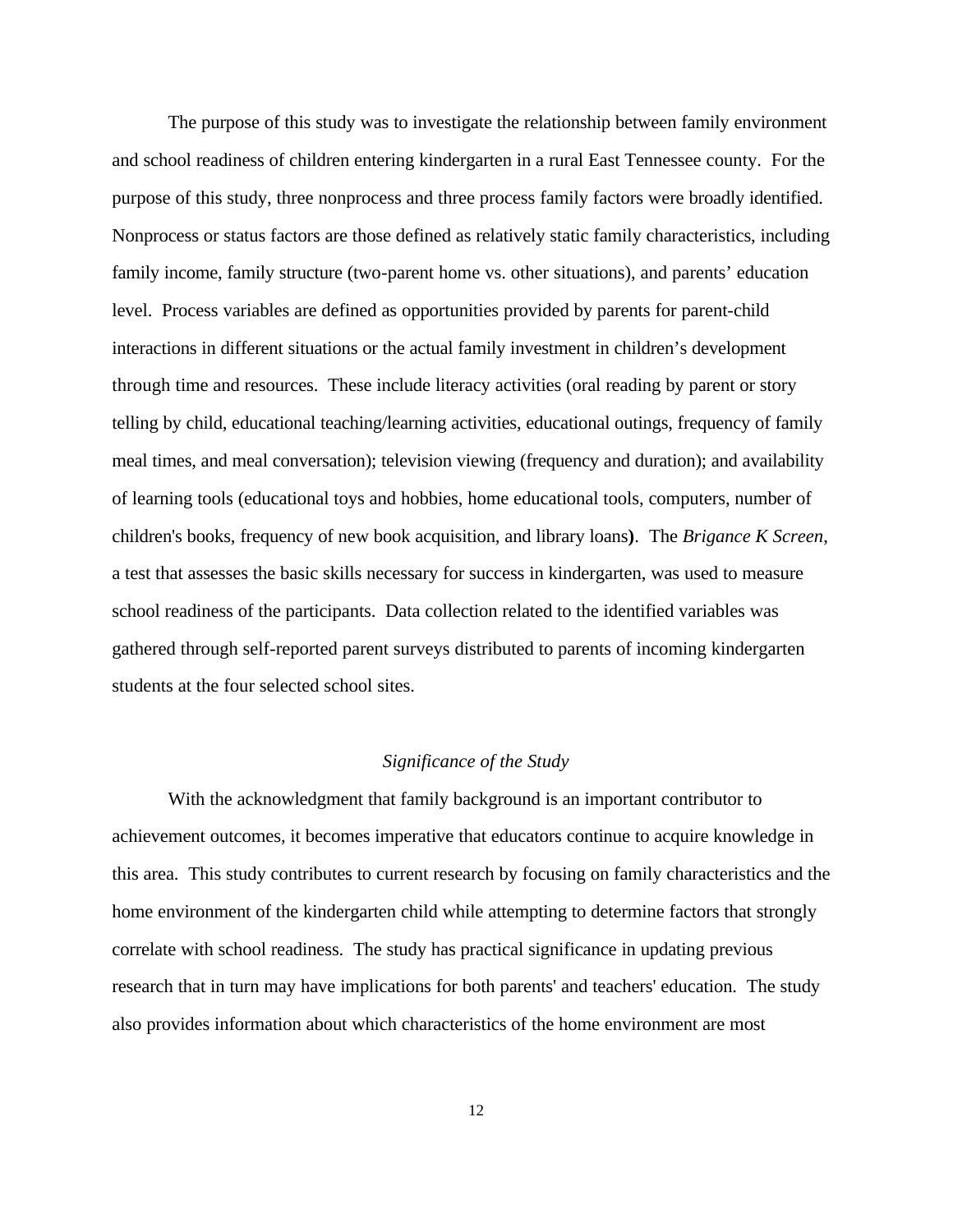The purpose of this study was to investigate the relationship between family environment and school readiness of children entering kindergarten in a rural East Tennessee county. For the purpose of this study, three nonprocess and three process family factors were broadly identified. Nonprocess or status factors are those defined as relatively static family characteristics, including family income, family structure (two-parent home vs. other situations), and parents' education level. Process variables are defined as opportunities provided by parents for parent-child interactions in different situations or the actual family investment in children's development through time and resources. These include literacy activities (oral reading by parent or story telling by child, educational teaching/learning activities, educational outings, frequency of family meal times, and meal conversation); television viewing (frequency and duration); and availability of learning tools (educational toys and hobbies, home educational tools, computers, number of children's books, frequency of new book acquisition, and library loans**)**. The *Brigance K Screen*, a test that assesses the basic skills necessary for success in kindergarten, was used to measure school readiness of the participants. Data collection related to the identified variables was gathered through self-reported parent surveys distributed to parents of incoming kindergarten students at the four selected school sites.

### *Significance of the Study*

With the acknowledgment that family background is an important contributor to achievement outcomes, it becomes imperative that educators continue to acquire knowledge in this area. This study contributes to current research by focusing on family characteristics and the home environment of the kindergarten child while attempting to determine factors that strongly correlate with school readiness. The study has practical significance in updating previous research that in turn may have implications for both parents' and teachers' education. The study also provides information about which characteristics of the home environment are most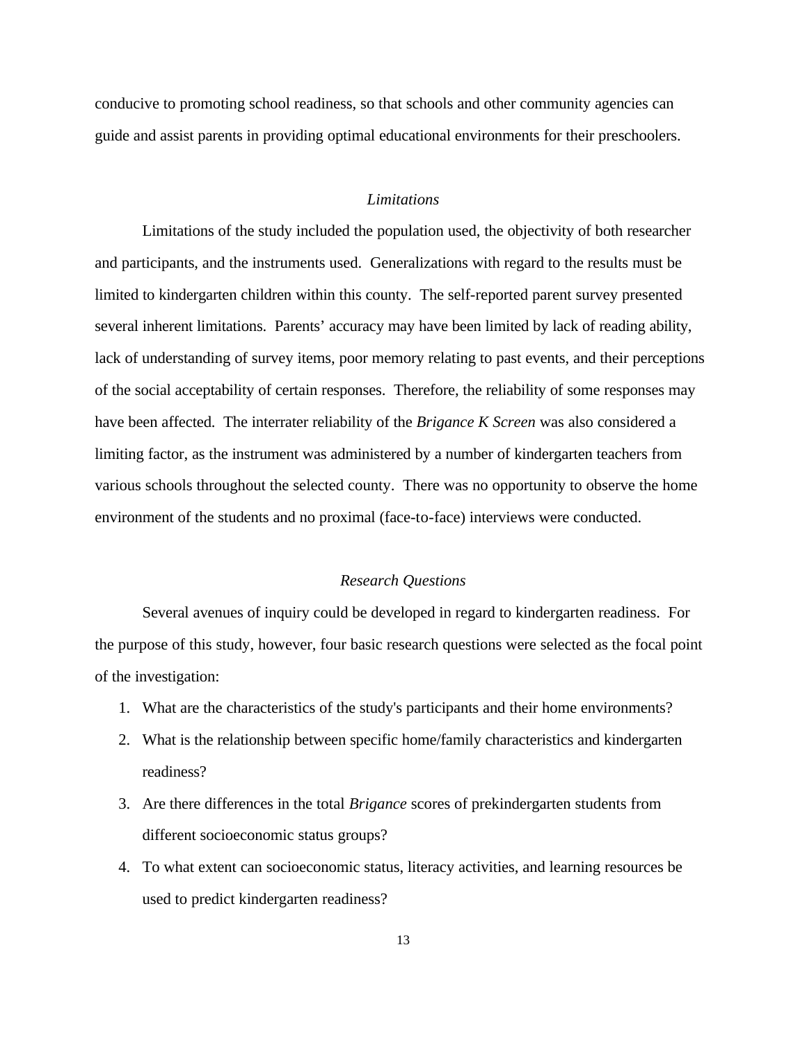conducive to promoting school readiness, so that schools and other community agencies can guide and assist parents in providing optimal educational environments for their preschoolers.

### *Limitations*

Limitations of the study included the population used, the objectivity of both researcher and participants, and the instruments used. Generalizations with regard to the results must be limited to kindergarten children within this county. The self-reported parent survey presented several inherent limitations. Parents' accuracy may have been limited by lack of reading ability, lack of understanding of survey items, poor memory relating to past events, and their perceptions of the social acceptability of certain responses. Therefore, the reliability of some responses may have been affected. The interrater reliability of the *Brigance K Screen* was also considered a limiting factor, as the instrument was administered by a number of kindergarten teachers from various schools throughout the selected county. There was no opportunity to observe the home environment of the students and no proximal (face-to-face) interviews were conducted.

### *Research Questions*

Several avenues of inquiry could be developed in regard to kindergarten readiness. For the purpose of this study, however, four basic research questions were selected as the focal point of the investigation:

1. What are the characteristics of the study's participants and their home environments?
2. What is the relationship between specific home/family characteristics and kindergarten readiness?
3. Are there differences in the total *Brigance* scores of prekindergarten students from different socioeconomic status groups?
4. To what extent can socioeconomic status, literacy activities, and learning resources be used to predict kindergarten readiness?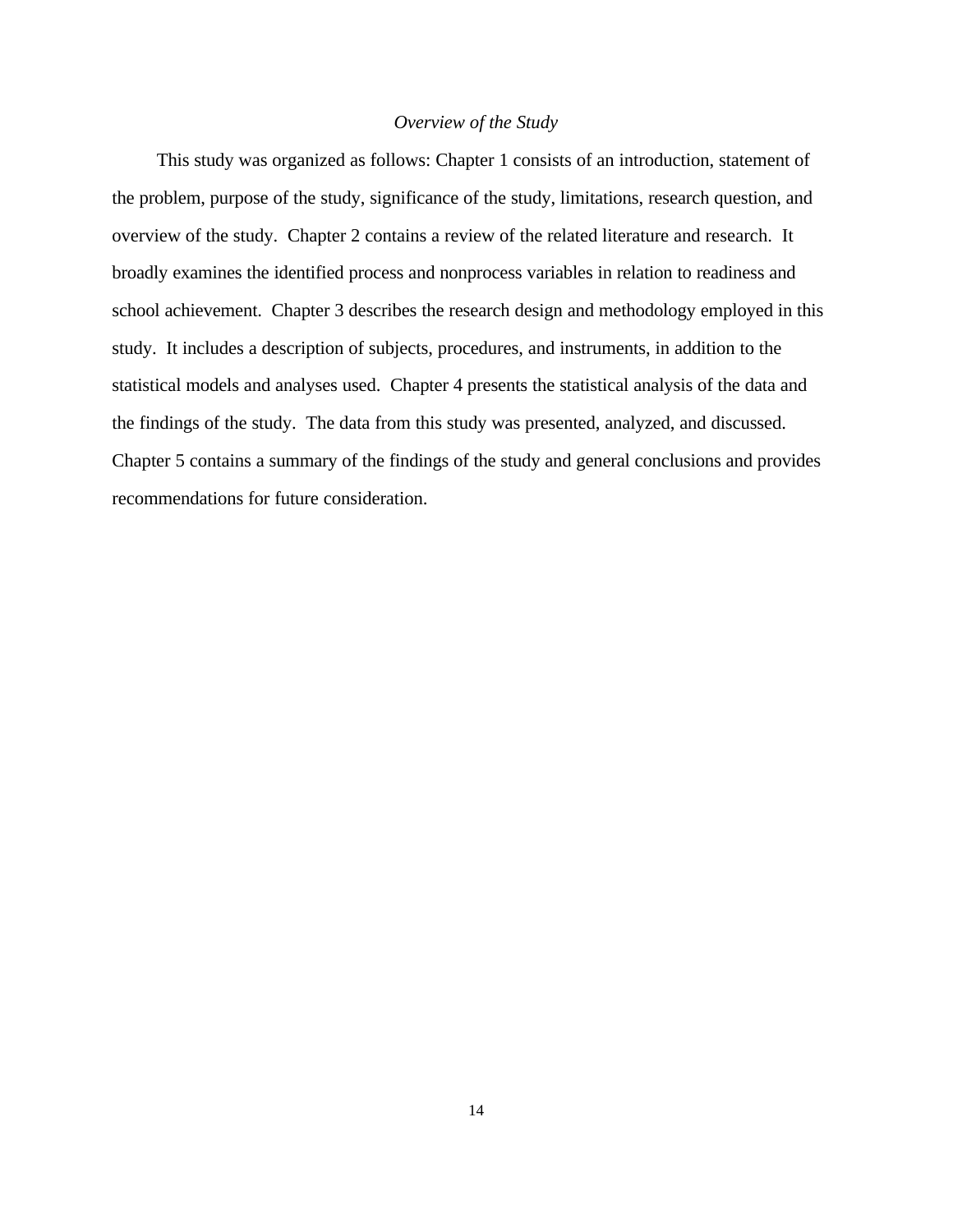*Overview of the Study*

This study was organized as follows: Chapter 1 consists of an introduction, statement of the problem, purpose of the study, significance of the study, limitations, research question, and overview of the study. Chapter 2 contains a review of the related literature and research. It broadly examines the identified process and nonprocess variables in relation to readiness and school achievement. Chapter 3 describes the research design and methodology employed in this study. It includes a description of subjects, procedures, and instruments, in addition to the statistical models and analyses used. Chapter 4 presents the statistical analysis of the data and the findings of the study. The data from this study was presented, analyzed, and discussed. Chapter 5 contains a summary of the findings of the study and general conclusions and provides recommendations for future consideration.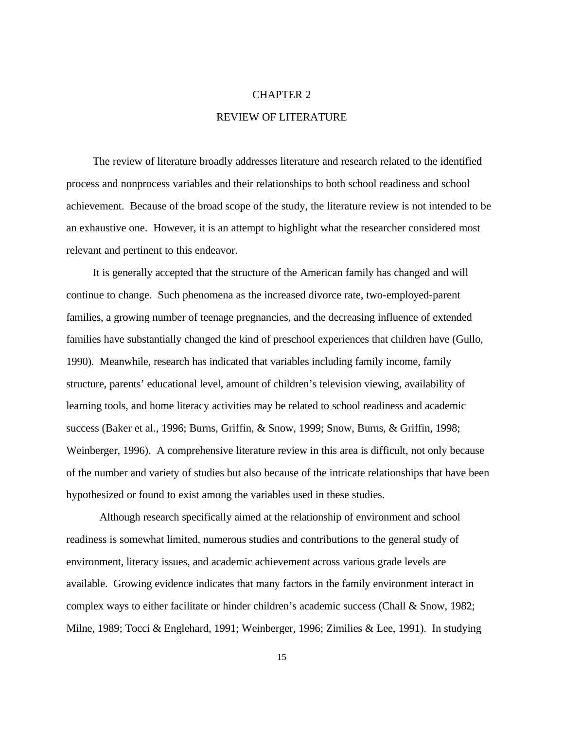# CHAPTER 2

# REVIEW OF LITERATURE

The review of literature broadly addresses literature and research related to the identified process and nonprocess variables and their relationships to both school readiness and school achievement. Because of the broad scope of the study, the literature review is not intended to be an exhaustive one. However, it is an attempt to highlight what the researcher considered most relevant and pertinent to this endeavor.

It is generally accepted that the structure of the American family has changed and will continue to change. Such phenomena as the increased divorce rate, two-employed-parent families, a growing number of teenage pregnancies, and the decreasing influence of extended families have substantially changed the kind of preschool experiences that children have (Gullo, 1990). Meanwhile, research has indicated that variables including family income, family structure, parents' educational level, amount of children's television viewing, availability of learning tools, and home literacy activities may be related to school readiness and academic success (Baker et al., 1996; Burns, Griffin, & Snow, 1999; Snow, Burns, & Griffin, 1998; Weinberger, 1996). A comprehensive literature review in this area is difficult, not only because of the number and variety of studies but also because of the intricate relationships that have been hypothesized or found to exist among the variables used in these studies.

Although research specifically aimed at the relationship of environment and school readiness is somewhat limited, numerous studies and contributions to the general study of environment, literacy issues, and academic achievement across various grade levels are available. Growing evidence indicates that many factors in the family environment interact in complex ways to either facilitate or hinder children's academic success (Chall & Snow, 1982; Milne, 1989; Tocci & Englehard, 1991; Weinberger, 1996; Zimilies & Lee, 1991). In studying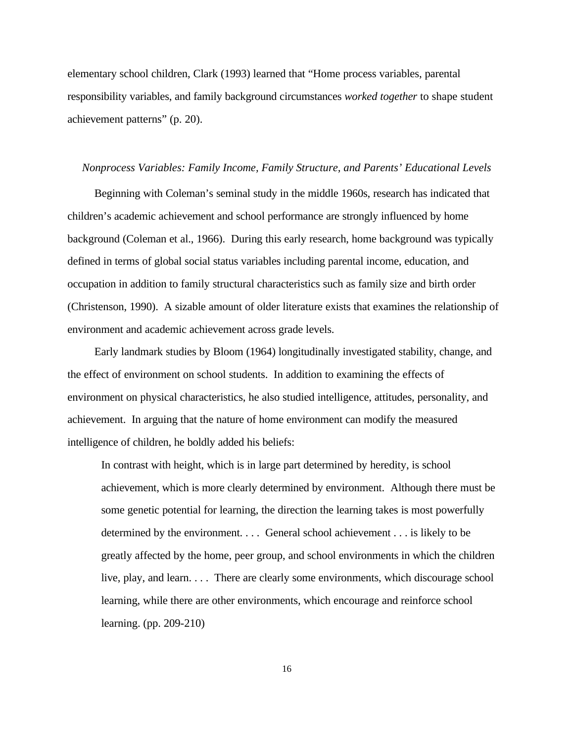elementary school children, Clark (1993) learned that "Home process variables, parental responsibility variables, and family background circumstances *worked together* to shape student achievement patterns" (p. 20).

### *Nonprocess Variables: Family Income, Family Structure, and Parents' Educational Levels*

Beginning with Coleman's seminal study in the middle 1960s, research has indicated that children's academic achievement and school performance are strongly influenced by home background (Coleman et al., 1966). During this early research, home background was typically defined in terms of global social status variables including parental income, education, and occupation in addition to family structural characteristics such as family size and birth order (Christenson, 1990). A sizable amount of older literature exists that examines the relationship of environment and academic achievement across grade levels.

Early landmark studies by Bloom (1964) longitudinally investigated stability, change, and the effect of environment on school students. In addition to examining the effects of environment on physical characteristics, he also studied intelligence, attitudes, personality, and achievement. In arguing that the nature of home environment can modify the measured intelligence of children, he boldly added his beliefs:

> In contrast with height, which is in large part determined by heredity, is school achievement, which is more clearly determined by environment. Although there must be some genetic potential for learning, the direction the learning takes is most powerfully determined by the environment. . . . General school achievement . . . is likely to be greatly affected by the home, peer group, and school environments in which the children live, play, and learn. . . . There are clearly some environments, which discourage school learning, while there are other environments, which encourage and reinforce school learning. (pp. 209-210)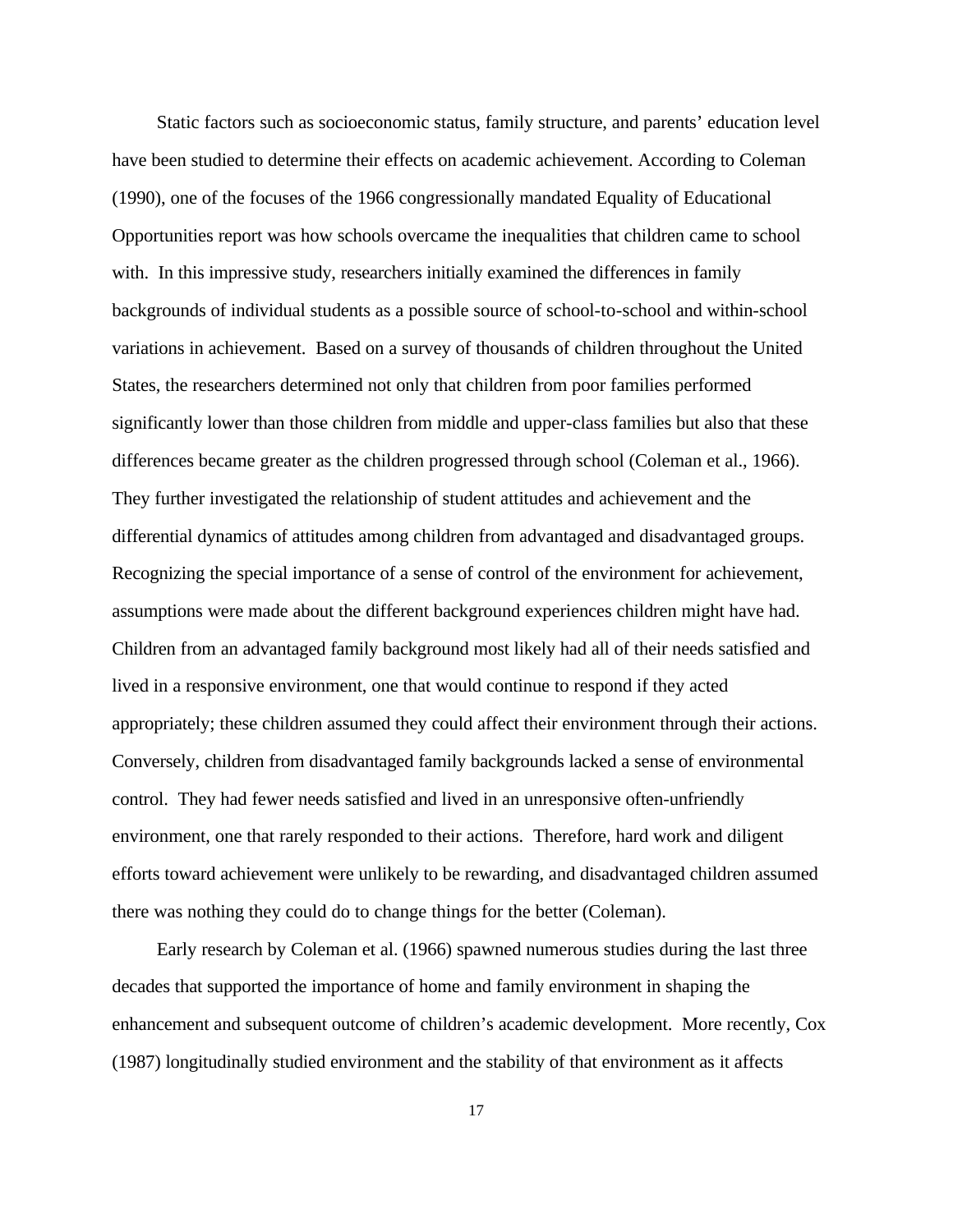Static factors such as socioeconomic status, family structure, and parents' education level have been studied to determine their effects on academic achievement. According to Coleman (1990), one of the focuses of the 1966 congressionally mandated Equality of Educational Opportunities report was how schools overcame the inequalities that children came to school with. In this impressive study, researchers initially examined the differences in family backgrounds of individual students as a possible source of school-to-school and within-school variations in achievement. Based on a survey of thousands of children throughout the United States, the researchers determined not only that children from poor families performed significantly lower than those children from middle and upper-class families but also that these differences became greater as the children progressed through school (Coleman et al., 1966). They further investigated the relationship of student attitudes and achievement and the differential dynamics of attitudes among children from advantaged and disadvantaged groups. Recognizing the special importance of a sense of control of the environment for achievement, assumptions were made about the different background experiences children might have had. Children from an advantaged family background most likely had all of their needs satisfied and lived in a responsive environment, one that would continue to respond if they acted appropriately; these children assumed they could affect their environment through their actions. Conversely, children from disadvantaged family backgrounds lacked a sense of environmental control. They had fewer needs satisfied and lived in an unresponsive often-unfriendly environment, one that rarely responded to their actions. Therefore, hard work and diligent efforts toward achievement were unlikely to be rewarding, and disadvantaged children assumed there was nothing they could do to change things for the better (Coleman).

Early research by Coleman et al. (1966) spawned numerous studies during the last three decades that supported the importance of home and family environment in shaping the enhancement and subsequent outcome of children's academic development. More recently, Cox (1987) longitudinally studied environment and the stability of that environment as it affects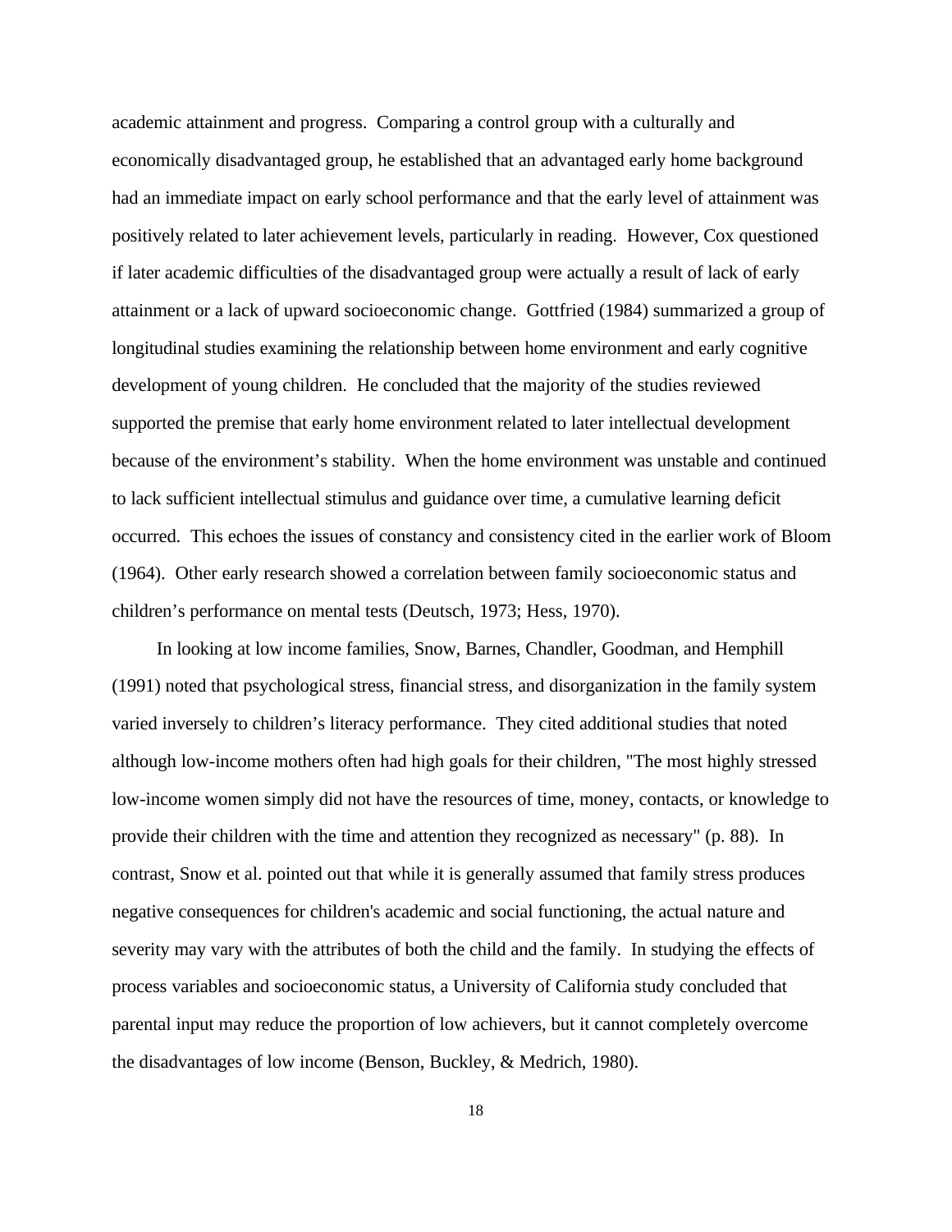academic attainment and progress. Comparing a control group with a culturally and economically disadvantaged group, he established that an advantaged early home background had an immediate impact on early school performance and that the early level of attainment was positively related to later achievement levels, particularly in reading. However, Cox questioned if later academic difficulties of the disadvantaged group were actually a result of lack of early attainment or a lack of upward socioeconomic change. Gottfried (1984) summarized a group of longitudinal studies examining the relationship between home environment and early cognitive development of young children. He concluded that the majority of the studies reviewed supported the premise that early home environment related to later intellectual development because of the environment's stability. When the home environment was unstable and continued to lack sufficient intellectual stimulus and guidance over time, a cumulative learning deficit occurred. This echoes the issues of constancy and consistency cited in the earlier work of Bloom (1964). Other early research showed a correlation between family socioeconomic status and children's performance on mental tests (Deutsch, 1973; Hess, 1970).

In looking at low income families, Snow, Barnes, Chandler, Goodman, and Hemphill (1991) noted that psychological stress, financial stress, and disorganization in the family system varied inversely to children's literacy performance. They cited additional studies that noted although low-income mothers often had high goals for their children, "The most highly stressed low-income women simply did not have the resources of time, money, contacts, or knowledge to provide their children with the time and attention they recognized as necessary" (p. 88). In contrast, Snow et al. pointed out that while it is generally assumed that family stress produces negative consequences for children's academic and social functioning, the actual nature and severity may vary with the attributes of both the child and the family. In studying the effects of process variables and socioeconomic status, a University of California study concluded that parental input may reduce the proportion of low achievers, but it cannot completely overcome the disadvantages of low income (Benson, Buckley, & Medrich, 1980).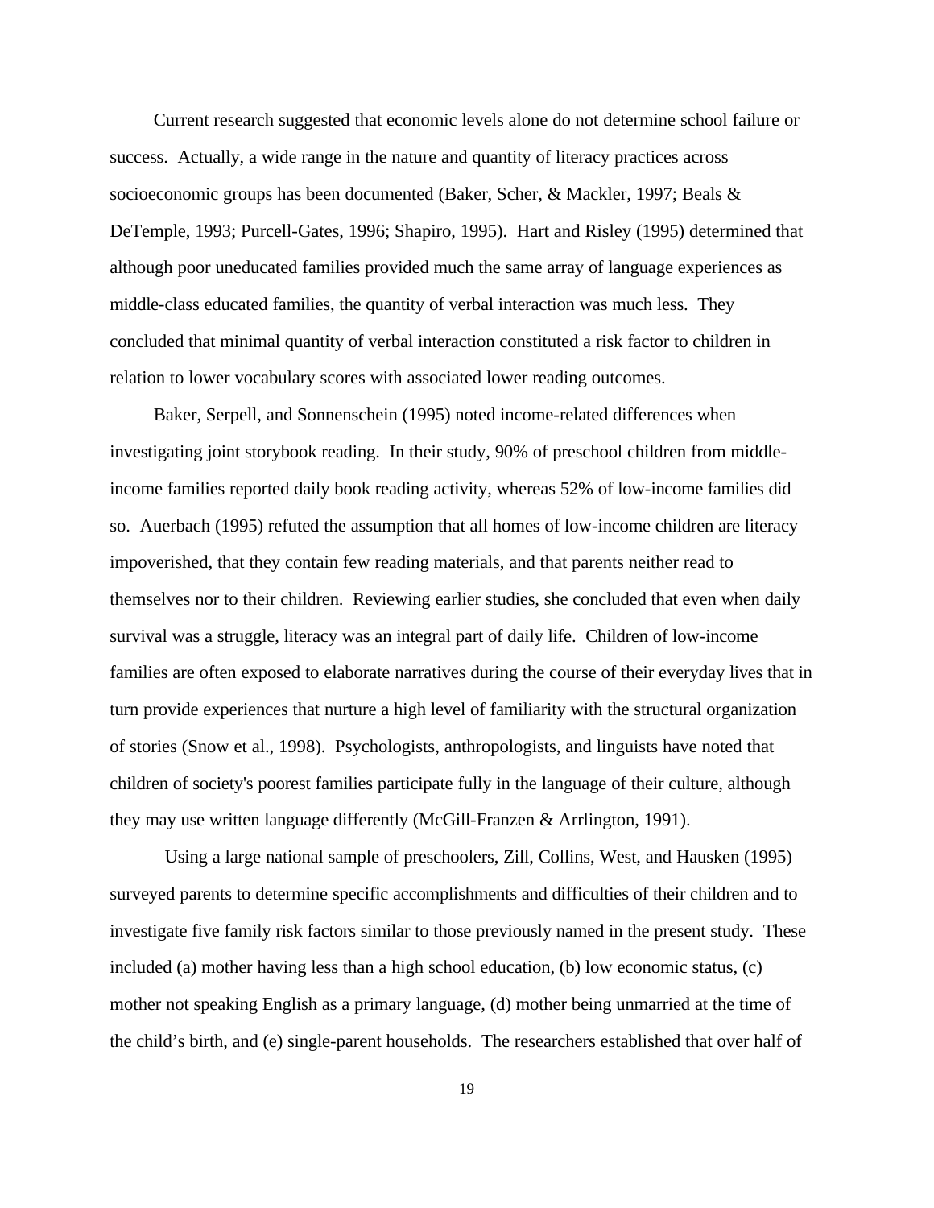Current research suggested that economic levels alone do not determine school failure or success. Actually, a wide range in the nature and quantity of literacy practices across socioeconomic groups has been documented (Baker, Scher, & Mackler, 1997; Beals & DeTemple, 1993; Purcell-Gates, 1996; Shapiro, 1995). Hart and Risley (1995) determined that although poor uneducated families provided much the same array of language experiences as middle-class educated families, the quantity of verbal interaction was much less. They concluded that minimal quantity of verbal interaction constituted a risk factor to children in relation to lower vocabulary scores with associated lower reading outcomes.

Baker, Serpell, and Sonnenschein (1995) noted income-related differences when investigating joint storybook reading. In their study, 90% of preschool children from middle-income families reported daily book reading activity, whereas 52% of low-income families did so. Auerbach (1995) refuted the assumption that all homes of low-income children are literacy impoverished, that they contain few reading materials, and that parents neither read to themselves nor to their children. Reviewing earlier studies, she concluded that even when daily survival was a struggle, literacy was an integral part of daily life. Children of low-income families are often exposed to elaborate narratives during the course of their everyday lives that in turn provide experiences that nurture a high level of familiarity with the structural organization of stories (Snow et al., 1998). Psychologists, anthropologists, and linguists have noted that children of society's poorest families participate fully in the language of their culture, although they may use written language differently (McGill-Franzen & Arrlington, 1991).

Using a large national sample of preschoolers, Zill, Collins, West, and Hausken (1995) surveyed parents to determine specific accomplishments and difficulties of their children and to investigate five family risk factors similar to those previously named in the present study. These included (a) mother having less than a high school education, (b) low economic status, (c) mother not speaking English as a primary language, (d) mother being unmarried at the time of the child's birth, and (e) single-parent households. The researchers established that over half of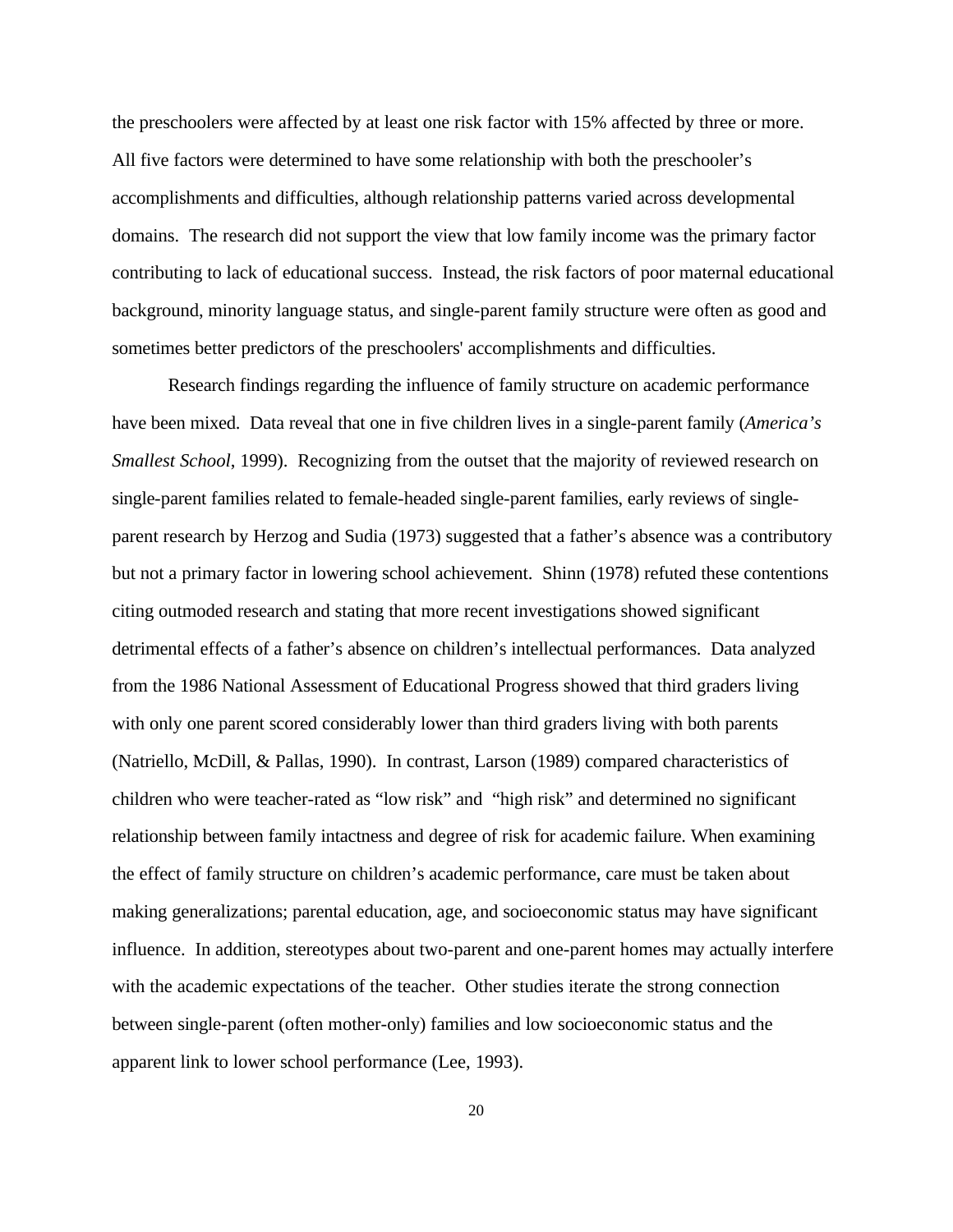the preschoolers were affected by at least one risk factor with 15% affected by three or more. All five factors were determined to have some relationship with both the preschooler's accomplishments and difficulties, although relationship patterns varied across developmental domains. The research did not support the view that low family income was the primary factor contributing to lack of educational success. Instead, the risk factors of poor maternal educational background, minority language status, and single-parent family structure were often as good and sometimes better predictors of the preschoolers' accomplishments and difficulties.

Research findings regarding the influence of family structure on academic performance have been mixed. Data reveal that one in five children lives in a single-parent family (*America's Smallest School*, 1999). Recognizing from the outset that the majority of reviewed research on single-parent families related to female-headed single-parent families, early reviews of single-parent research by Herzog and Sudia (1973) suggested that a father's absence was a contributory but not a primary factor in lowering school achievement. Shinn (1978) refuted these contentions citing outmoded research and stating that more recent investigations showed significant detrimental effects of a father's absence on children's intellectual performances. Data analyzed from the 1986 National Assessment of Educational Progress showed that third graders living with only one parent scored considerably lower than third graders living with both parents (Natriello, McDill, & Pallas, 1990). In contrast, Larson (1989) compared characteristics of children who were teacher-rated as "low risk" and "high risk" and determined no significant relationship between family intactness and degree of risk for academic failure. When examining the effect of family structure on children's academic performance, care must be taken about making generalizations; parental education, age, and socioeconomic status may have significant influence. In addition, stereotypes about two-parent and one-parent homes may actually interfere with the academic expectations of the teacher. Other studies iterate the strong connection between single-parent (often mother-only) families and low socioeconomic status and the apparent link to lower school performance (Lee, 1993).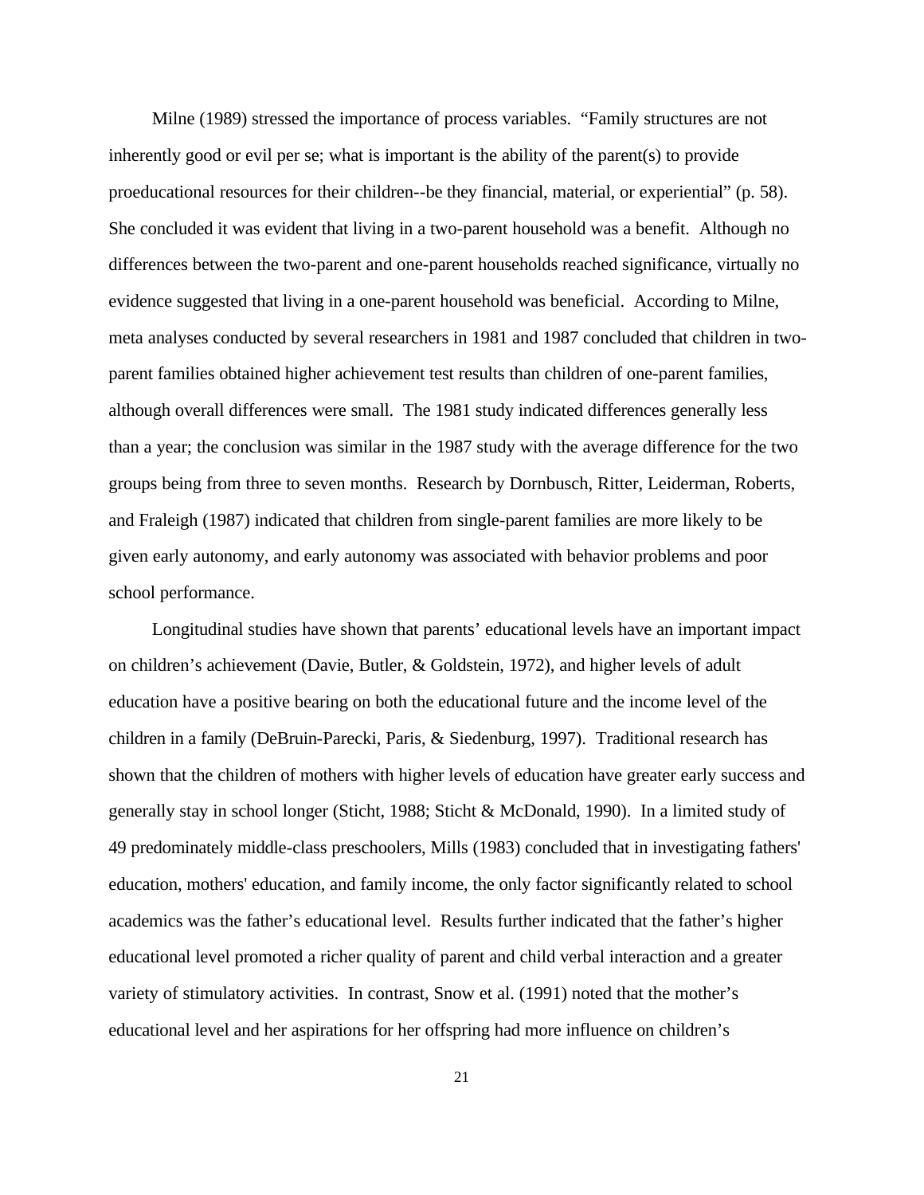Milne (1989) stressed the importance of process variables. "Family structures are not inherently good or evil per se; what is important is the ability of the parent(s) to provide proeducational resources for their children--be they financial, material, or experiential" (p. 58). She concluded it was evident that living in a two-parent household was a benefit. Although no differences between the two-parent and one-parent households reached significance, virtually no evidence suggested that living in a one-parent household was beneficial. According to Milne, meta analyses conducted by several researchers in 1981 and 1987 concluded that children in two-parent families obtained higher achievement test results than children of one-parent families, although overall differences were small. The 1981 study indicated differences generally less than a year; the conclusion was similar in the 1987 study with the average difference for the two groups being from three to seven months. Research by Dornbusch, Ritter, Leiderman, Roberts, and Fraleigh (1987) indicated that children from single-parent families are more likely to be given early autonomy, and early autonomy was associated with behavior problems and poor school performance.

Longitudinal studies have shown that parents' educational levels have an important impact on children's achievement (Davie, Butler, & Goldstein, 1972), and higher levels of adult education have a positive bearing on both the educational future and the income level of the children in a family (DeBruin-Parecki, Paris, & Siedenburg, 1997). Traditional research has shown that the children of mothers with higher levels of education have greater early success and generally stay in school longer (Sticht, 1988; Sticht & McDonald, 1990). In a limited study of 49 predominately middle-class preschoolers, Mills (1983) concluded that in investigating fathers' education, mothers' education, and family income, the only factor significantly related to school academics was the father's educational level. Results further indicated that the father's higher educational level promoted a richer quality of parent and child verbal interaction and a greater variety of stimulatory activities. In contrast, Snow et al. (1991) noted that the mother's educational level and her aspirations for her offspring had more influence on children's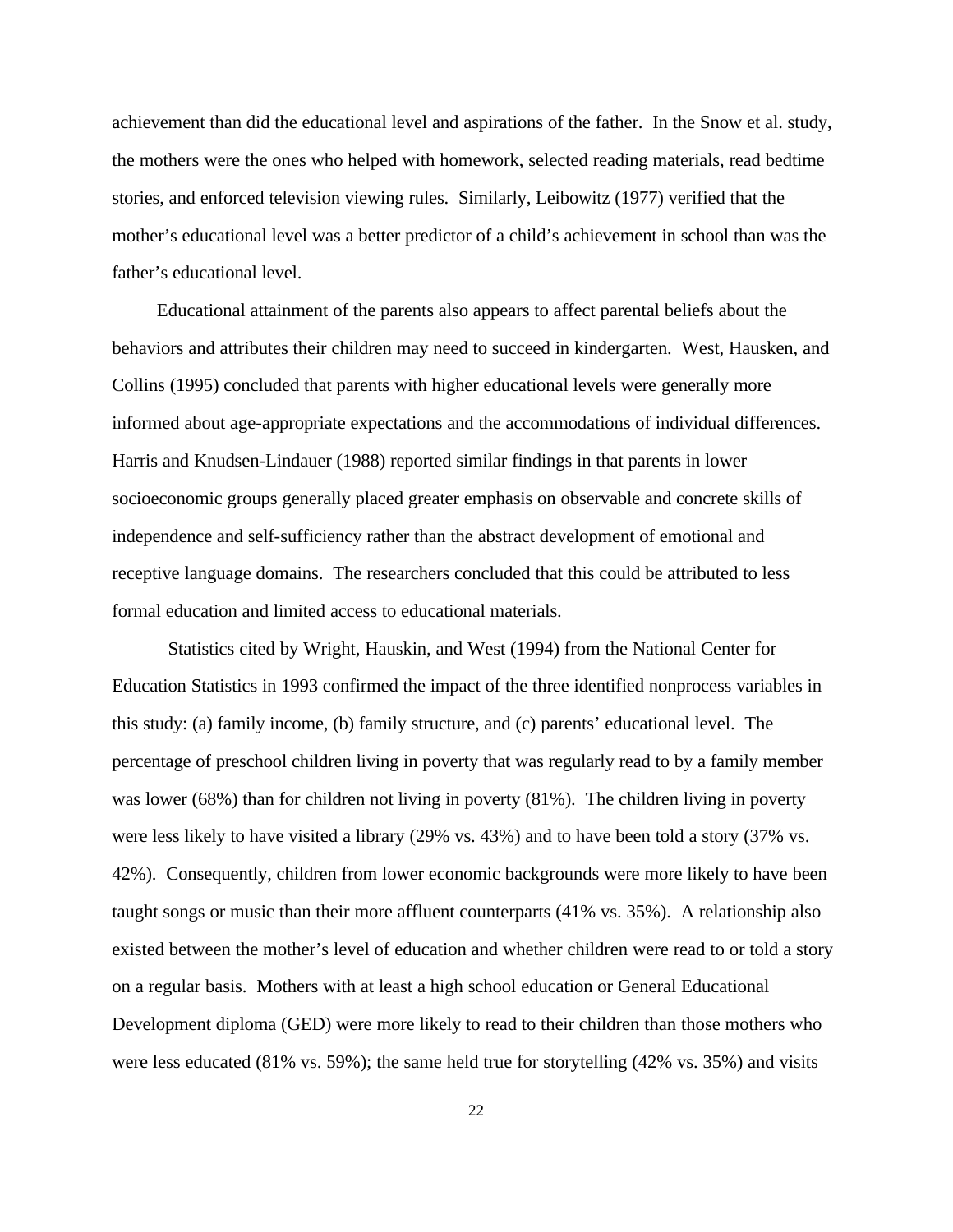achievement than did the educational level and aspirations of the father. In the Snow et al. study, the mothers were the ones who helped with homework, selected reading materials, read bedtime stories, and enforced television viewing rules. Similarly, Leibowitz (1977) verified that the mother's educational level was a better predictor of a child's achievement in school than was the father's educational level.

Educational attainment of the parents also appears to affect parental beliefs about the behaviors and attributes their children may need to succeed in kindergarten. West, Hausken, and Collins (1995) concluded that parents with higher educational levels were generally more informed about age-appropriate expectations and the accommodations of individual differences. Harris and Knudsen-Lindauer (1988) reported similar findings in that parents in lower socioeconomic groups generally placed greater emphasis on observable and concrete skills of independence and self-sufficiency rather than the abstract development of emotional and receptive language domains. The researchers concluded that this could be attributed to less formal education and limited access to educational materials.

Statistics cited by Wright, Hauskin, and West (1994) from the National Center for Education Statistics in 1993 confirmed the impact of the three identified nonprocess variables in this study: (a) family income, (b) family structure, and (c) parents' educational level. The percentage of preschool children living in poverty that was regularly read to by a family member was lower (68%) than for children not living in poverty (81%). The children living in poverty were less likely to have visited a library (29% vs. 43%) and to have been told a story (37% vs. 42%). Consequently, children from lower economic backgrounds were more likely to have been taught songs or music than their more affluent counterparts (41% vs. 35%). A relationship also existed between the mother's level of education and whether children were read to or told a story on a regular basis. Mothers with at least a high school education or General Educational Development diploma (GED) were more likely to read to their children than those mothers who were less educated (81% vs. 59%); the same held true for storytelling (42% vs. 35%) and visits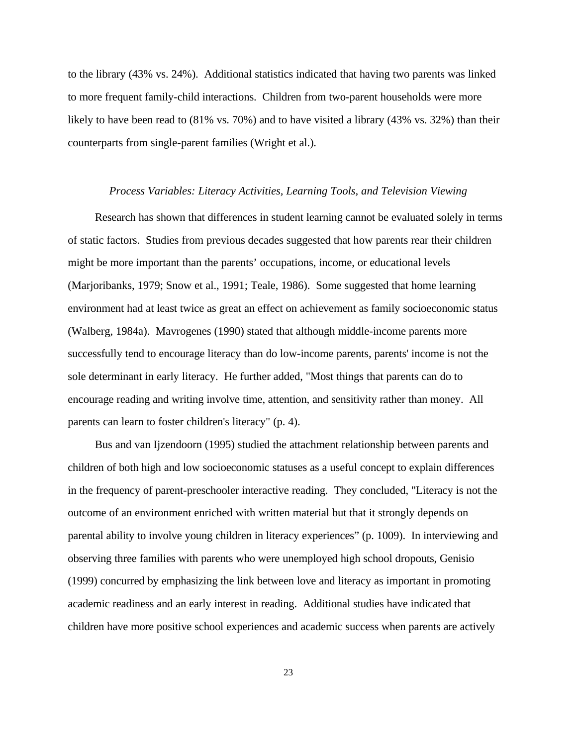to the library (43% vs. 24%). Additional statistics indicated that having two parents was linked to more frequent family-child interactions. Children from two-parent households were more likely to have been read to (81% vs. 70%) and to have visited a library (43% vs. 32%) than their counterparts from single-parent families (Wright et al.).

### *Process Variables: Literacy Activities, Learning Tools, and Television Viewing*

Research has shown that differences in student learning cannot be evaluated solely in terms of static factors. Studies from previous decades suggested that how parents rear their children might be more important than the parents' occupations, income, or educational levels (Marjoribanks, 1979; Snow et al., 1991; Teale, 1986). Some suggested that home learning environment had at least twice as great an effect on achievement as family socioeconomic status (Walberg, 1984a). Mavrogenes (1990) stated that although middle-income parents more successfully tend to encourage literacy than do low-income parents, parents' income is not the sole determinant in early literacy. He further added, "Most things that parents can do to encourage reading and writing involve time, attention, and sensitivity rather than money. All parents can learn to foster children's literacy" (p. 4).

Bus and van Ijzendoorn (1995) studied the attachment relationship between parents and children of both high and low socioeconomic statuses as a useful concept to explain differences in the frequency of parent-preschooler interactive reading. They concluded, "Literacy is not the outcome of an environment enriched with written material but that it strongly depends on parental ability to involve young children in literacy experiences" (p. 1009). In interviewing and observing three families with parents who were unemployed high school dropouts, Genisio (1999) concurred by emphasizing the link between love and literacy as important in promoting academic readiness and an early interest in reading. Additional studies have indicated that children have more positive school experiences and academic success when parents are actively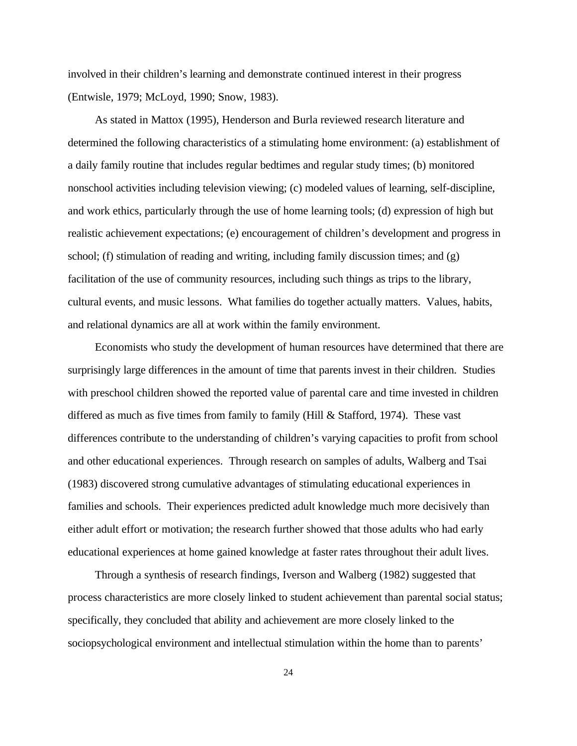involved in their children's learning and demonstrate continued interest in their progress (Entwisle, 1979; McLoyd, 1990; Snow, 1983).

As stated in Mattox (1995), Henderson and Burla reviewed research literature and determined the following characteristics of a stimulating home environment: (a) establishment of a daily family routine that includes regular bedtimes and regular study times; (b) monitored nonschool activities including television viewing; (c) modeled values of learning, self-discipline, and work ethics, particularly through the use of home learning tools; (d) expression of high but realistic achievement expectations; (e) encouragement of children's development and progress in school; (f) stimulation of reading and writing, including family discussion times; and (g) facilitation of the use of community resources, including such things as trips to the library, cultural events, and music lessons. What families do together actually matters. Values, habits, and relational dynamics are all at work within the family environment.

Economists who study the development of human resources have determined that there are surprisingly large differences in the amount of time that parents invest in their children. Studies with preschool children showed the reported value of parental care and time invested in children differed as much as five times from family to family (Hill & Stafford, 1974). These vast differences contribute to the understanding of children's varying capacities to profit from school and other educational experiences. Through research on samples of adults, Walberg and Tsai (1983) discovered strong cumulative advantages of stimulating educational experiences in families and schools. Their experiences predicted adult knowledge much more decisively than either adult effort or motivation; the research further showed that those adults who had early educational experiences at home gained knowledge at faster rates throughout their adult lives.

Through a synthesis of research findings, Iverson and Walberg (1982) suggested that process characteristics are more closely linked to student achievement than parental social status; specifically, they concluded that ability and achievement are more closely linked to the sociopsychological environment and intellectual stimulation within the home than to parents'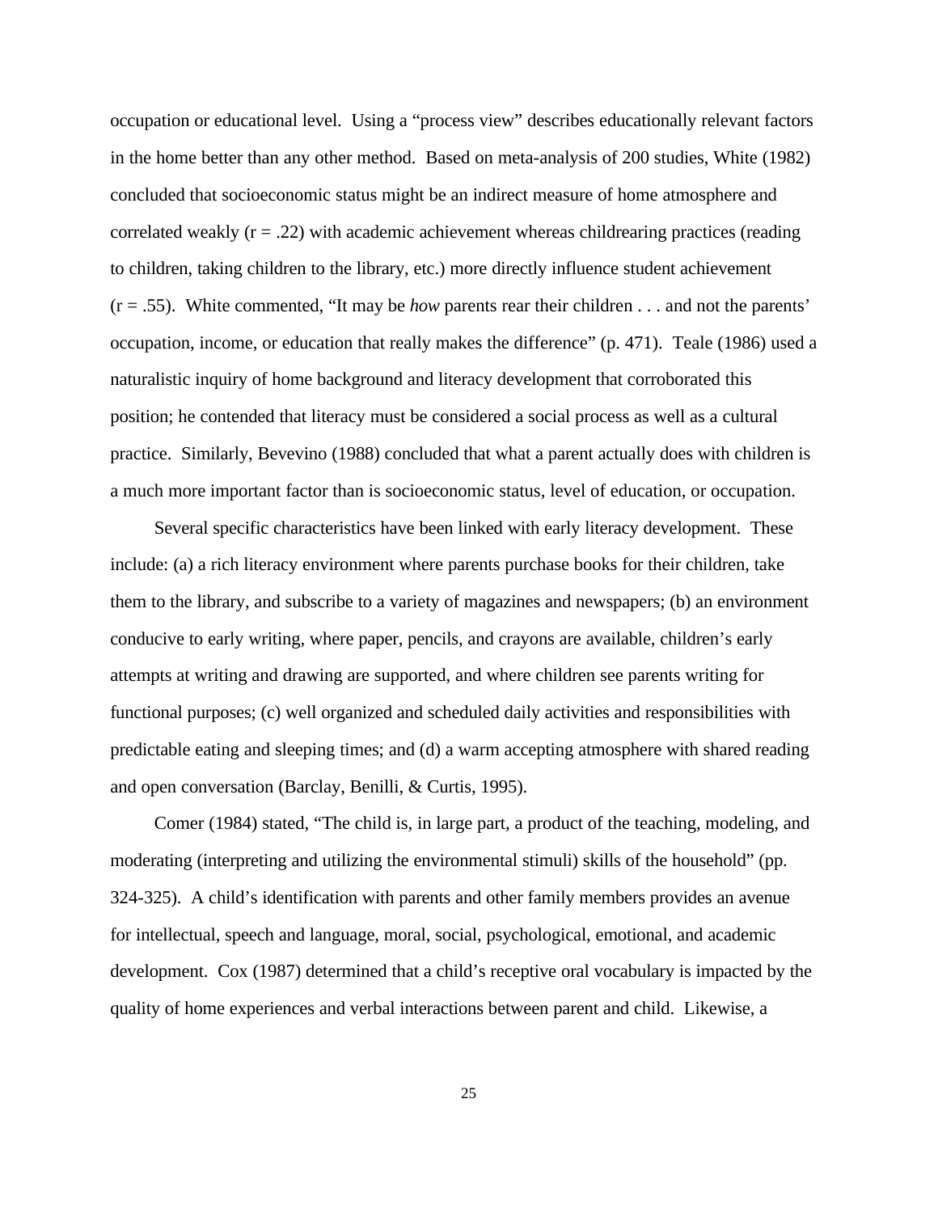occupation or educational level. Using a “process view” describes educationally relevant factors in the home better than any other method. Based on meta-analysis of 200 studies, White (1982) concluded that socioeconomic status might be an indirect measure of home atmosphere and correlated weakly ($r = .22$) with academic achievement whereas childrearing practices (reading to children, taking children to the library, etc.) more directly influence student achievement ($r = .55$). White commented, “It may be *how* parents rear their children . . . and not the parents’ occupation, income, or education that really makes the difference” (p. 471). Teale (1986) used a naturalistic inquiry of home background and literacy development that corroborated this position; he contended that literacy must be considered a social process as well as a cultural practice. Similarly, Bevevino (1988) concluded that what a parent actually does with children is a much more important factor than is socioeconomic status, level of education, or occupation.

Several specific characteristics have been linked with early literacy development. These include: (a) a rich literacy environment where parents purchase books for their children, take them to the library, and subscribe to a variety of magazines and newspapers; (b) an environment conducive to early writing, where paper, pencils, and crayons are available, children’s early attempts at writing and drawing are supported, and where children see parents writing for functional purposes; (c) well organized and scheduled daily activities and responsibilities with predictable eating and sleeping times; and (d) a warm accepting atmosphere with shared reading and open conversation (Barclay, Benilli, & Curtis, 1995).

Comer (1984) stated, “The child is, in large part, a product of the teaching, modeling, and moderating (interpreting and utilizing the environmental stimuli) skills of the household” (pp. 324-325). A child’s identification with parents and other family members provides an avenue for intellectual, speech and language, moral, social, psychological, emotional, and academic development. Cox (1987) determined that a child’s receptive oral vocabulary is impacted by the quality of home experiences and verbal interactions between parent and child. Likewise, a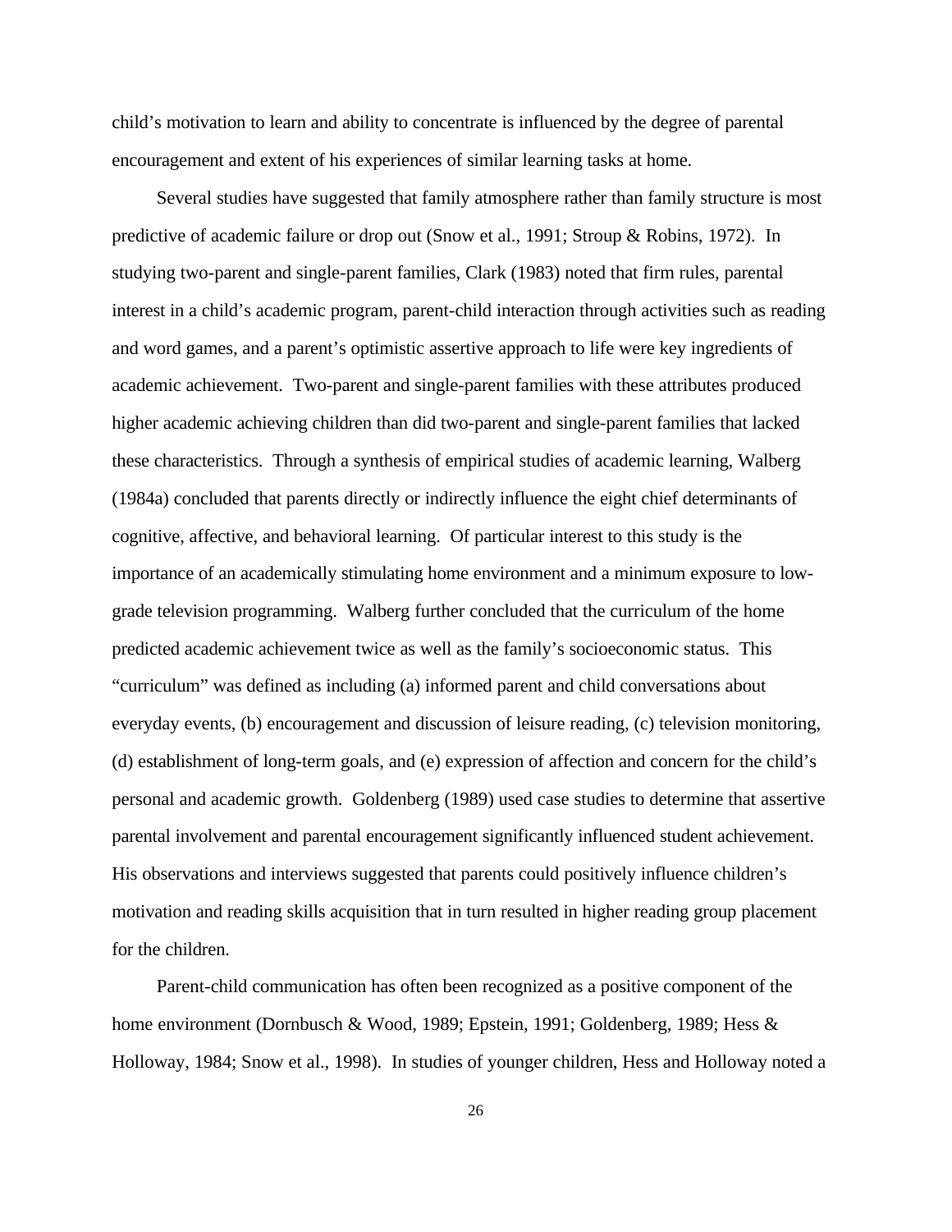child's motivation to learn and ability to concentrate is influenced by the degree of parental encouragement and extent of his experiences of similar learning tasks at home.

Several studies have suggested that family atmosphere rather than family structure is most predictive of academic failure or drop out (Snow et al., 1991; Stroup & Robins, 1972). In studying two-parent and single-parent families, Clark (1983) noted that firm rules, parental interest in a child's academic program, parent-child interaction through activities such as reading and word games, and a parent's optimistic assertive approach to life were key ingredients of academic achievement. Two-parent and single-parent families with these attributes produced higher academic achieving children than did two-parent and single-parent families that lacked these characteristics. Through a synthesis of empirical studies of academic learning, Walberg (1984a) concluded that parents directly or indirectly influence the eight chief determinants of cognitive, affective, and behavioral learning. Of particular interest to this study is the importance of an academically stimulating home environment and a minimum exposure to low-grade television programming. Walberg further concluded that the curriculum of the home predicted academic achievement twice as well as the family's socioeconomic status. This "curriculum" was defined as including (a) informed parent and child conversations about everyday events, (b) encouragement and discussion of leisure reading, (c) television monitoring, (d) establishment of long-term goals, and (e) expression of affection and concern for the child's personal and academic growth. Goldenberg (1989) used case studies to determine that assertive parental involvement and parental encouragement significantly influenced student achievement. His observations and interviews suggested that parents could positively influence children's motivation and reading skills acquisition that in turn resulted in higher reading group placement for the children.

Parent-child communication has often been recognized as a positive component of the home environment (Dornbusch & Wood, 1989; Epstein, 1991; Goldenberg, 1989; Hess & Holloway, 1984; Snow et al., 1998). In studies of younger children, Hess and Holloway noted a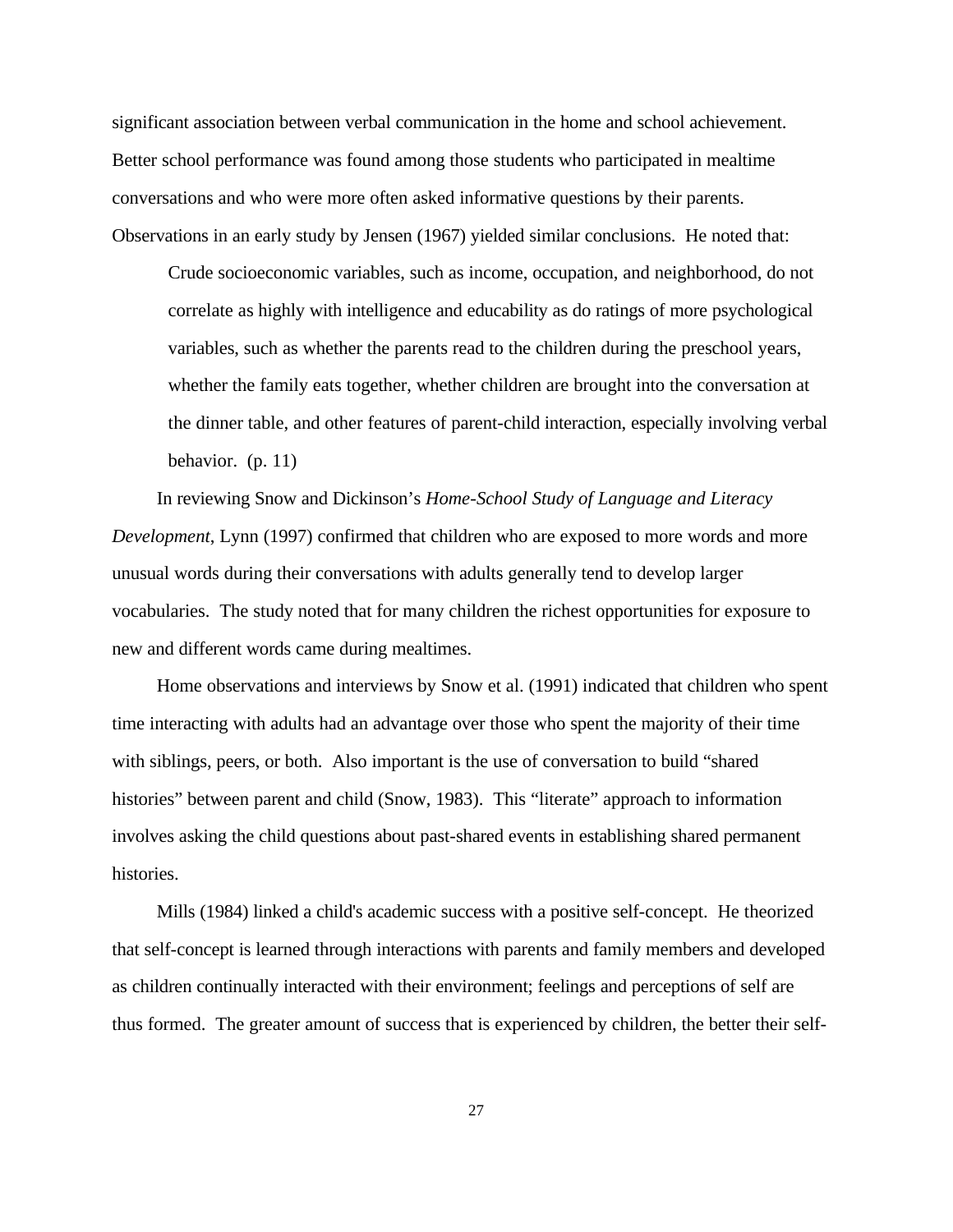significant association between verbal communication in the home and school achievement. Better school performance was found among those students who participated in mealtime conversations and who were more often asked informative questions by their parents. Observations in an early study by Jensen (1967) yielded similar conclusions. He noted that:

> Crude socioeconomic variables, such as income, occupation, and neighborhood, do not correlate as highly with intelligence and educability as do ratings of more psychological variables, such as whether the parents read to the children during the preschool years, whether the family eats together, whether children are brought into the conversation at the dinner table, and other features of parent-child interaction, especially involving verbal behavior. (p. 11)

In reviewing Snow and Dickinson's *Home-School Study of Language and Literacy Development*, Lynn (1997) confirmed that children who are exposed to more words and more unusual words during their conversations with adults generally tend to develop larger vocabularies. The study noted that for many children the richest opportunities for exposure to new and different words came during mealtimes.

Home observations and interviews by Snow et al. (1991) indicated that children who spent time interacting with adults had an advantage over those who spent the majority of their time with siblings, peers, or both. Also important is the use of conversation to build "shared histories" between parent and child (Snow, 1983). This "literate" approach to information involves asking the child questions about past-shared events in establishing shared permanent histories.

Mills (1984) linked a child's academic success with a positive self-concept. He theorized that self-concept is learned through interactions with parents and family members and developed as children continually interacted with their environment; feelings and perceptions of self are thus formed. The greater amount of success that is experienced by children, the better their self-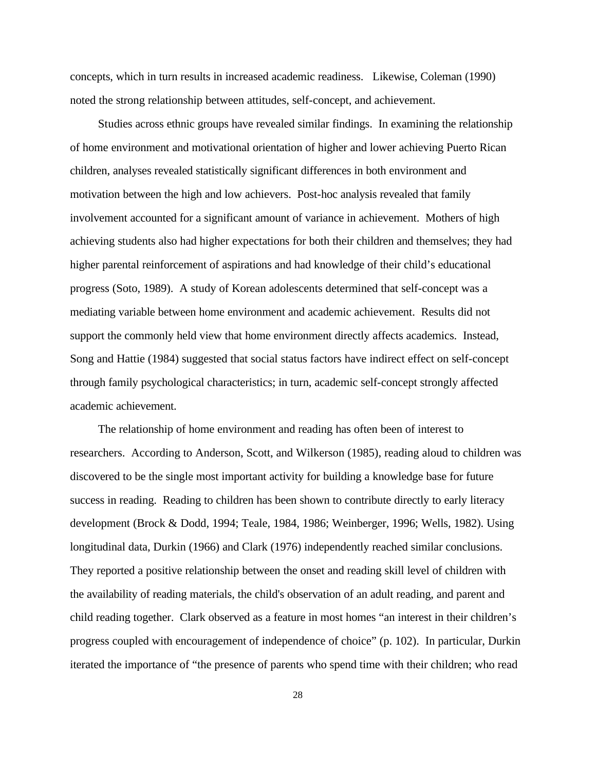concepts, which in turn results in increased academic readiness. Likewise, Coleman (1990) noted the strong relationship between attitudes, self-concept, and achievement.

Studies across ethnic groups have revealed similar findings. In examining the relationship of home environment and motivational orientation of higher and lower achieving Puerto Rican children, analyses revealed statistically significant differences in both environment and motivation between the high and low achievers. Post-hoc analysis revealed that family involvement accounted for a significant amount of variance in achievement. Mothers of high achieving students also had higher expectations for both their children and themselves; they had higher parental reinforcement of aspirations and had knowledge of their child's educational progress (Soto, 1989). A study of Korean adolescents determined that self-concept was a mediating variable between home environment and academic achievement. Results did not support the commonly held view that home environment directly affects academics. Instead, Song and Hattie (1984) suggested that social status factors have indirect effect on self-concept through family psychological characteristics; in turn, academic self-concept strongly affected academic achievement.

The relationship of home environment and reading has often been of interest to researchers. According to Anderson, Scott, and Wilkerson (1985), reading aloud to children was discovered to be the single most important activity for building a knowledge base for future success in reading. Reading to children has been shown to contribute directly to early literacy development (Brock & Dodd, 1994; Teale, 1984, 1986; Weinberger, 1996; Wells, 1982). Using longitudinal data, Durkin (1966) and Clark (1976) independently reached similar conclusions. They reported a positive relationship between the onset and reading skill level of children with the availability of reading materials, the child's observation of an adult reading, and parent and child reading together. Clark observed as a feature in most homes "an interest in their children's progress coupled with encouragement of independence of choice" (p. 102). In particular, Durkin iterated the importance of "the presence of parents who spend time with their children; who read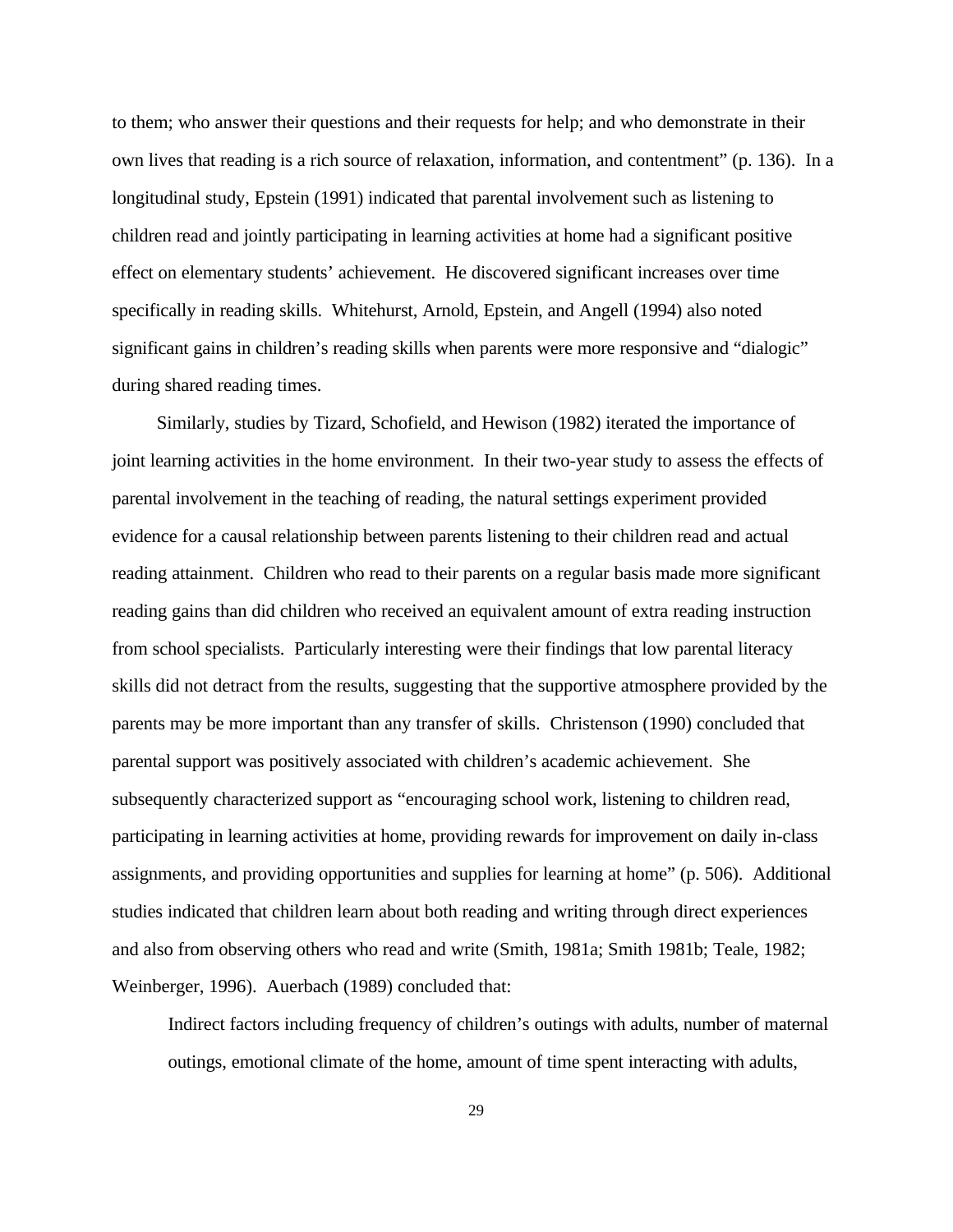to them; who answer their questions and their requests for help; and who demonstrate in their own lives that reading is a rich source of relaxation, information, and contentment" (p. 136). In a longitudinal study, Epstein (1991) indicated that parental involvement such as listening to children read and jointly participating in learning activities at home had a significant positive effect on elementary students' achievement. He discovered significant increases over time specifically in reading skills. Whitehurst, Arnold, Epstein, and Angell (1994) also noted significant gains in children's reading skills when parents were more responsive and "dialogic" during shared reading times.

Similarly, studies by Tizard, Schofield, and Hewison (1982) iterated the importance of joint learning activities in the home environment. In their two-year study to assess the effects of parental involvement in the teaching of reading, the natural settings experiment provided evidence for a causal relationship between parents listening to their children read and actual reading attainment. Children who read to their parents on a regular basis made more significant reading gains than did children who received an equivalent amount of extra reading instruction from school specialists. Particularly interesting were their findings that low parental literacy skills did not detract from the results, suggesting that the supportive atmosphere provided by the parents may be more important than any transfer of skills. Christenson (1990) concluded that parental support was positively associated with children's academic achievement. She subsequently characterized support as "encouraging school work, listening to children read, participating in learning activities at home, providing rewards for improvement on daily in-class assignments, and providing opportunities and supplies for learning at home" (p. 506). Additional studies indicated that children learn about both reading and writing through direct experiences and also from observing others who read and write (Smith, 1981a; Smith 1981b; Teale, 1982; Weinberger, 1996). Auerbach (1989) concluded that:

> Indirect factors including frequency of children's outings with adults, number of maternal outings, emotional climate of the home, amount of time spent interacting with adults,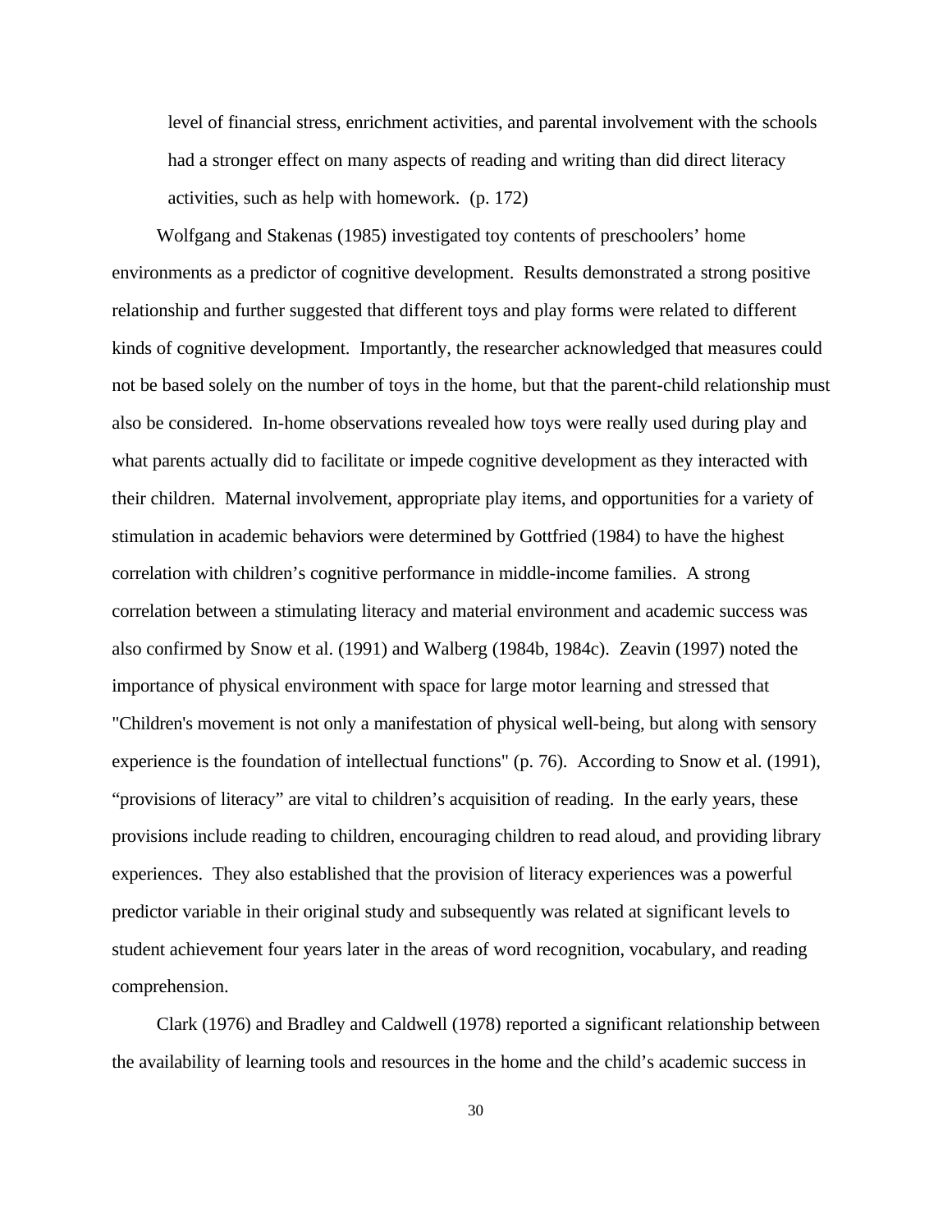> level of financial stress, enrichment activities, and parental involvement with the schools had a stronger effect on many aspects of reading and writing than did direct literacy activities, such as help with homework. (p. 172)

Wolfgang and Stakenas (1985) investigated toy contents of preschoolers' home environments as a predictor of cognitive development. Results demonstrated a strong positive relationship and further suggested that different toys and play forms were related to different kinds of cognitive development. Importantly, the researcher acknowledged that measures could not be based solely on the number of toys in the home, but that the parent-child relationship must also be considered. In-home observations revealed how toys were really used during play and what parents actually did to facilitate or impede cognitive development as they interacted with their children. Maternal involvement, appropriate play items, and opportunities for a variety of stimulation in academic behaviors were determined by Gottfried (1984) to have the highest correlation with children's cognitive performance in middle-income families. A strong correlation between a stimulating literacy and material environment and academic success was also confirmed by Snow et al. (1991) and Walberg (1984b, 1984c). Zeavin (1997) noted the importance of physical environment with space for large motor learning and stressed that "Children's movement is not only a manifestation of physical well-being, but along with sensory experience is the foundation of intellectual functions" (p. 76). According to Snow et al. (1991), "provisions of literacy" are vital to children's acquisition of reading. In the early years, these provisions include reading to children, encouraging children to read aloud, and providing library experiences. They also established that the provision of literacy experiences was a powerful predictor variable in their original study and subsequently was related at significant levels to student achievement four years later in the areas of word recognition, vocabulary, and reading comprehension.

Clark (1976) and Bradley and Caldwell (1978) reported a significant relationship between the availability of learning tools and resources in the home and the child's academic success in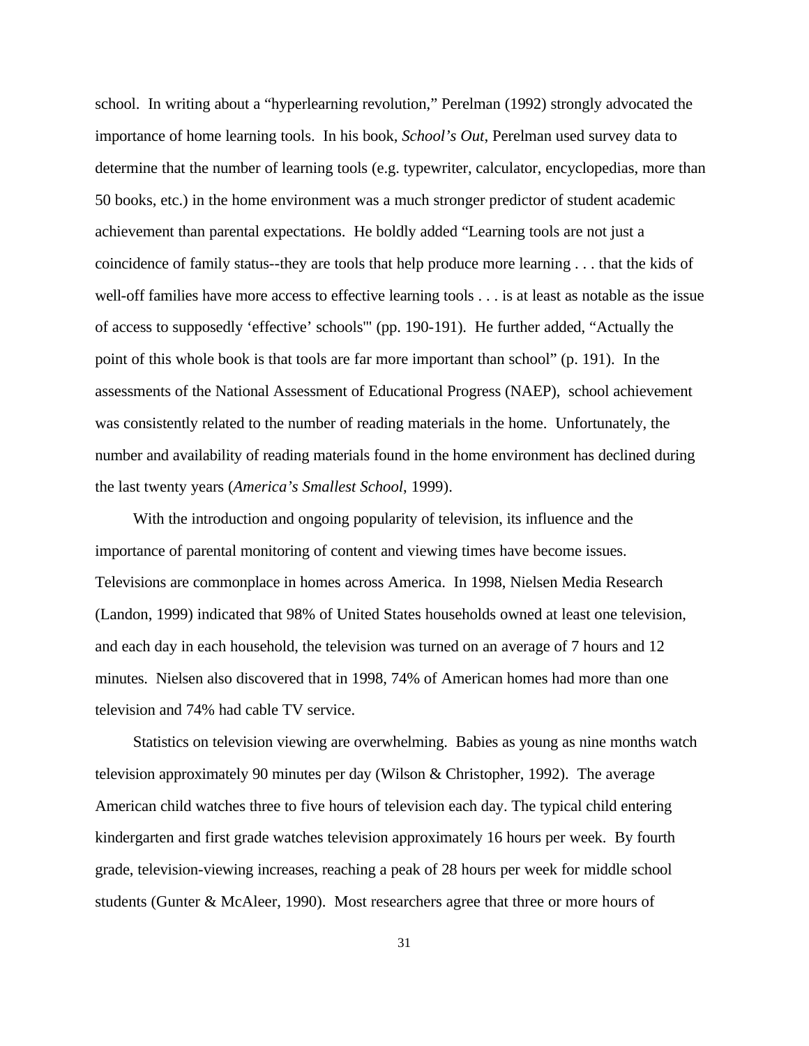school. In writing about a "hyperlearning revolution," Perelman (1992) strongly advocated the importance of home learning tools. In his book, *School's Out*, Perelman used survey data to determine that the number of learning tools (e.g. typewriter, calculator, encyclopedias, more than 50 books, etc.) in the home environment was a much stronger predictor of student academic achievement than parental expectations. He boldly added "Learning tools are not just a coincidence of family status--they are tools that help produce more learning . . . that the kids of well-off families have more access to effective learning tools . . . is at least as notable as the issue of access to supposedly 'effective' schools"' (pp. 190-191). He further added, "Actually the point of this whole book is that tools are far more important than school" (p. 191). In the assessments of the National Assessment of Educational Progress (NAEP), school achievement was consistently related to the number of reading materials in the home. Unfortunately, the number and availability of reading materials found in the home environment has declined during the last twenty years (*America's Smallest School*, 1999).

With the introduction and ongoing popularity of television, its influence and the importance of parental monitoring of content and viewing times have become issues. Televisions are commonplace in homes across America. In 1998, Nielsen Media Research (Landon, 1999) indicated that 98% of United States households owned at least one television, and each day in each household, the television was turned on an average of 7 hours and 12 minutes. Nielsen also discovered that in 1998, 74% of American homes had more than one television and 74% had cable TV service.

Statistics on television viewing are overwhelming. Babies as young as nine months watch television approximately 90 minutes per day (Wilson & Christopher, 1992). The average American child watches three to five hours of television each day. The typical child entering kindergarten and first grade watches television approximately 16 hours per week. By fourth grade, television-viewing increases, reaching a peak of 28 hours per week for middle school students (Gunter & McAleer, 1990). Most researchers agree that three or more hours of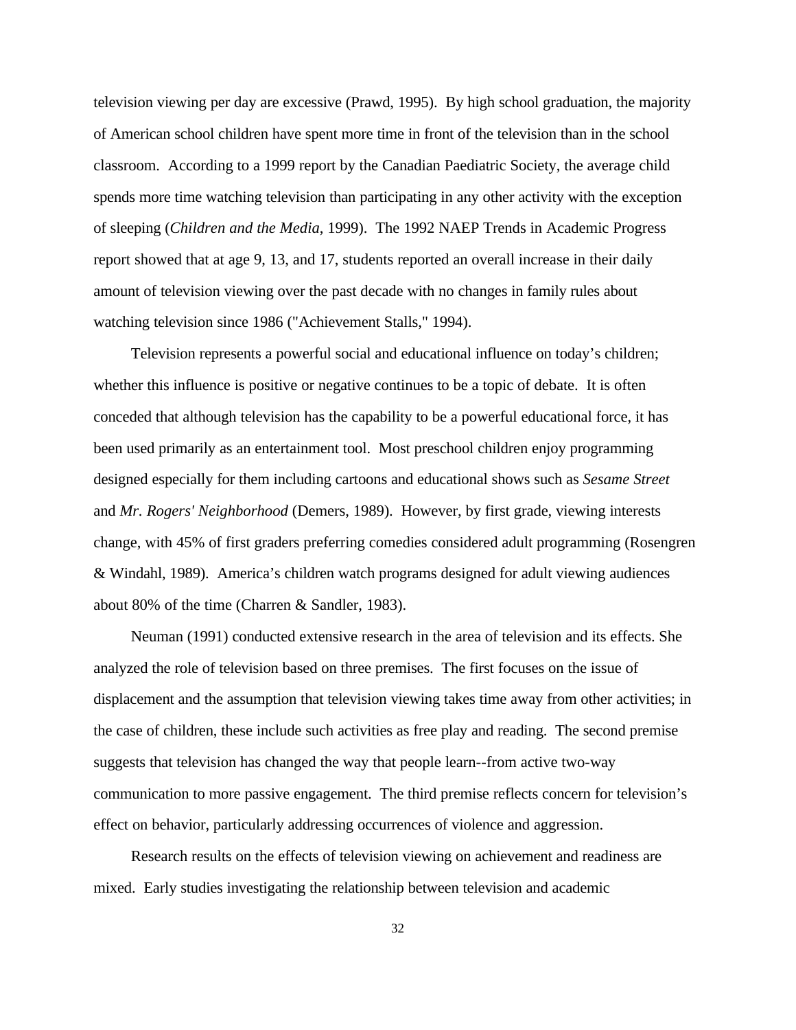television viewing per day are excessive (Prawd, 1995). By high school graduation, the majority of American school children have spent more time in front of the television than in the school classroom. According to a 1999 report by the Canadian Paediatric Society, the average child spends more time watching television than participating in any other activity with the exception of sleeping (*Children and the Media*, 1999). The 1992 NAEP Trends in Academic Progress report showed that at age 9, 13, and 17, students reported an overall increase in their daily amount of television viewing over the past decade with no changes in family rules about watching television since 1986 ("Achievement Stalls," 1994).

Television represents a powerful social and educational influence on today's children; whether this influence is positive or negative continues to be a topic of debate. It is often conceded that although television has the capability to be a powerful educational force, it has been used primarily as an entertainment tool. Most preschool children enjoy programming designed especially for them including cartoons and educational shows such as *Sesame Street* and *Mr. Rogers' Neighborhood* (Demers, 1989). However, by first grade, viewing interests change, with 45% of first graders preferring comedies considered adult programming (Rosengren & Windahl, 1989). America's children watch programs designed for adult viewing audiences about 80% of the time (Charren & Sandler, 1983).

Neuman (1991) conducted extensive research in the area of television and its effects. She analyzed the role of television based on three premises. The first focuses on the issue of displacement and the assumption that television viewing takes time away from other activities; in the case of children, these include such activities as free play and reading. The second premise suggests that television has changed the way that people learn--from active two-way communication to more passive engagement. The third premise reflects concern for television's effect on behavior, particularly addressing occurrences of violence and aggression.

Research results on the effects of television viewing on achievement and readiness are mixed. Early studies investigating the relationship between television and academic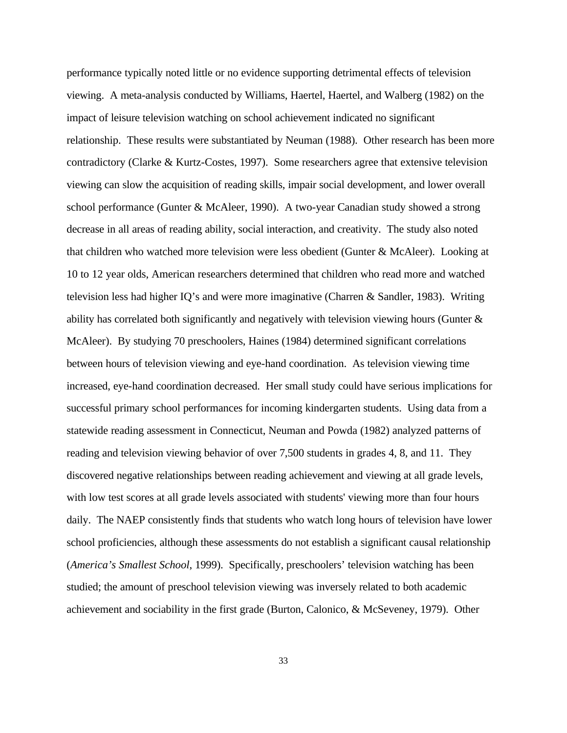performance typically noted little or no evidence supporting detrimental effects of television viewing. A meta-analysis conducted by Williams, Haertel, Haertel, and Walberg (1982) on the impact of leisure television watching on school achievement indicated no significant relationship. These results were substantiated by Neuman (1988). Other research has been more contradictory (Clarke & Kurtz-Costes, 1997). Some researchers agree that extensive television viewing can slow the acquisition of reading skills, impair social development, and lower overall school performance (Gunter & McAleer, 1990). A two-year Canadian study showed a strong decrease in all areas of reading ability, social interaction, and creativity. The study also noted that children who watched more television were less obedient (Gunter & McAleer). Looking at 10 to 12 year olds, American researchers determined that children who read more and watched television less had higher IQ's and were more imaginative (Charren & Sandler, 1983). Writing ability has correlated both significantly and negatively with television viewing hours (Gunter & McAleer). By studying 70 preschoolers, Haines (1984) determined significant correlations between hours of television viewing and eye-hand coordination. As television viewing time increased, eye-hand coordination decreased. Her small study could have serious implications for successful primary school performances for incoming kindergarten students. Using data from a statewide reading assessment in Connecticut, Neuman and Powda (1982) analyzed patterns of reading and television viewing behavior of over 7,500 students in grades 4, 8, and 11. They discovered negative relationships between reading achievement and viewing at all grade levels, with low test scores at all grade levels associated with students' viewing more than four hours daily. The NAEP consistently finds that students who watch long hours of television have lower school proficiencies, although these assessments do not establish a significant causal relationship (*America's Smallest School*, 1999). Specifically, preschoolers' television watching has been studied; the amount of preschool television viewing was inversely related to both academic achievement and sociability in the first grade (Burton, Calonico, & McSeveney, 1979). Other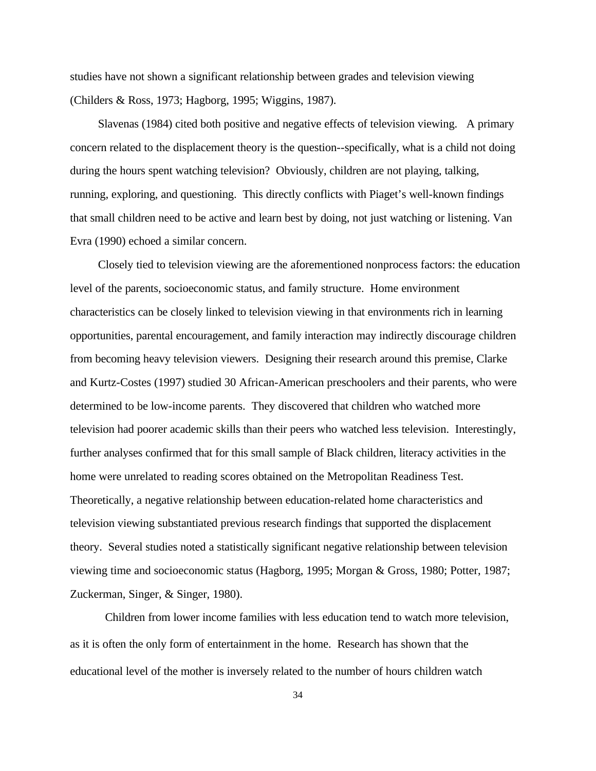studies have not shown a significant relationship between grades and television viewing (Childers & Ross, 1973; Hagborg, 1995; Wiggins, 1987).

Slavenas (1984) cited both positive and negative effects of television viewing. A primary concern related to the displacement theory is the question--specifically, what is a child not doing during the hours spent watching television? Obviously, children are not playing, talking, running, exploring, and questioning. This directly conflicts with Piaget's well-known findings that small children need to be active and learn best by doing, not just watching or listening. Van Evra (1990) echoed a similar concern.

Closely tied to television viewing are the aforementioned nonprocess factors: the education level of the parents, socioeconomic status, and family structure. Home environment characteristics can be closely linked to television viewing in that environments rich in learning opportunities, parental encouragement, and family interaction may indirectly discourage children from becoming heavy television viewers. Designing their research around this premise, Clarke and Kurtz-Costes (1997) studied 30 African-American preschoolers and their parents, who were determined to be low-income parents. They discovered that children who watched more television had poorer academic skills than their peers who watched less television. Interestingly, further analyses confirmed that for this small sample of Black children, literacy activities in the home were unrelated to reading scores obtained on the Metropolitan Readiness Test. Theoretically, a negative relationship between education-related home characteristics and television viewing substantiated previous research findings that supported the displacement theory. Several studies noted a statistically significant negative relationship between television viewing time and socioeconomic status (Hagborg, 1995; Morgan & Gross, 1980; Potter, 1987; Zuckerman, Singer, & Singer, 1980).

Children from lower income families with less education tend to watch more television, as it is often the only form of entertainment in the home. Research has shown that the educational level of the mother is inversely related to the number of hours children watch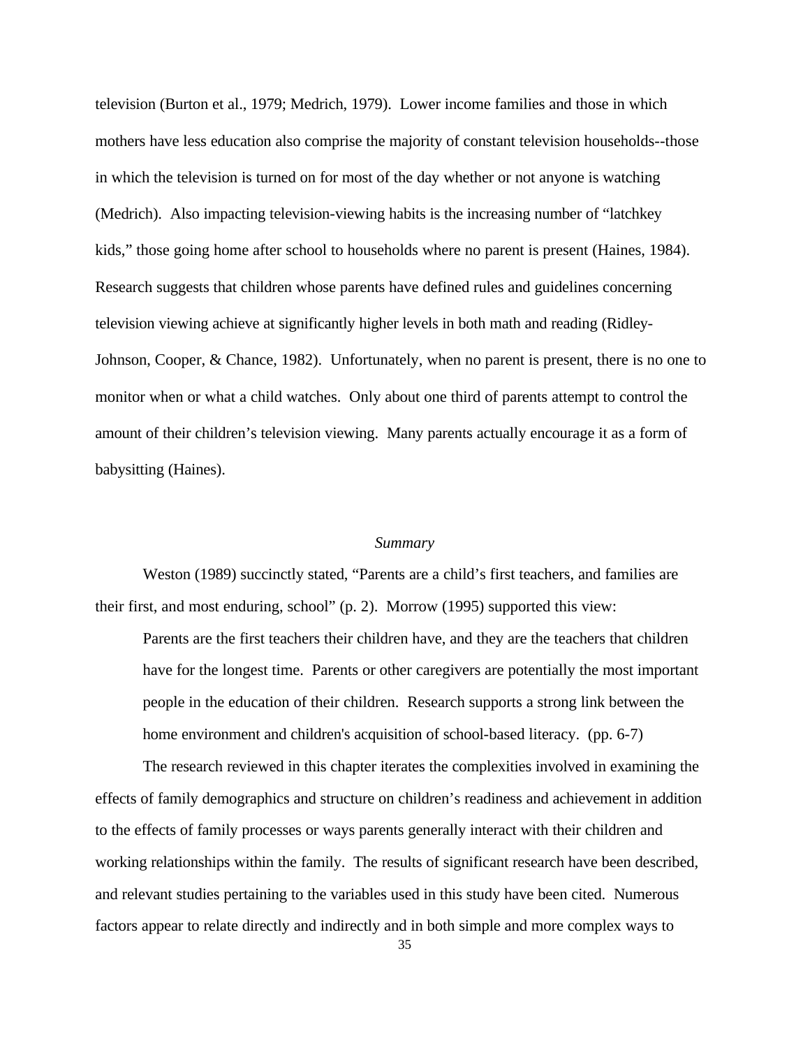television (Burton et al., 1979; Medrich, 1979). Lower income families and those in which mothers have less education also comprise the majority of constant television households--those in which the television is turned on for most of the day whether or not anyone is watching (Medrich). Also impacting television-viewing habits is the increasing number of "latchkey kids," those going home after school to households where no parent is present (Haines, 1984). Research suggests that children whose parents have defined rules and guidelines concerning television viewing achieve at significantly higher levels in both math and reading (Ridley-Johnson, Cooper, & Chance, 1982). Unfortunately, when no parent is present, there is no one to monitor when or what a child watches. Only about one third of parents attempt to control the amount of their children's television viewing. Many parents actually encourage it as a form of babysitting (Haines).

### *Summary*

Weston (1989) succinctly stated, "Parents are a child's first teachers, and families are their first, and most enduring, school" (p. 2). Morrow (1995) supported this view:

> Parents are the first teachers their children have, and they are the teachers that children have for the longest time. Parents or other caregivers are potentially the most important people in the education of their children. Research supports a strong link between the home environment and children's acquisition of school-based literacy. (pp. 6-7)

The research reviewed in this chapter iterates the complexities involved in examining the effects of family demographics and structure on children's readiness and achievement in addition to the effects of family processes or ways parents generally interact with their children and working relationships within the family. The results of significant research have been described, and relevant studies pertaining to the variables used in this study have been cited. Numerous factors appear to relate directly and indirectly and in both simple and more complex ways to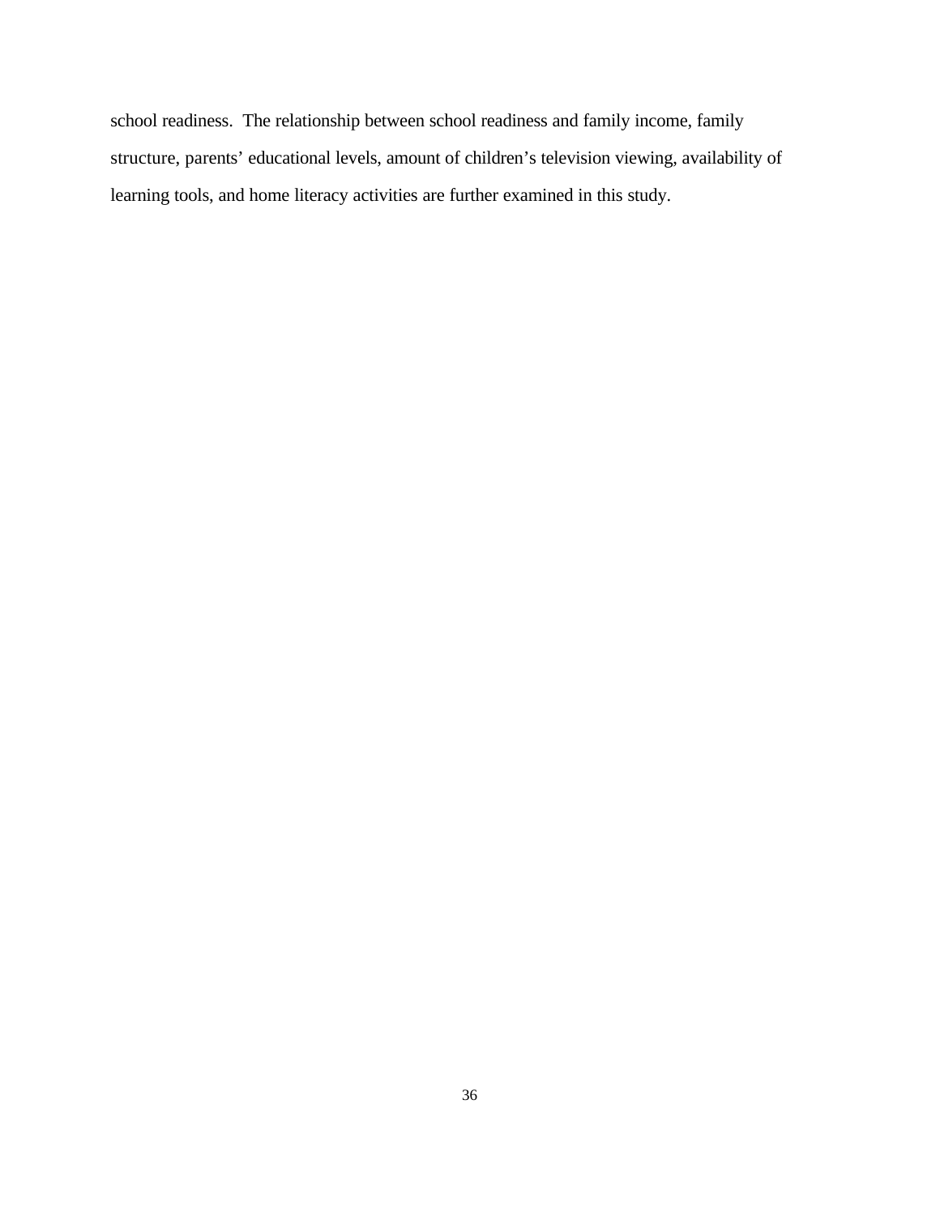school readiness. The relationship between school readiness and family income, family structure, parents' educational levels, amount of children's television viewing, availability of learning tools, and home literacy activities are further examined in this study.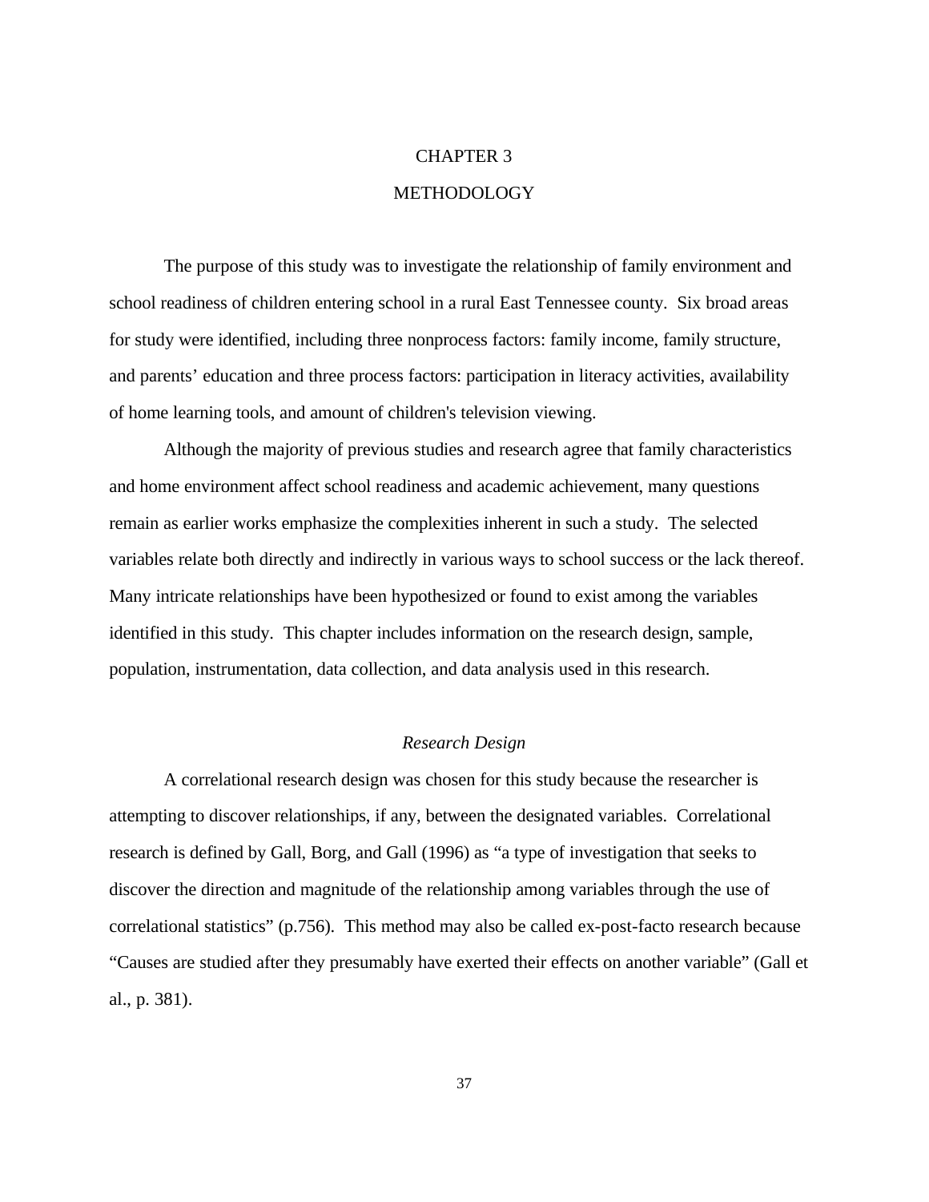# CHAPTER 3

# METHODOLOGY

The purpose of this study was to investigate the relationship of family environment and school readiness of children entering school in a rural East Tennessee county. Six broad areas for study were identified, including three nonprocess factors: family income, family structure, and parents' education and three process factors: participation in literacy activities, availability of home learning tools, and amount of children's television viewing.

Although the majority of previous studies and research agree that family characteristics and home environment affect school readiness and academic achievement, many questions remain as earlier works emphasize the complexities inherent in such a study. The selected variables relate both directly and indirectly in various ways to school success or the lack thereof. Many intricate relationships have been hypothesized or found to exist among the variables identified in this study. This chapter includes information on the research design, sample, population, instrumentation, data collection, and data analysis used in this research.

## *Research Design*

A correlational research design was chosen for this study because the researcher is attempting to discover relationships, if any, between the designated variables. Correlational research is defined by Gall, Borg, and Gall (1996) as "a type of investigation that seeks to discover the direction and magnitude of the relationship among variables through the use of correlational statistics" (p.756). This method may also be called ex-post-facto research because "Causes are studied after they presumably have exerted their effects on another variable" (Gall et al., p. 381).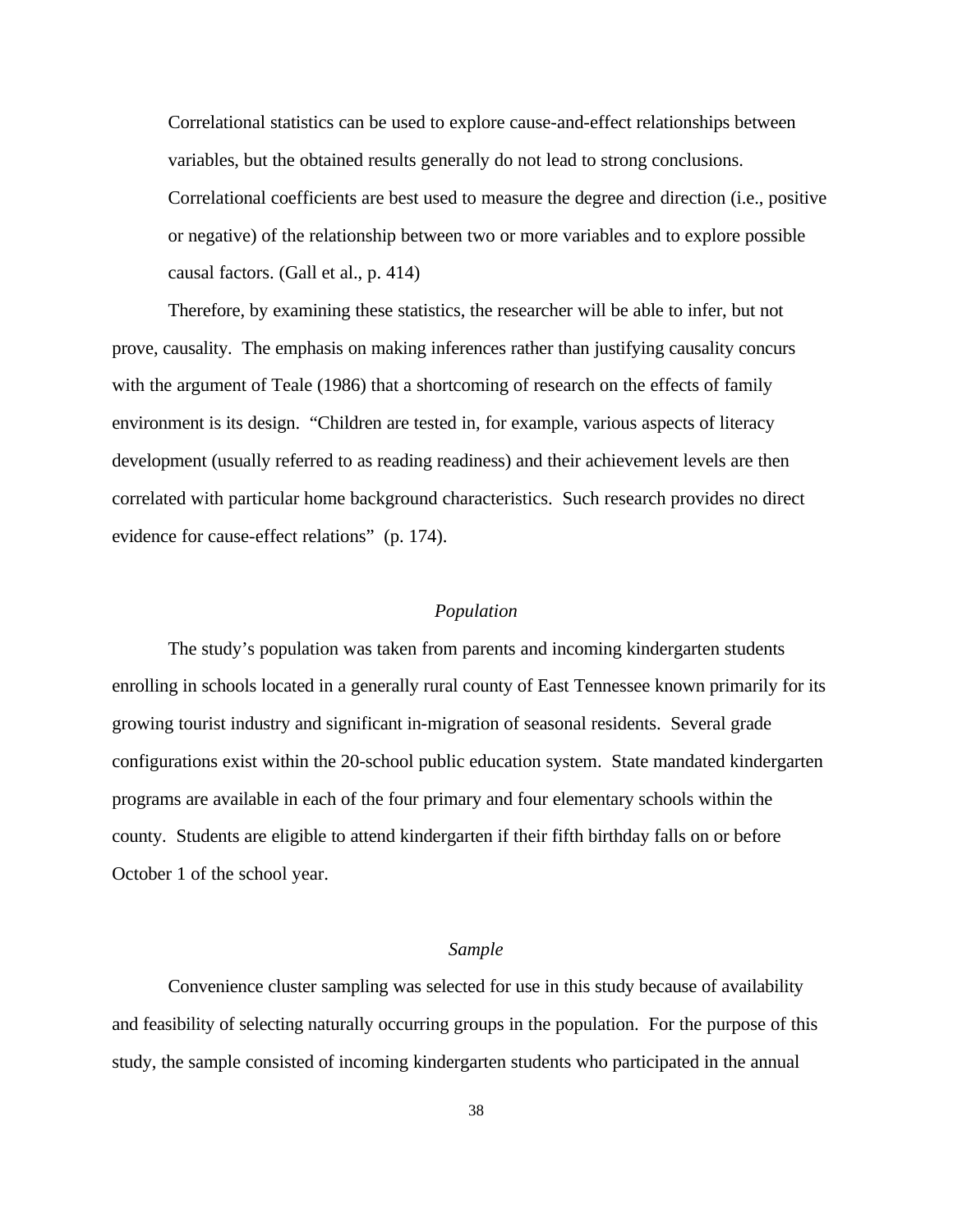> Correlational statistics can be used to explore cause-and-effect relationships between variables, but the obtained results generally do not lead to strong conclusions. Correlational coefficients are best used to measure the degree and direction (i.e., positive or negative) of the relationship between two or more variables and to explore possible causal factors. (Gall et al., p. 414)

Therefore, by examining these statistics, the researcher will be able to infer, but not prove, causality. The emphasis on making inferences rather than justifying causality concurs with the argument of Teale (1986) that a shortcoming of research on the effects of family environment is its design. "Children are tested in, for example, various aspects of literacy development (usually referred to as reading readiness) and their achievement levels are then correlated with particular home background characteristics. Such research provides no direct evidence for cause-effect relations" (p. 174).

### *Population*

The study's population was taken from parents and incoming kindergarten students enrolling in schools located in a generally rural county of East Tennessee known primarily for its growing tourist industry and significant in-migration of seasonal residents. Several grade configurations exist within the 20-school public education system. State mandated kindergarten programs are available in each of the four primary and four elementary schools within the county. Students are eligible to attend kindergarten if their fifth birthday falls on or before October 1 of the school year.

### *Sample*

Convenience cluster sampling was selected for use in this study because of availability and feasibility of selecting naturally occurring groups in the population. For the purpose of this study, the sample consisted of incoming kindergarten students who participated in the annual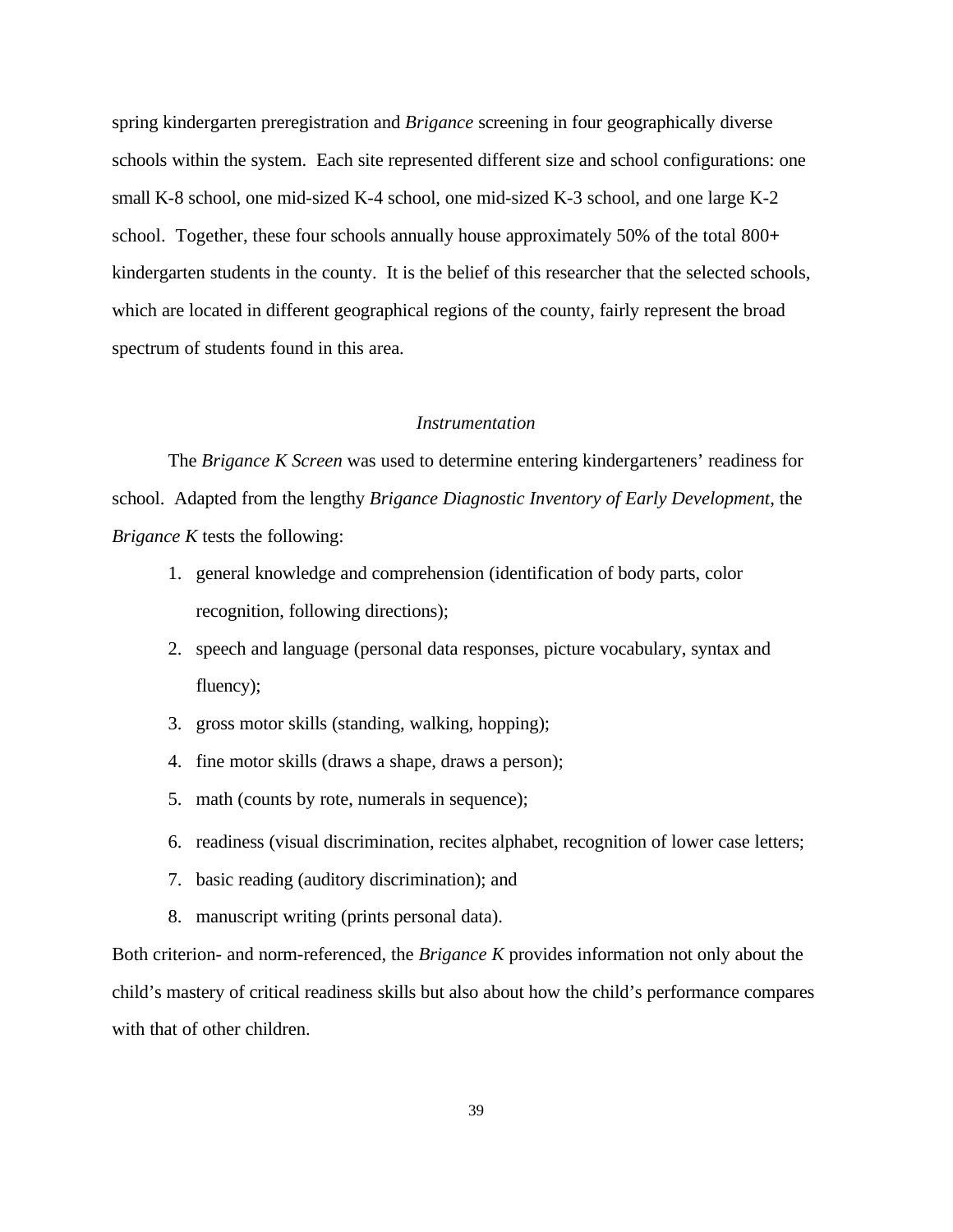spring kindergarten preregistration and *Brigance* screening in four geographically diverse schools within the system. Each site represented different size and school configurations: one small K-8 school, one mid-sized K-4 school, one mid-sized K-3 school, and one large K-2 school. Together, these four schools annually house approximately 50% of the total 800+ kindergarten students in the county. It is the belief of this researcher that the selected schools, which are located in different geographical regions of the county, fairly represent the broad spectrum of students found in this area.

### *Instrumentation*

The *Brigance K Screen* was used to determine entering kindergarteners' readiness for school. Adapted from the lengthy *Brigance Diagnostic Inventory of Early Development*, the *Brigance K* tests the following:

1. general knowledge and comprehension (identification of body parts, color recognition, following directions);
2. speech and language (personal data responses, picture vocabulary, syntax and fluency);
3. gross motor skills (standing, walking, hopping);
4. fine motor skills (draws a shape, draws a person);
5. math (counts by rote, numerals in sequence);
6. readiness (visual discrimination, recites alphabet, recognition of lower case letters;
7. basic reading (auditory discrimination); and
8. manuscript writing (prints personal data).

Both criterion- and norm-referenced, the *Brigance K* provides information not only about the child's mastery of critical readiness skills but also about how the child's performance compares with that of other children.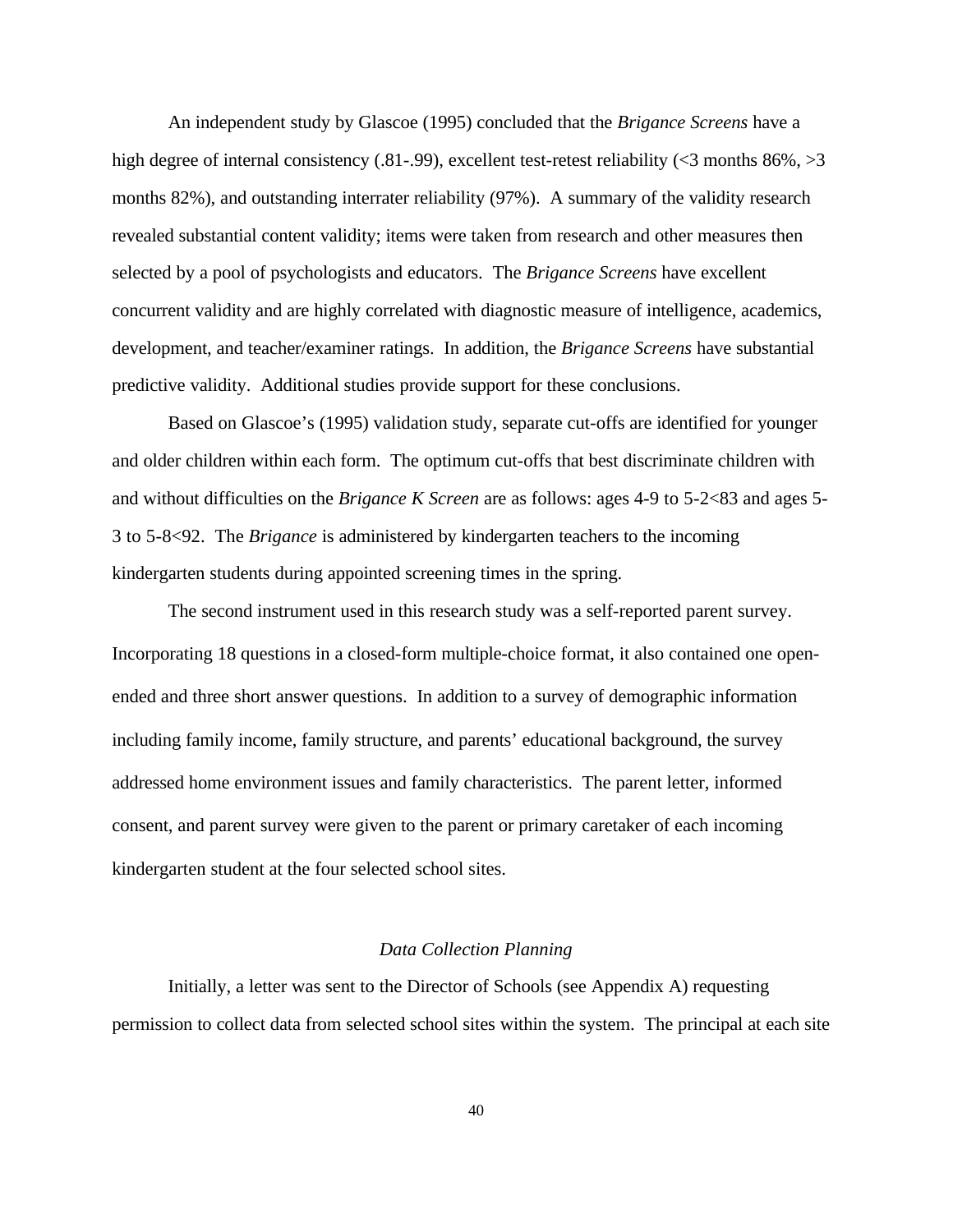An independent study by Glascoe (1995) concluded that the *Brigance Screens* have a high degree of internal consistency (.81-.99), excellent test-retest reliability (<3 months 86%, >3 months 82%), and outstanding interrater reliability (97%). A summary of the validity research revealed substantial content validity; items were taken from research and other measures then selected by a pool of psychologists and educators. The *Brigance Screens* have excellent concurrent validity and are highly correlated with diagnostic measure of intelligence, academics, development, and teacher/examiner ratings. In addition, the *Brigance Screens* have substantial predictive validity. Additional studies provide support for these conclusions.

Based on Glascoe's (1995) validation study, separate cut-offs are identified for younger and older children within each form. The optimum cut-offs that best discriminate children with and without difficulties on the *Brigance K Screen* are as follows: ages 4-9 to 5-2<83 and ages 5-3 to 5-8<92. The *Brigance* is administered by kindergarten teachers to the incoming kindergarten students during appointed screening times in the spring.

The second instrument used in this research study was a self-reported parent survey. Incorporating 18 questions in a closed-form multiple-choice format, it also contained one open-ended and three short answer questions. In addition to a survey of demographic information including family income, family structure, and parents' educational background, the survey addressed home environment issues and family characteristics. The parent letter, informed consent, and parent survey were given to the parent or primary caretaker of each incoming kindergarten student at the four selected school sites.

### *Data Collection Planning*

Initially, a letter was sent to the Director of Schools (see Appendix A) requesting permission to collect data from selected school sites within the system. The principal at each site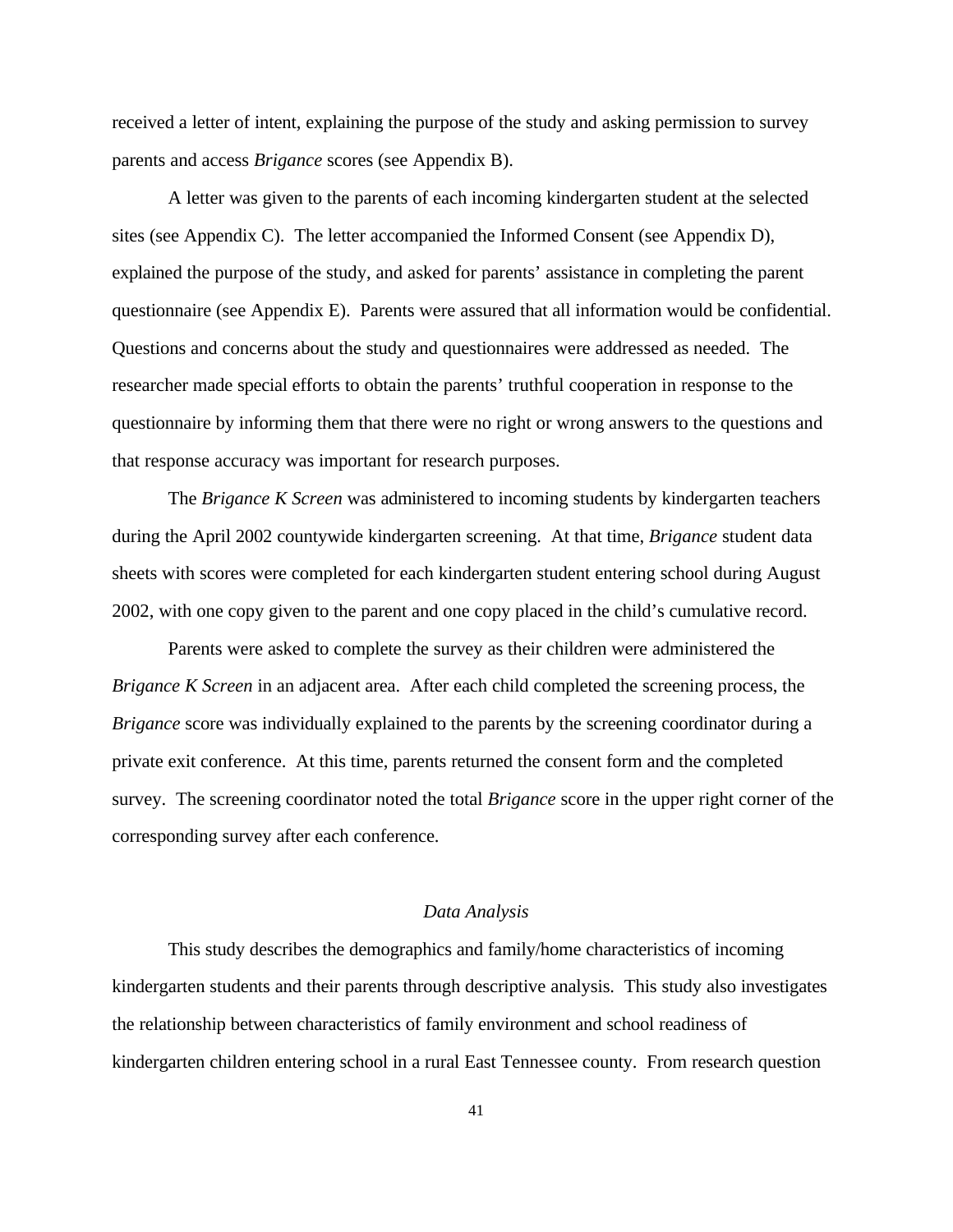received a letter of intent, explaining the purpose of the study and asking permission to survey parents and access *Brigance* scores (see Appendix B).

A letter was given to the parents of each incoming kindergarten student at the selected sites (see Appendix C). The letter accompanied the Informed Consent (see Appendix D), explained the purpose of the study, and asked for parents' assistance in completing the parent questionnaire (see Appendix E). Parents were assured that all information would be confidential. Questions and concerns about the study and questionnaires were addressed as needed. The researcher made special efforts to obtain the parents' truthful cooperation in response to the questionnaire by informing them that there were no right or wrong answers to the questions and that response accuracy was important for research purposes.

The *Brigance K Screen* was administered to incoming students by kindergarten teachers during the April 2002 countywide kindergarten screening. At that time, *Brigance* student data sheets with scores were completed for each kindergarten student entering school during August 2002, with one copy given to the parent and one copy placed in the child's cumulative record.

Parents were asked to complete the survey as their children were administered the *Brigance K Screen* in an adjacent area. After each child completed the screening process, the *Brigance* score was individually explained to the parents by the screening coordinator during a private exit conference. At this time, parents returned the consent form and the completed survey. The screening coordinator noted the total *Brigance* score in the upper right corner of the corresponding survey after each conference.

### *Data Analysis*

This study describes the demographics and family/home characteristics of incoming kindergarten students and their parents through descriptive analysis. This study also investigates the relationship between characteristics of family environment and school readiness of kindergarten children entering school in a rural East Tennessee county. From research question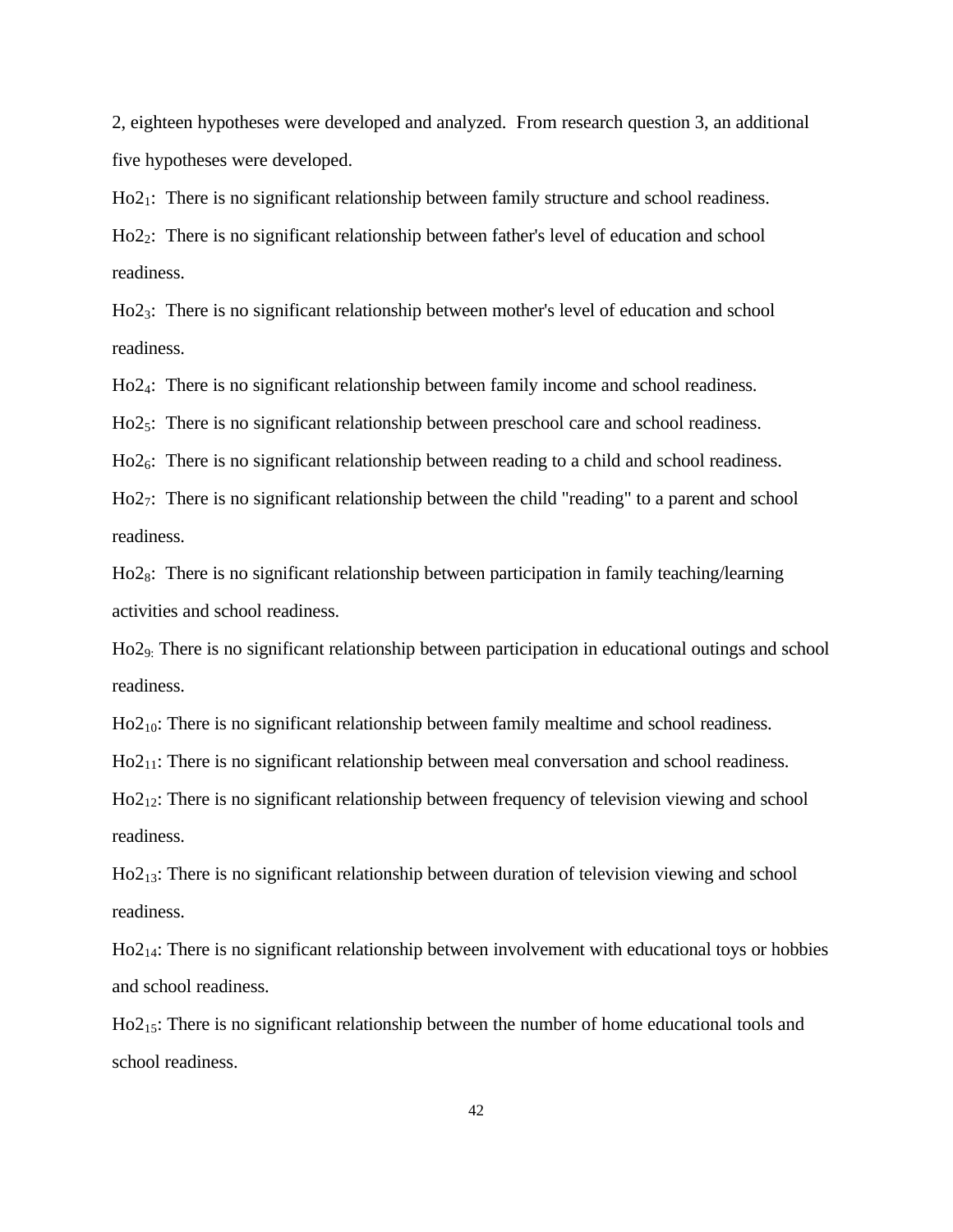2, eighteen hypotheses were developed and analyzed. From research question 3, an additional five hypotheses were developed.

$Ho2_1$: There is no significant relationship between family structure and school readiness.

$Ho2_2$: There is no significant relationship between father's level of education and school readiness.

$Ho2_3$: There is no significant relationship between mother's level of education and school readiness.

$Ho2_4$: There is no significant relationship between family income and school readiness.

$Ho2_5$: There is no significant relationship between preschool care and school readiness.

$Ho2_6$: There is no significant relationship between reading to a child and school readiness.

$Ho2_7$: There is no significant relationship between the child "reading" to a parent and school readiness.

$Ho2_8$: There is no significant relationship between participation in family teaching/learning activities and school readiness.

$Ho2_9$: There is no significant relationship between participation in educational outings and school readiness.

$Ho2_{10}$: There is no significant relationship between family mealtime and school readiness.

$Ho2_{11}$: There is no significant relationship between meal conversation and school readiness.

$Ho2_{12}$: There is no significant relationship between frequency of television viewing and school readiness.

$Ho2_{13}$: There is no significant relationship between duration of television viewing and school readiness.

$Ho2_{14}$: There is no significant relationship between involvement with educational toys or hobbies and school readiness.

$Ho2_{15}$: There is no significant relationship between the number of home educational tools and school readiness.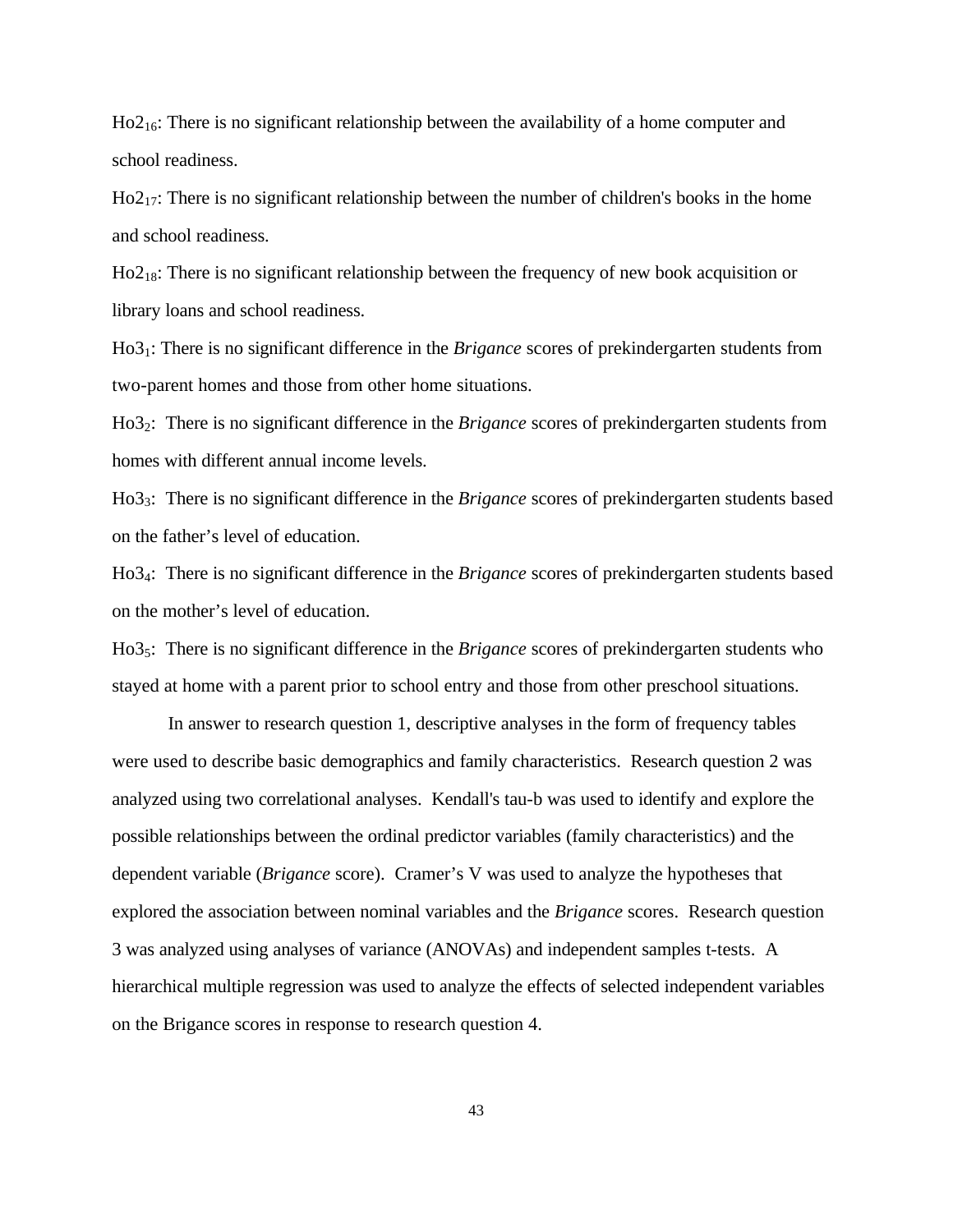$Ho2_{16}$: There is no significant relationship between the availability of a home computer and school readiness.

$Ho2_{17}$: There is no significant relationship between the number of children's books in the home and school readiness.

$Ho2_{18}$: There is no significant relationship between the frequency of new book acquisition or library loans and school readiness.

$Ho3_1$: There is no significant difference in the *Brigance* scores of prekindergarten students from two-parent homes and those from other home situations.

$Ho3_2$: There is no significant difference in the *Brigance* scores of prekindergarten students from homes with different annual income levels.

$Ho3_3$: There is no significant difference in the *Brigance* scores of prekindergarten students based on the father's level of education.

$Ho3_4$: There is no significant difference in the *Brigance* scores of prekindergarten students based on the mother's level of education.

$Ho3_5$: There is no significant difference in the *Brigance* scores of prekindergarten students who stayed at home with a parent prior to school entry and those from other preschool situations.

In answer to research question 1, descriptive analyses in the form of frequency tables were used to describe basic demographics and family characteristics. Research question 2 was analyzed using two correlational analyses. Kendall's tau-b was used to identify and explore the possible relationships between the ordinal predictor variables (family characteristics) and the dependent variable (*Brigance* score). Cramer's V was used to analyze the hypotheses that explored the association between nominal variables and the *Brigance* scores. Research question 3 was analyzed using analyses of variance (ANOVAs) and independent samples t-tests. A hierarchical multiple regression was used to analyze the effects of selected independent variables on the Brigance scores in response to research question 4.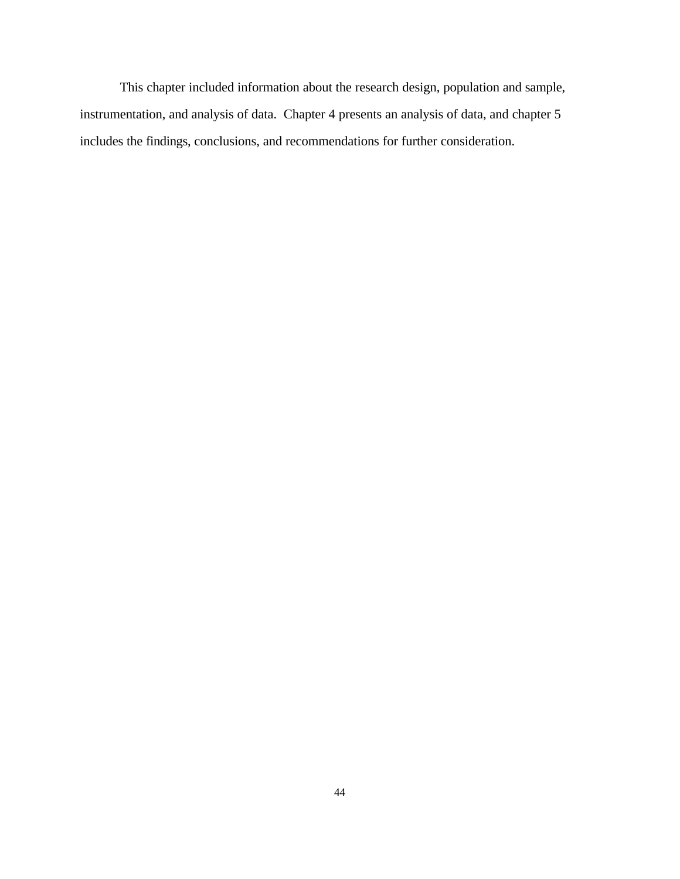This chapter included information about the research design, population and sample, instrumentation, and analysis of data. Chapter 4 presents an analysis of data, and chapter 5 includes the findings, conclusions, and recommendations for further consideration.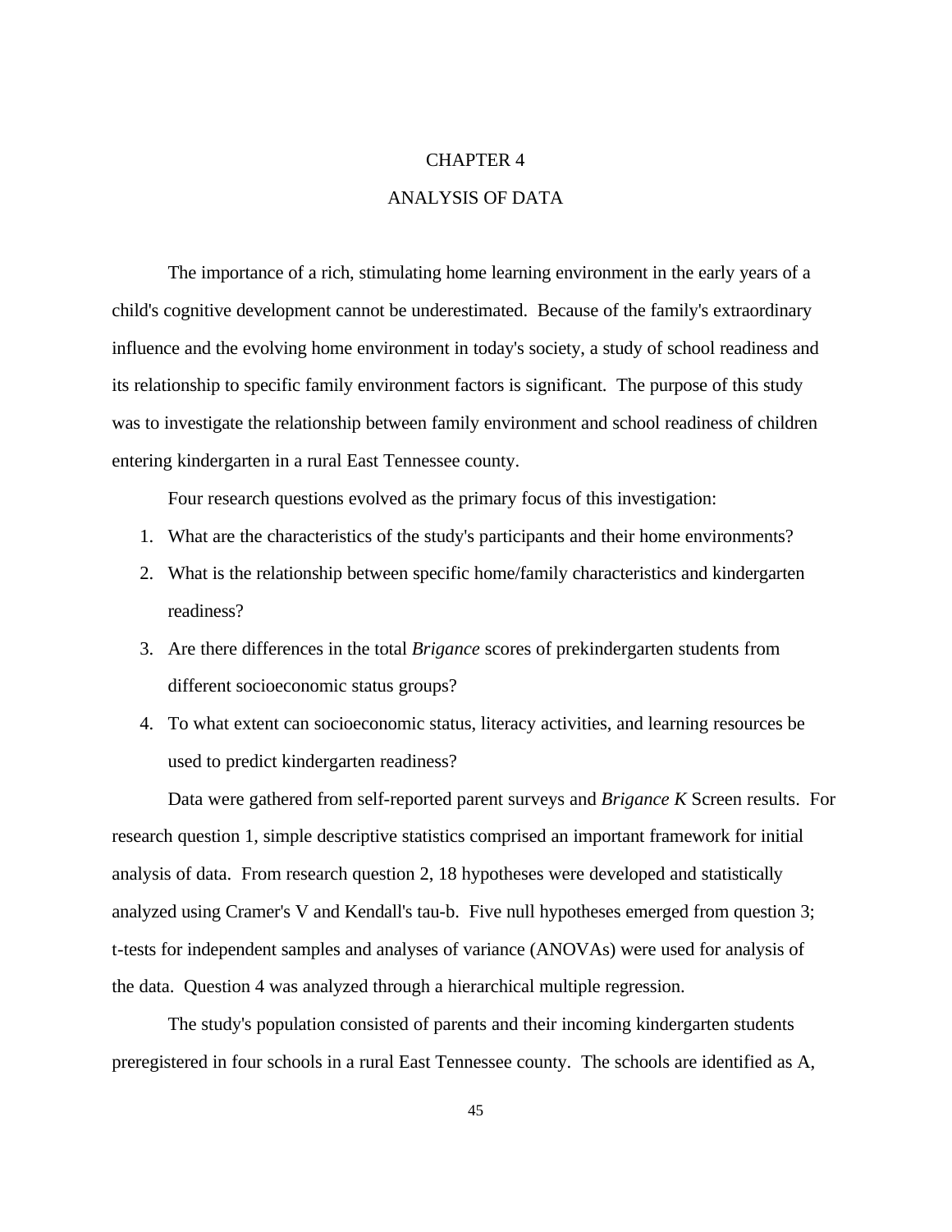# CHAPTER 4

# ANALYSIS OF DATA

The importance of a rich, stimulating home learning environment in the early years of a child's cognitive development cannot be underestimated. Because of the family's extraordinary influence and the evolving home environment in today's society, a study of school readiness and its relationship to specific family environment factors is significant. The purpose of this study was to investigate the relationship between family environment and school readiness of children entering kindergarten in a rural East Tennessee county.

Four research questions evolved as the primary focus of this investigation:

1. What are the characteristics of the study's participants and their home environments?
2. What is the relationship between specific home/family characteristics and kindergarten readiness?
3. Are there differences in the total *Brigance* scores of prekindergarten students from different socioeconomic status groups?
4. To what extent can socioeconomic status, literacy activities, and learning resources be used to predict kindergarten readiness?

Data were gathered from self-reported parent surveys and *Brigance K* Screen results. For research question 1, simple descriptive statistics comprised an important framework for initial analysis of data. From research question 2, 18 hypotheses were developed and statistically analyzed using Cramer's V and Kendall's tau-b. Five null hypotheses emerged from question 3; t-tests for independent samples and analyses of variance (ANOVAs) were used for analysis of the data. Question 4 was analyzed through a hierarchical multiple regression.

The study's population consisted of parents and their incoming kindergarten students preregistered in four schools in a rural East Tennessee county. The schools are identified as A,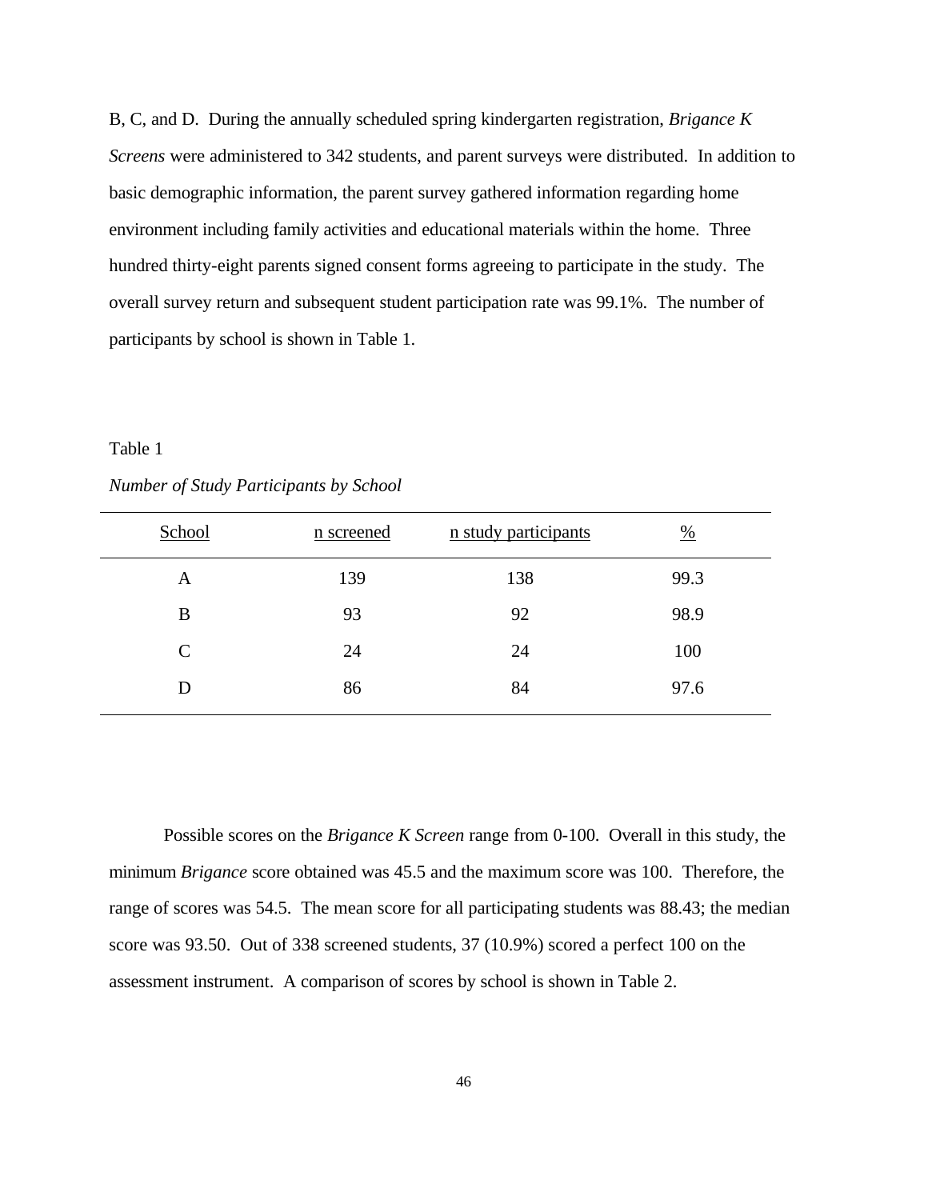B, C, and D. During the annually scheduled spring kindergarten registration, *Brigance K Screens* were administered to 342 students, and parent surveys were distributed. In addition to basic demographic information, the parent survey gathered information regarding home environment including family activities and educational materials within the home. Three hundred thirty-eight parents signed consent forms agreeing to participate in the study. The overall survey return and subsequent student participation rate was 99.1%. The number of participants by school is shown in Table 1.

Table 1

*Number of Study Participants by School*

| School | n screened | n study participants | % |
|---|---|---|---|
| A | 139 | 138 | 99.3 |
| B | 93 | 92 | 98.9 |
| C | 24 | 24 | 100 |
| D | 86 | 84 | 97.6 |

Possible scores on the *Brigance K Screen* range from 0-100. Overall in this study, the minimum *Brigance* score obtained was 45.5 and the maximum score was 100. Therefore, the range of scores was 54.5. The mean score for all participating students was 88.43; the median score was 93.50. Out of 338 screened students, 37 (10.9%) scored a perfect 100 on the assessment instrument. A comparison of scores by school is shown in Table 2.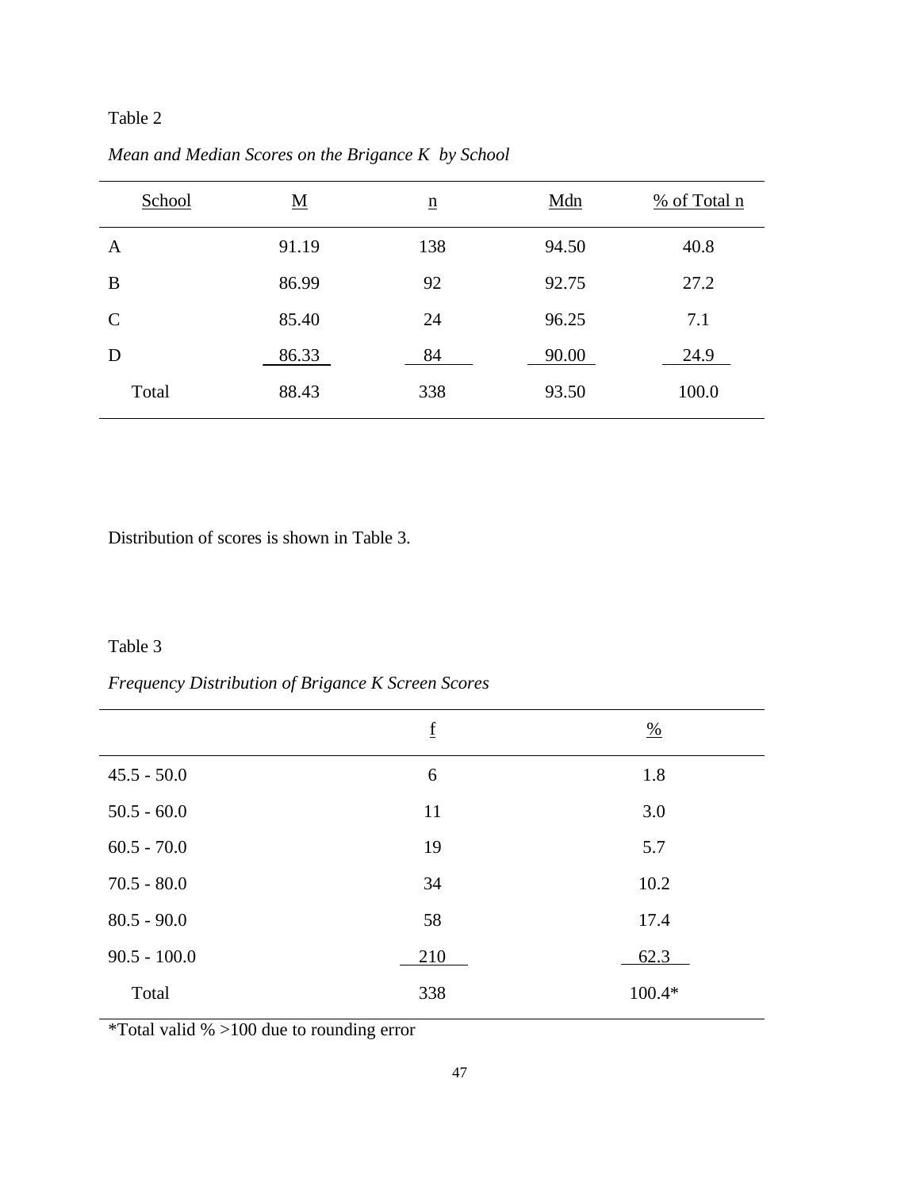Table 2

*Mean and Median Scores on the Brigance K by School*

| School | M | n | Mdn | % of Total n |
|---|---|---|---|---|
| A | 91.19 | 138 | 94.50 | 40.8 |
| B | 86.99 | 92 | 92.75 | 27.2 |
| C | 85.40 | 24 | 96.25 | 7.1 |
| D | 86.33 | 84 | 90.00 | 24.9 |
| Total | 88.43 | 338 | 93.50 | 100.0 |

Distribution of scores is shown in Table 3.

Table 3

*Frequency Distribution of Brigance K Screen Scores*

| | f | % |
|---|---|---|
| 45.5 - 50.0 | 6 | 1.8 |
| 50.5 - 60.0 | 11 | 3.0 |
| 60.5 - 70.0 | 19 | 5.7 |
| 70.5 - 80.0 | 34 | 10.2 |
| 80.5 - 90.0 | 58 | 17.4 |
| 90.5 - 100.0 | 210 | 62.3 |
| Total | 338 | 100.4* |

*Total valid % >100 due to rounding error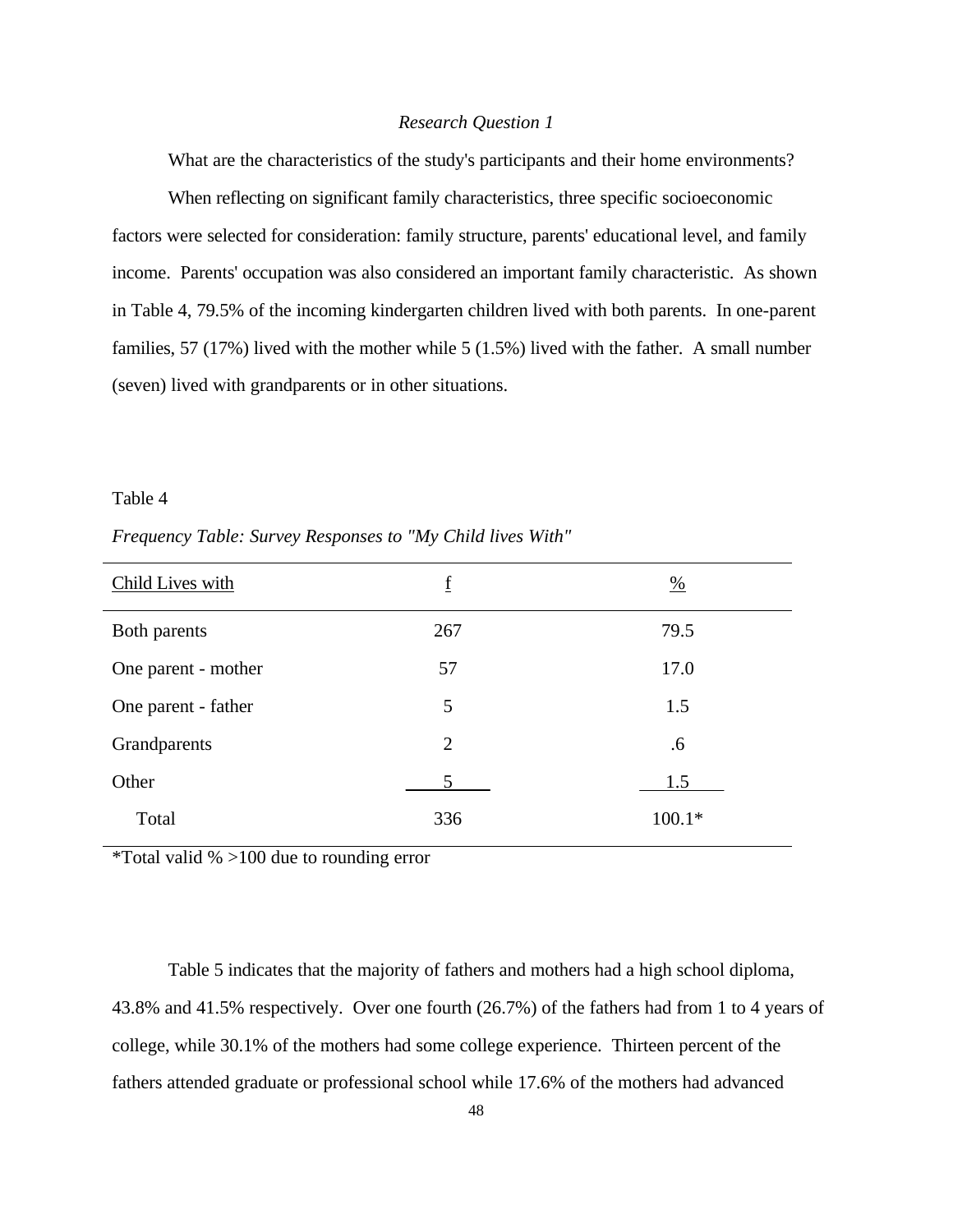*Research Question 1*

What are the characteristics of the study's participants and their home environments?

When reflecting on significant family characteristics, three specific socioeconomic factors were selected for consideration: family structure, parents' educational level, and family income. Parents' occupation was also considered an important family characteristic. As shown in Table 4, 79.5% of the incoming kindergarten children lived with both parents. In one-parent families, 57 (17%) lived with the mother while 5 (1.5%) lived with the father. A small number (seven) lived with grandparents or in other situations.

Table 4

*Frequency Table: Survey Responses to "My Child lives With"*

| Child Lives with | f | % |
|---|---|---|
| Both parents | 267 | 79.5 |
| One parent - mother | 57 | 17.0 |
| One parent - father | 5 | 1.5 |
| Grandparents | 2 | .6 |
| Other | 5 | 1.5 |
| Total | 336 | 100.1* |

*Total valid % >100 due to rounding error

Table 5 indicates that the majority of fathers and mothers had a high school diploma, 43.8% and 41.5% respectively. Over one fourth (26.7%) of the fathers had from 1 to 4 years of college, while 30.1% of the mothers had some college experience. Thirteen percent of the fathers attended graduate or professional school while 17.6% of the mothers had advanced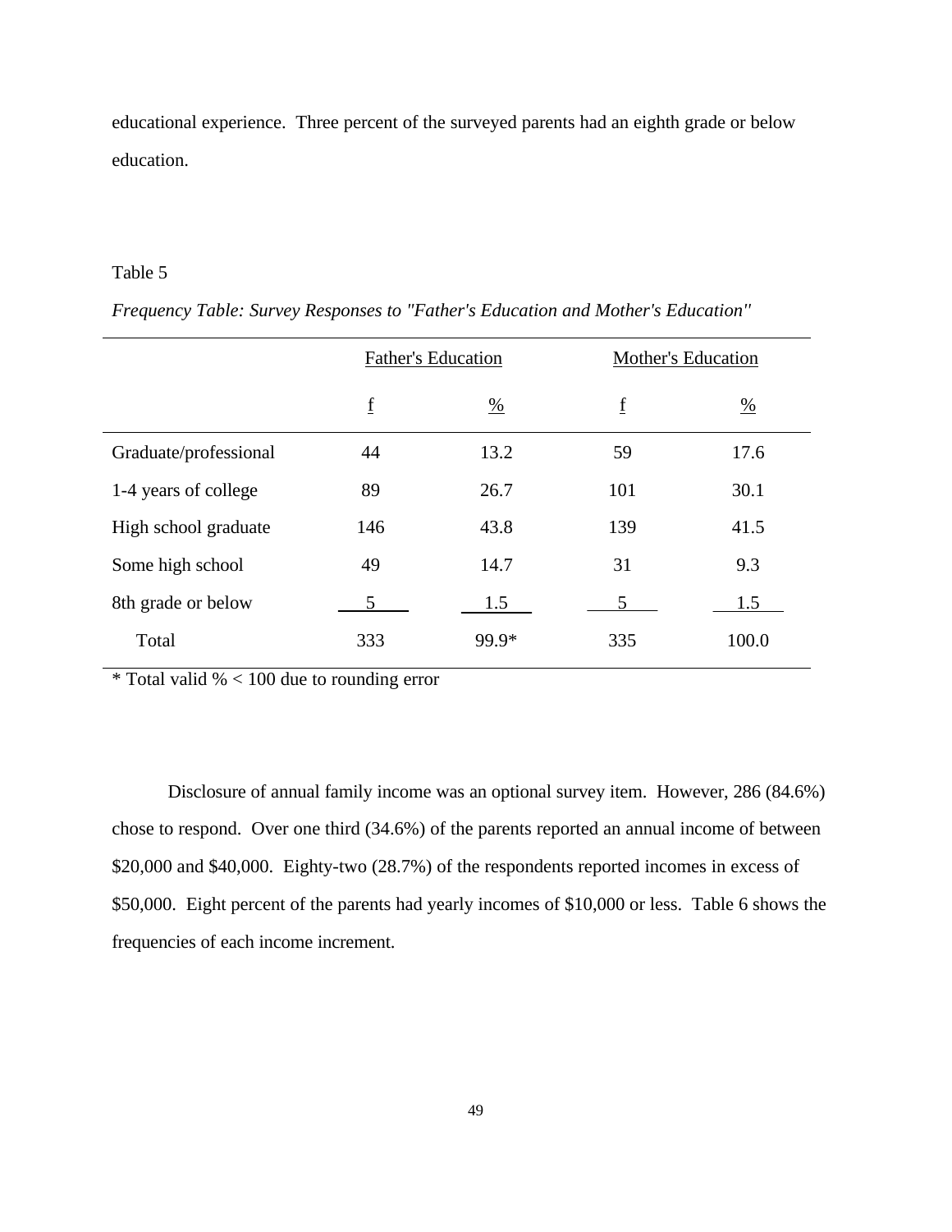educational experience. Three percent of the surveyed parents had an eighth grade or below education.

Table 5

*Frequency Table: Survey Responses to "Father's Education and Mother's Education"*

| | Father's Education | | Mother's Education | |
|---|---|---|---|---|
| | f | % | f | % |
| Graduate/professional | 44 | 13.2 | 59 | 17.6 |
| 1-4 years of college | 89 | 26.7 | 101 | 30.1 |
| High school graduate | 146 | 43.8 | 139 | 41.5 |
| Some high school | 49 | 14.7 | 31 | 9.3 |
| 8th grade or below | 5 | 1.5 | 5 | 1.5 |
| Total | 333 | 99.9* | 335 | 100.0 |

* Total valid % < 100 due to rounding error

Disclosure of annual family income was an optional survey item. However, 286 (84.6%) chose to respond. Over one third (34.6%) of the parents reported an annual income of between \$20,000 and \$40,000. Eighty-two (28.7%) of the respondents reported incomes in excess of \$50,000. Eight percent of the parents had yearly incomes of \$10,000 or less. Table 6 shows the frequencies of each income increment.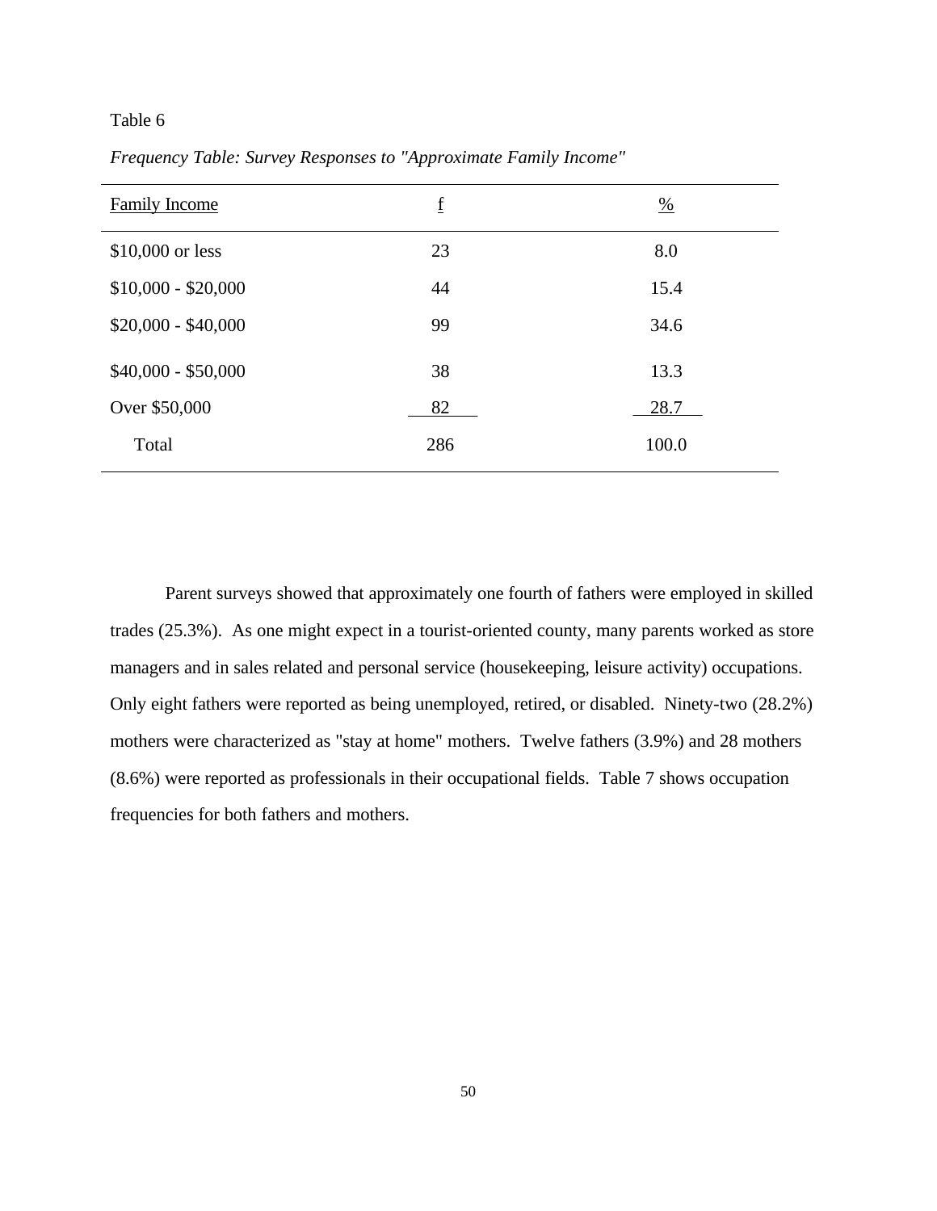Table 6

*Frequency Table: Survey Responses to "Approximate Family Income"*

| Family Income | f | % |
|---|---|---|
| $10,000 or less | 23 | 8.0 |
| $10,000 - $20,000 | 44 | 15.4 |
| $20,000 - $40,000 | 99 | 34.6 |
| $40,000 - $50,000 | 38 | 13.3 |
| Over $50,000 | 82 | 28.7 |
| Total | 286 | 100.0 |

Parent surveys showed that approximately one fourth of fathers were employed in skilled trades (25.3%). As one might expect in a tourist-oriented county, many parents worked as store managers and in sales related and personal service (housekeeping, leisure activity) occupations. Only eight fathers were reported as being unemployed, retired, or disabled. Ninety-two (28.2%) mothers were characterized as "stay at home" mothers. Twelve fathers (3.9%) and 28 mothers (8.6%) were reported as professionals in their occupational fields. Table 7 shows occupation frequencies for both fathers and mothers.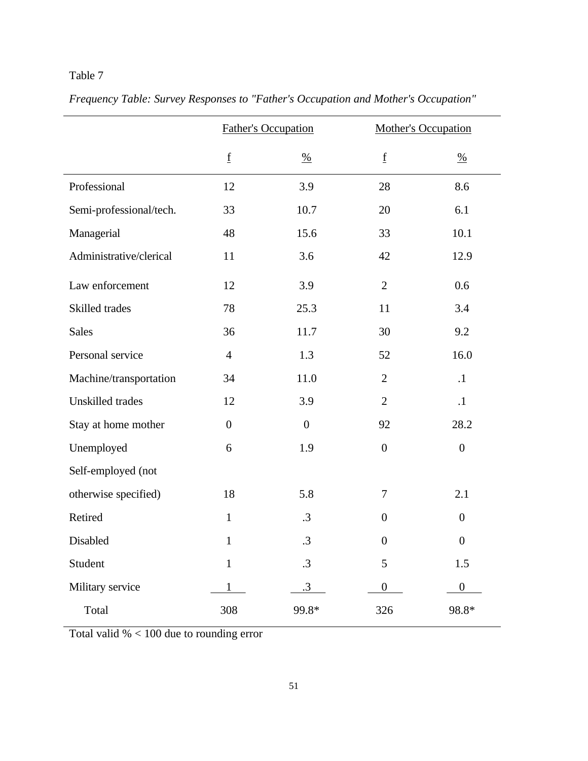Table 7

*Frequency Table: Survey Responses to "Father's Occupation and Mother's Occupation"*

| | Father's Occupation | | Mother's Occupation | |
|---|---|---|---|---|
| | f | % | f | % |
| Professional | 12 | 3.9 | 28 | 8.6 |
| Semi-professional/tech. | 33 | 10.7 | 20 | 6.1 |
| Managerial | 48 | 15.6 | 33 | 10.1 |
| Administrative/clerical | 11 | 3.6 | 42 | 12.9 |
| Law enforcement | 12 | 3.9 | 2 | 0.6 |
| Skilled trades | 78 | 25.3 | 11 | 3.4 |
| Sales | 36 | 11.7 | 30 | 9.2 |
| Personal service | 4 | 1.3 | 52 | 16.0 |
| Machine/transportation | 34 | 11.0 | 2 | .1 |
| Unskilled trades | 12 | 3.9 | 2 | .1 |
| Stay at home mother | 0 | 0 | 92 | 28.2 |
| Unemployed | 6 | 1.9 | 0 | 0 |
| Self-employed (not otherwise specified) | 18 | 5.8 | 7 | 2.1 |
| Retired | 1 | .3 | 0 | 0 |
| Disabled | 1 | .3 | 0 | 0 |
| Student | 1 | .3 | 5 | 1.5 |
| Military service | 1 | .3 | 0 | 0 |
| Total | 308 | 99.8* | 326 | 98.8* |

Total valid % < 100 due to rounding error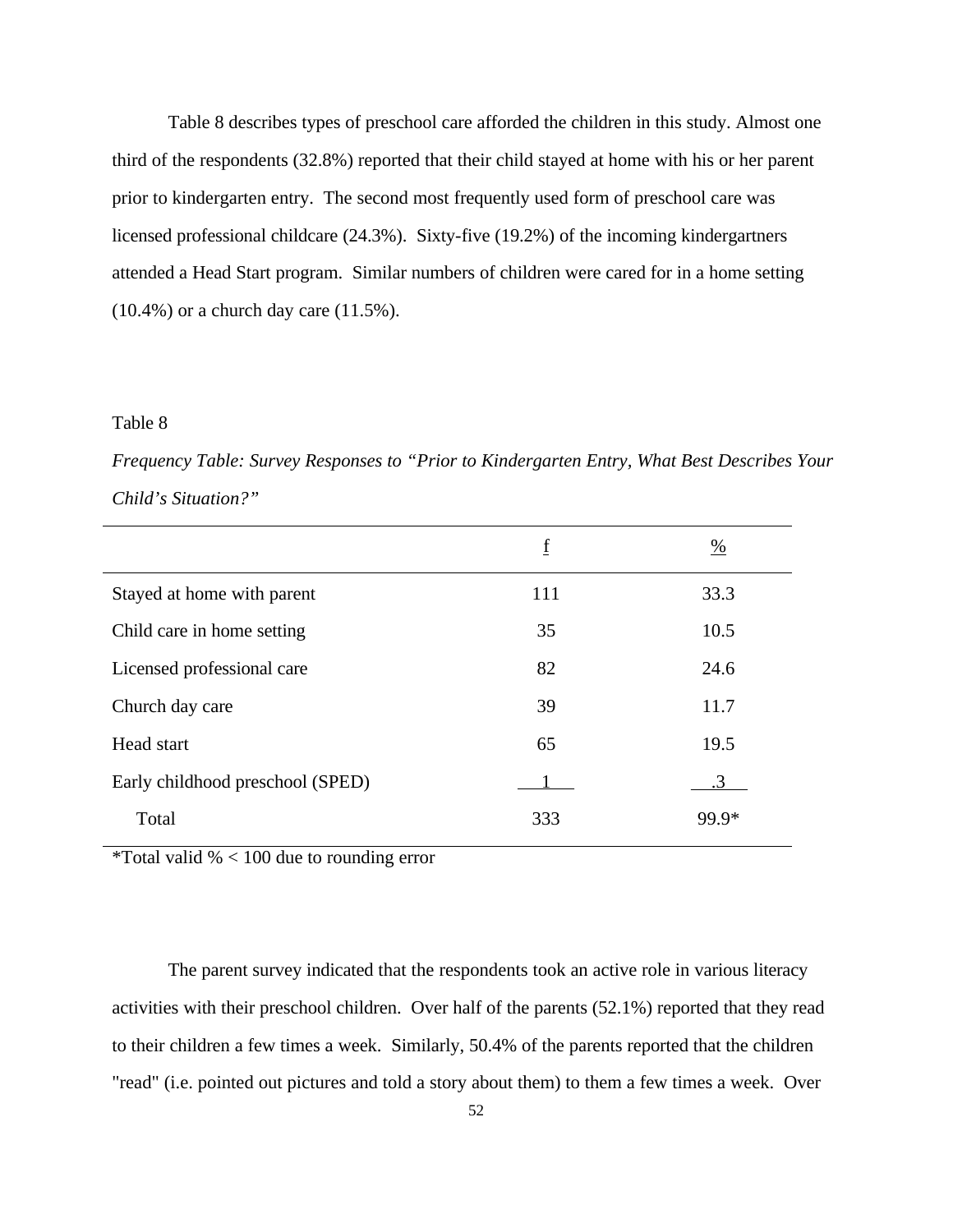Table 8 describes types of preschool care afforded the children in this study. Almost one third of the respondents (32.8%) reported that their child stayed at home with his or her parent prior to kindergarten entry. The second most frequently used form of preschool care was licensed professional childcare (24.3%). Sixty-five (19.2%) of the incoming kindergartners attended a Head Start program. Similar numbers of children were cared for in a home setting (10.4%) or a church day care (11.5%).

Table 8

*Frequency Table: Survey Responses to "Prior to Kindergarten Entry, What Best Describes Your Child's Situation?"*

| | f | % |
|---|---|---|
| Stayed at home with parent | 111 | 33.3 |
| Child care in home setting | 35 | 10.5 |
| Licensed professional care | 82 | 24.6 |
| Church day care | 39 | 11.7 |
| Head start | 65 | 19.5 |
| Early childhood preschool (SPED) | 1 | .3 |
| Total | 333 | 99.9* |

*Total valid % < 100 due to rounding error

The parent survey indicated that the respondents took an active role in various literacy activities with their preschool children. Over half of the parents (52.1%) reported that they read to their children a few times a week. Similarly, 50.4% of the parents reported that the children "read" (i.e. pointed out pictures and told a story about them) to them a few times a week. Over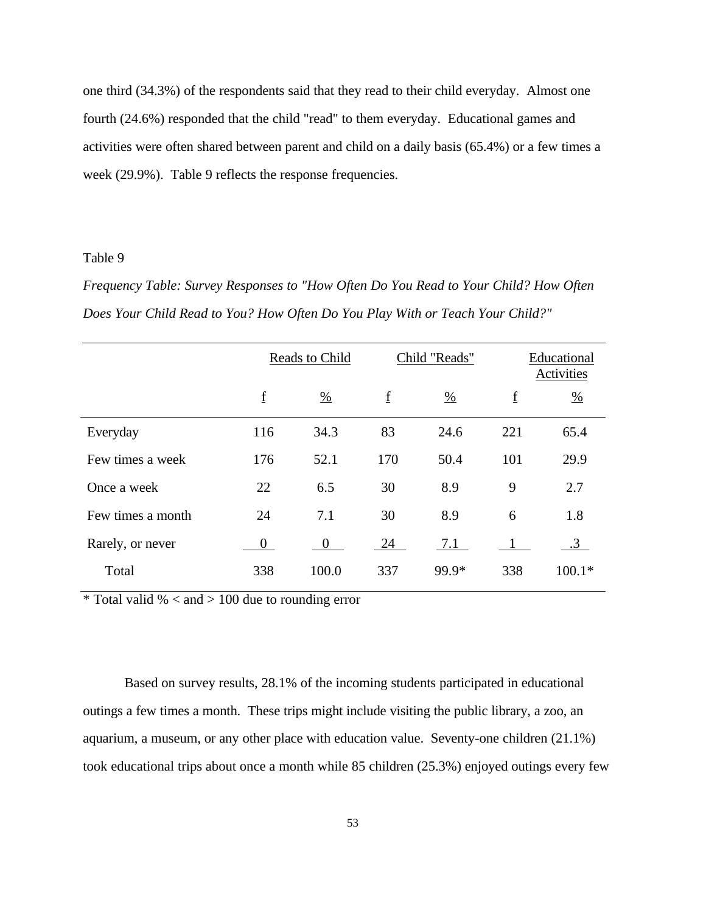one third (34.3%) of the respondents said that they read to their child everyday. Almost one fourth (24.6%) responded that the child "read" to them everyday. Educational games and activities were often shared between parent and child on a daily basis (65.4%) or a few times a week (29.9%). Table 9 reflects the response frequencies.

Table 9

*Frequency Table: Survey Responses to "How Often Do You Read to Your Child? How Often Does Your Child Read to You? How Often Do You Play With or Teach Your Child?"*

| | Reads to Child | | Child "Reads" | | Educational Activities | |
|---|---|---|---|---|---|---|
| | f | % | f | % | f | % |
| Everyday | 116 | 34.3 | 83 | 24.6 | 221 | 65.4 |
| Few times a week | 176 | 52.1 | 170 | 50.4 | 101 | 29.9 |
| Once a week | 22 | 6.5 | 30 | 8.9 | 9 | 2.7 |
| Few times a month | 24 | 7.1 | 30 | 8.9 | 6 | 1.8 |
| Rarely, or never | 0 | 0 | 24 | 7.1 | 1 | .3 |
| Total | 338 | 100.0 | 337 | 99.9* | 338 | 100.1* |

* Total valid % < and > 100 due to rounding error

Based on survey results, 28.1% of the incoming students participated in educational outings a few times a month. These trips might include visiting the public library, a zoo, an aquarium, a museum, or any other place with education value. Seventy-one children (21.1%) took educational trips about once a month while 85 children (25.3%) enjoyed outings every few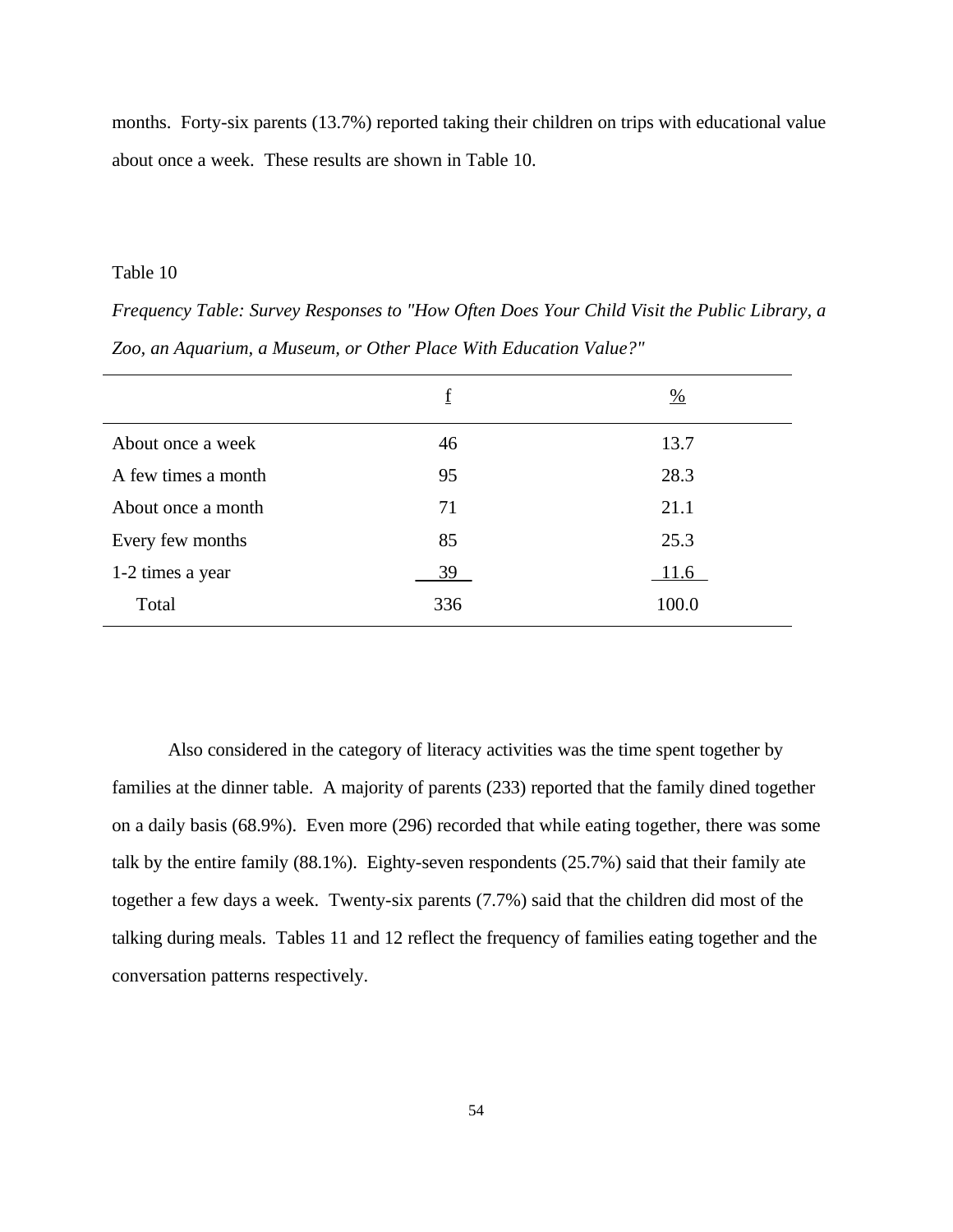months. Forty-six parents (13.7%) reported taking their children on trips with educational value about once a week. These results are shown in Table 10.

Table 10

*Frequency Table: Survey Responses to "How Often Does Your Child Visit the Public Library, a Zoo, an Aquarium, a Museum, or Other Place With Education Value?"*

| | f | % |
|---|---|---|
| About once a week | 46 | 13.7 |
| A few times a month | 95 | 28.3 |
| About once a month | 71 | 21.1 |
| Every few months | 85 | 25.3 |
| 1-2 times a year | 39 | 11.6 |
| Total | 336 | 100.0 |

Also considered in the category of literacy activities was the time spent together by families at the dinner table. A majority of parents (233) reported that the family dined together on a daily basis (68.9%). Even more (296) recorded that while eating together, there was some talk by the entire family (88.1%). Eighty-seven respondents (25.7%) said that their family ate together a few days a week. Twenty-six parents (7.7%) said that the children did most of the talking during meals. Tables 11 and 12 reflect the frequency of families eating together and the conversation patterns respectively.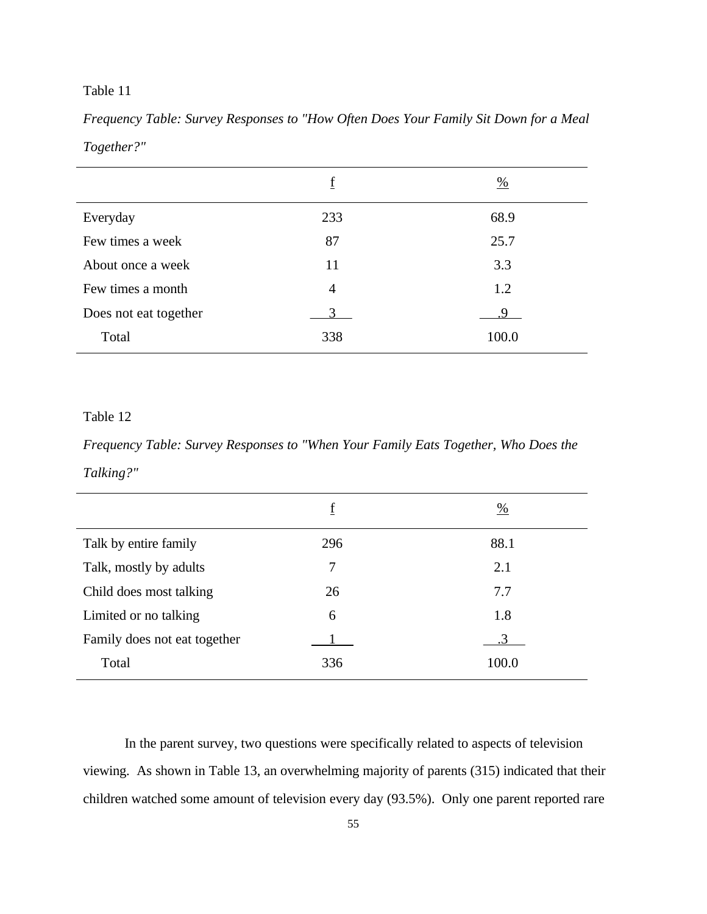Table 11

*Frequency Table: Survey Responses to "How Often Does Your Family Sit Down for a Meal Together?"*

| | f | % |
|---|---|---|
| Everyday | 233 | 68.9 |
| Few times a week | 87 | 25.7 |
| About once a week | 11 | 3.3 |
| Few times a month | 4 | 1.2 |
| Does not eat together | 3 | .9 |
| Total | 338 | 100.0 |

Table 12

*Frequency Table: Survey Responses to "When Your Family Eats Together, Who Does the Talking?"*

| | f | % |
|---|---|---|
| Talk by entire family | 296 | 88.1 |
| Talk, mostly by adults | 7 | 2.1 |
| Child does most talking | 26 | 7.7 |
| Limited or no talking | 6 | 1.8 |
| Family does not eat together | 1 | .3 |
| Total | 336 | 100.0 |

In the parent survey, two questions were specifically related to aspects of television viewing. As shown in Table 13, an overwhelming majority of parents (315) indicated that their children watched some amount of television every day (93.5%). Only one parent reported rare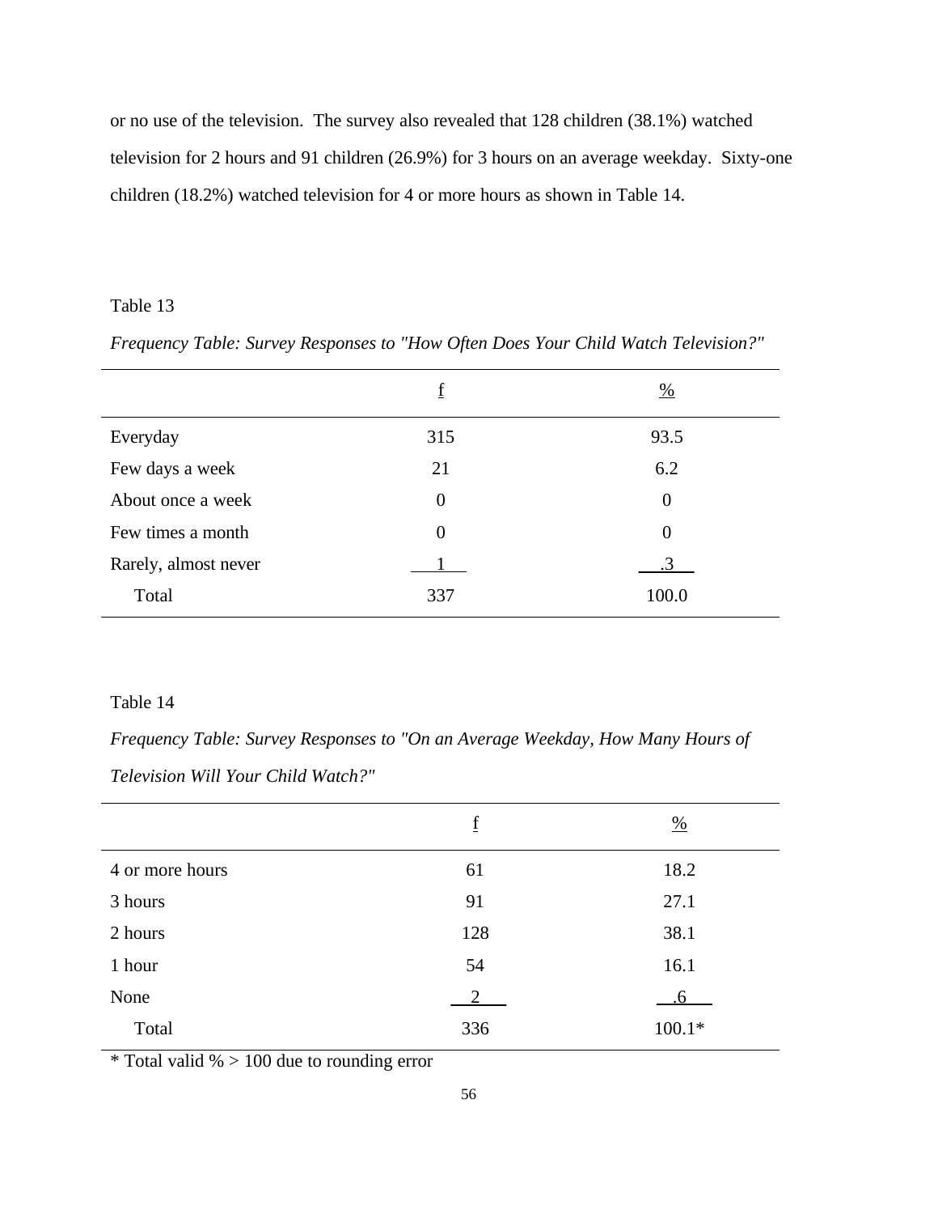or no use of the television. The survey also revealed that 128 children (38.1%) watched television for 2 hours and 91 children (26.9%) for 3 hours on an average weekday. Sixty-one children (18.2%) watched television for 4 or more hours as shown in Table 14.

Table 13

*Frequency Table: Survey Responses to "How Often Does Your Child Watch Television?"*

| | f | % |
|---|---|---|
| Everyday | 315 | 93.5 |
| Few days a week | 21 | 6.2 |
| About once a week | 0 | 0 |
| Few times a month | 0 | 0 |
| Rarely, almost never | 1 | .3 |
| Total | 337 | 100.0 |

Table 14

*Frequency Table: Survey Responses to "On an Average Weekday, How Many Hours of Television Will Your Child Watch?"*

| | f | % |
|---|---|---|
| 4 or more hours | 61 | 18.2 |
| 3 hours | 91 | 27.1 |
| 2 hours | 128 | 38.1 |
| 1 hour | 54 | 16.1 |
| None | 2 | .6 |
| Total | 336 | 100.1* |

* Total valid % > 100 due to rounding error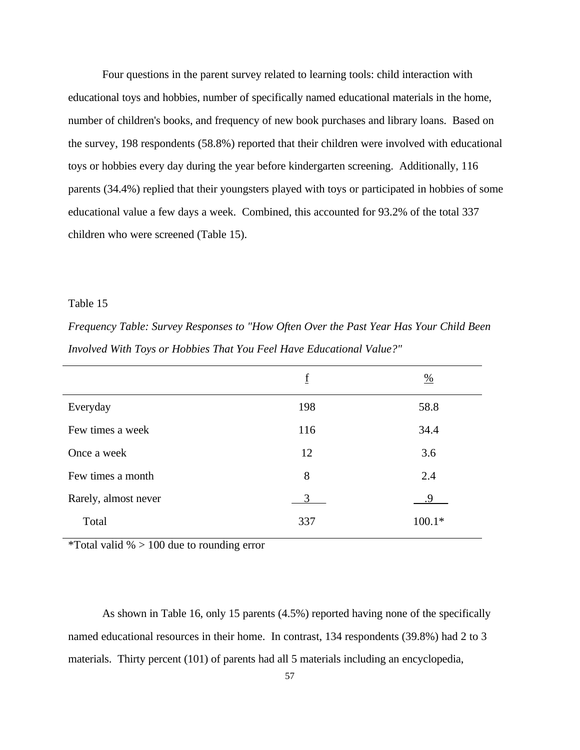Four questions in the parent survey related to learning tools: child interaction with educational toys and hobbies, number of specifically named educational materials in the home, number of children's books, and frequency of new book purchases and library loans. Based on the survey, 198 respondents (58.8%) reported that their children were involved with educational toys or hobbies every day during the year before kindergarten screening. Additionally, 116 parents (34.4%) replied that their youngsters played with toys or participated in hobbies of some educational value a few days a week. Combined, this accounted for 93.2% of the total 337 children who were screened (Table 15).

Table 15

*Frequency Table: Survey Responses to "How Often Over the Past Year Has Your Child Been Involved With Toys or Hobbies That You Feel Have Educational Value?"*

| | f | % |
|---|---|---|
| Everyday | 198 | 58.8 |
| Few times a week | 116 | 34.4 |
| Once a week | 12 | 3.6 |
| Few times a month | 8 | 2.4 |
| Rarely, almost never | 3 | .9 |
| Total | 337 | 100.1* |

*Total valid % > 100 due to rounding error

As shown in Table 16, only 15 parents (4.5%) reported having none of the specifically named educational resources in their home. In contrast, 134 respondents (39.8%) had 2 to 3 materials. Thirty percent (101) of parents had all 5 materials including an encyclopedia,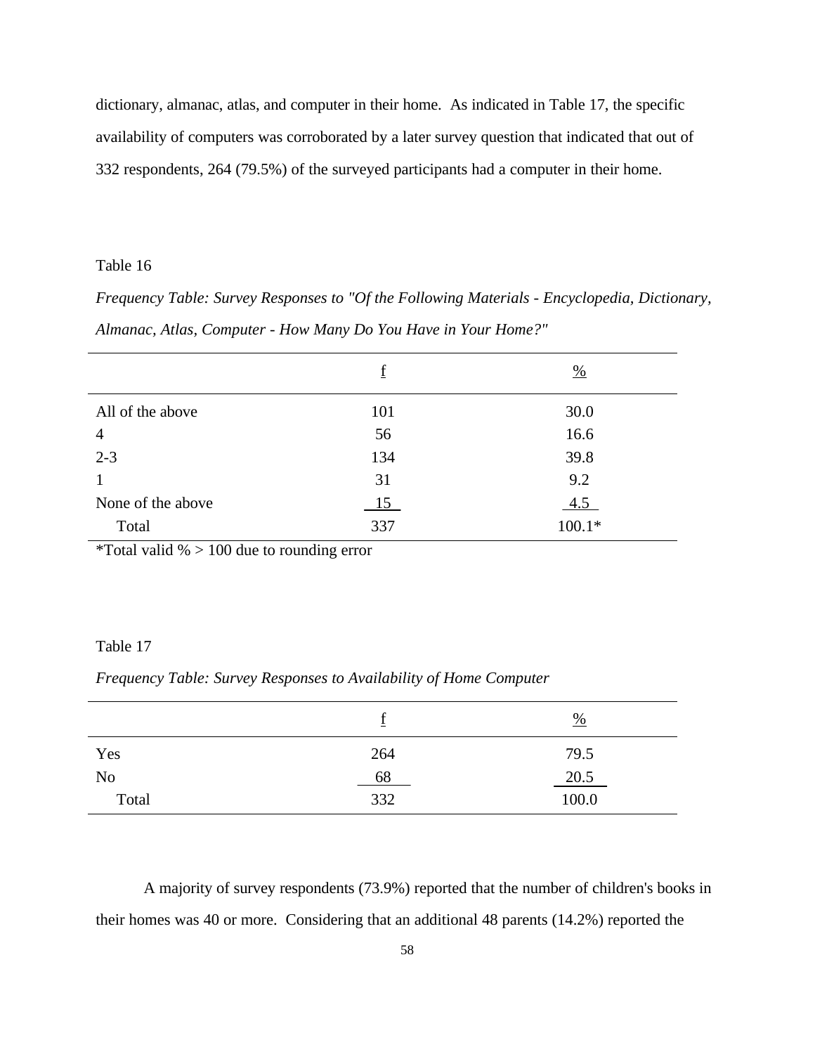dictionary, almanac, atlas, and computer in their home. As indicated in Table 17, the specific availability of computers was corroborated by a later survey question that indicated that out of 332 respondents, 264 (79.5%) of the surveyed participants had a computer in their home.

Table 16

*Frequency Table: Survey Responses to "Of the Following Materials - Encyclopedia, Dictionary, Almanac, Atlas, Computer - How Many Do You Have in Your Home?"*

| | f | % |
|---|---|---|
| All of the above | 101 | 30.0 |
| 4 | 56 | 16.6 |
| 2-3 | 134 | 39.8 |
| 1 | 31 | 9.2 |
| None of the above | 15 | 4.5 |
| Total | 337 | 100.1* |

*Total valid % > 100 due to rounding error

Table 17

*Frequency Table: Survey Responses to Availability of Home Computer*

| | f | % |
|---|---|---|
| Yes | 264 | 79.5 |
| No | 68 | 20.5 |
| Total | 332 | 100.0 |

A majority of survey respondents (73.9%) reported that the number of children's books in their homes was 40 or more. Considering that an additional 48 parents (14.2%) reported the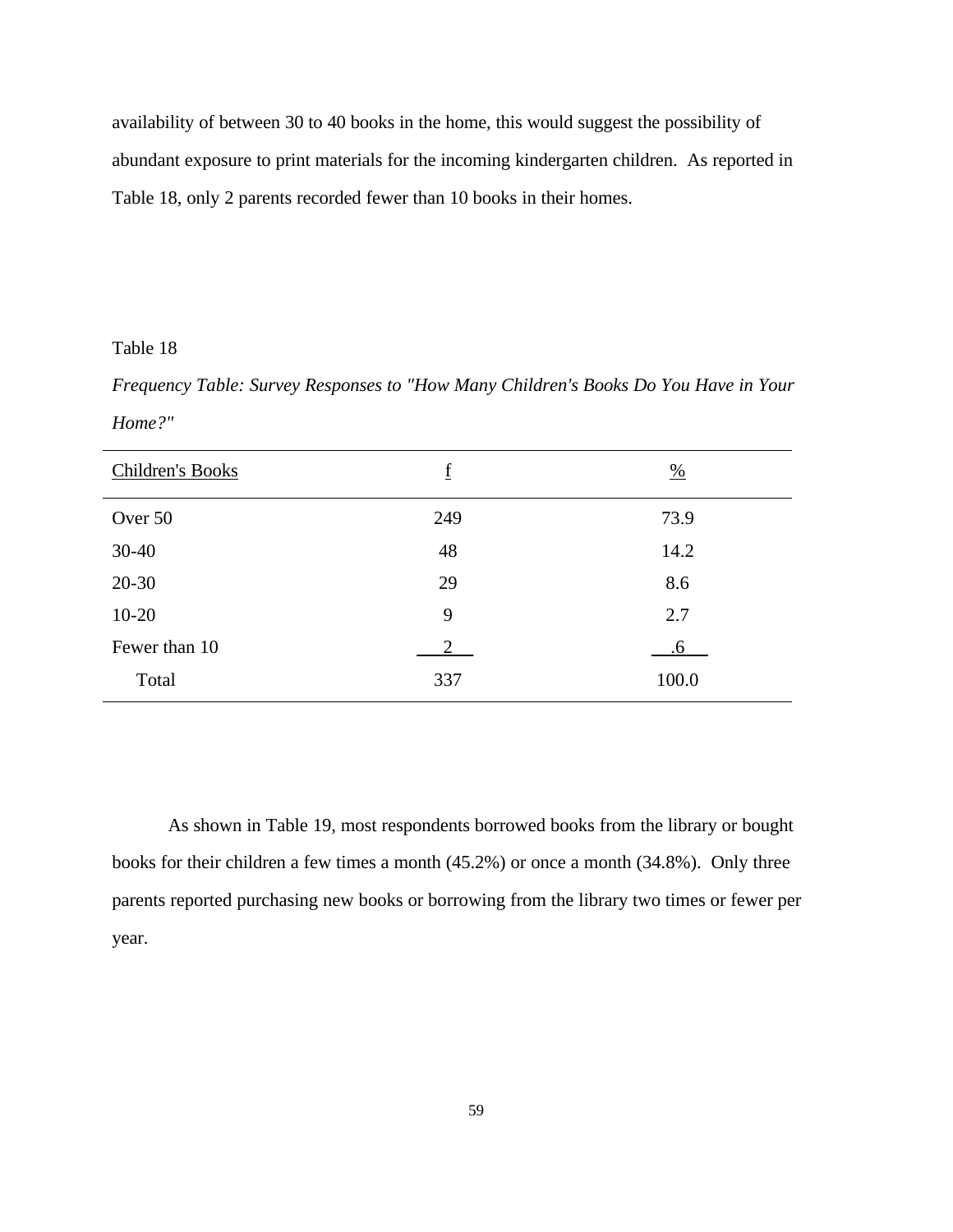availability of between 30 to 40 books in the home, this would suggest the possibility of abundant exposure to print materials for the incoming kindergarten children. As reported in Table 18, only 2 parents recorded fewer than 10 books in their homes.

Table 18

*Frequency Table: Survey Responses to "How Many Children's Books Do You Have in Your Home?"*

| Children's Books | f | % |
|---|---|---|
| Over 50 | 249 | 73.9 |
| 30-40 | 48 | 14.2 |
| 20-30 | 29 | 8.6 |
| 10-20 | 9 | 2.7 |
| Fewer than 10 | 2 | .6 |
| Total | 337 | 100.0 |

As shown in Table 19, most respondents borrowed books from the library or bought books for their children a few times a month (45.2%) or once a month (34.8%). Only three parents reported purchasing new books or borrowing from the library two times or fewer per year.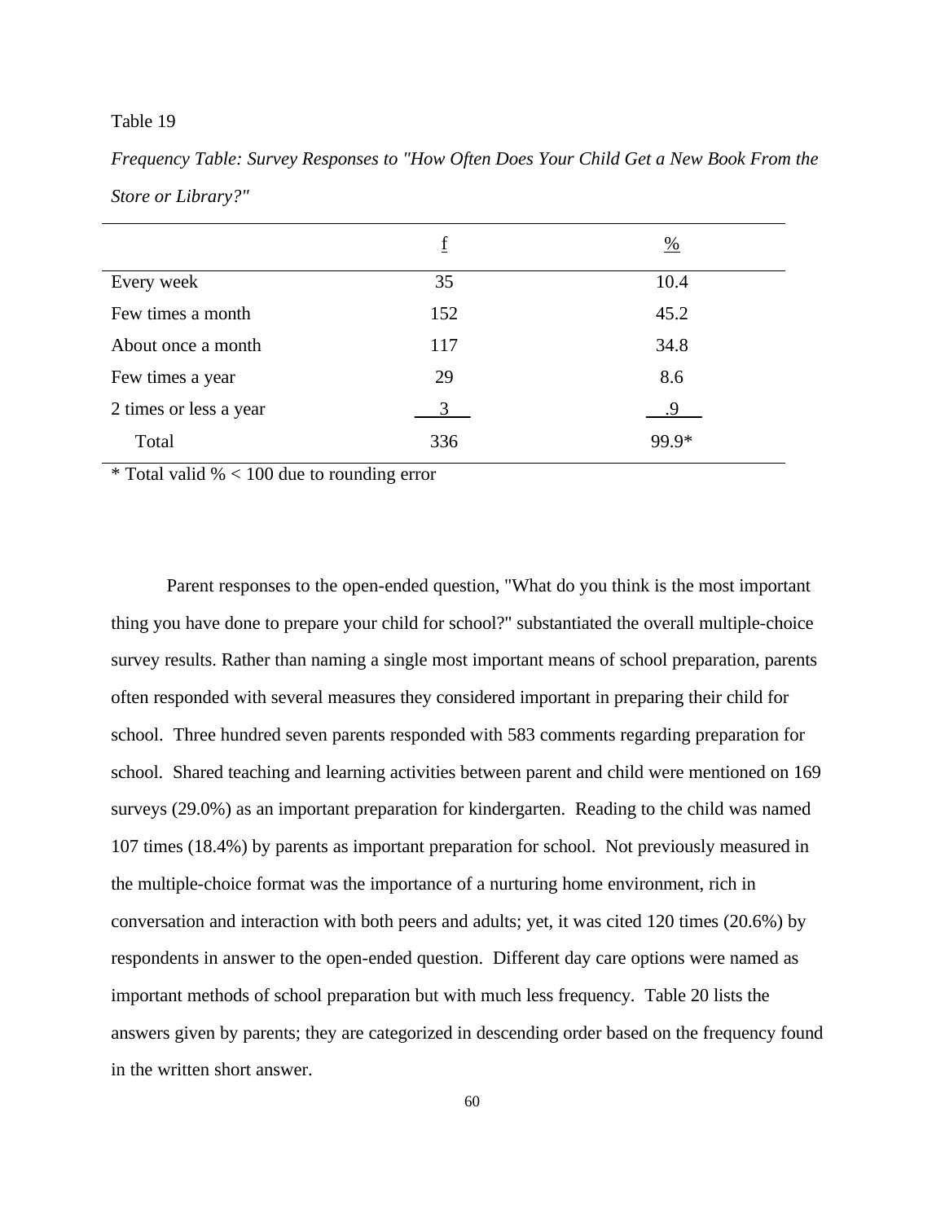Table 19

*Frequency Table: Survey Responses to "How Often Does Your Child Get a New Book From the Store or Library?"*

| | f | % |
|---|---|---|
| Every week | 35 | 10.4 |
| Few times a month | 152 | 45.2 |
| About once a month | 117 | 34.8 |
| Few times a year | 29 | 8.6 |
| 2 times or less a year | 3 | .9 |
| Total | 336 | 99.9* |

* Total valid % < 100 due to rounding error

Parent responses to the open-ended question, "What do you think is the most important thing you have done to prepare your child for school?" substantiated the overall multiple-choice survey results. Rather than naming a single most important means of school preparation, parents often responded with several measures they considered important in preparing their child for school. Three hundred seven parents responded with 583 comments regarding preparation for school. Shared teaching and learning activities between parent and child were mentioned on 169 surveys (29.0%) as an important preparation for kindergarten. Reading to the child was named 107 times (18.4%) by parents as important preparation for school. Not previously measured in the multiple-choice format was the importance of a nurturing home environment, rich in conversation and interaction with both peers and adults; yet, it was cited 120 times (20.6%) by respondents in answer to the open-ended question. Different day care options were named as important methods of school preparation but with much less frequency. Table 20 lists the answers given by parents; they are categorized in descending order based on the frequency found in the written short answer.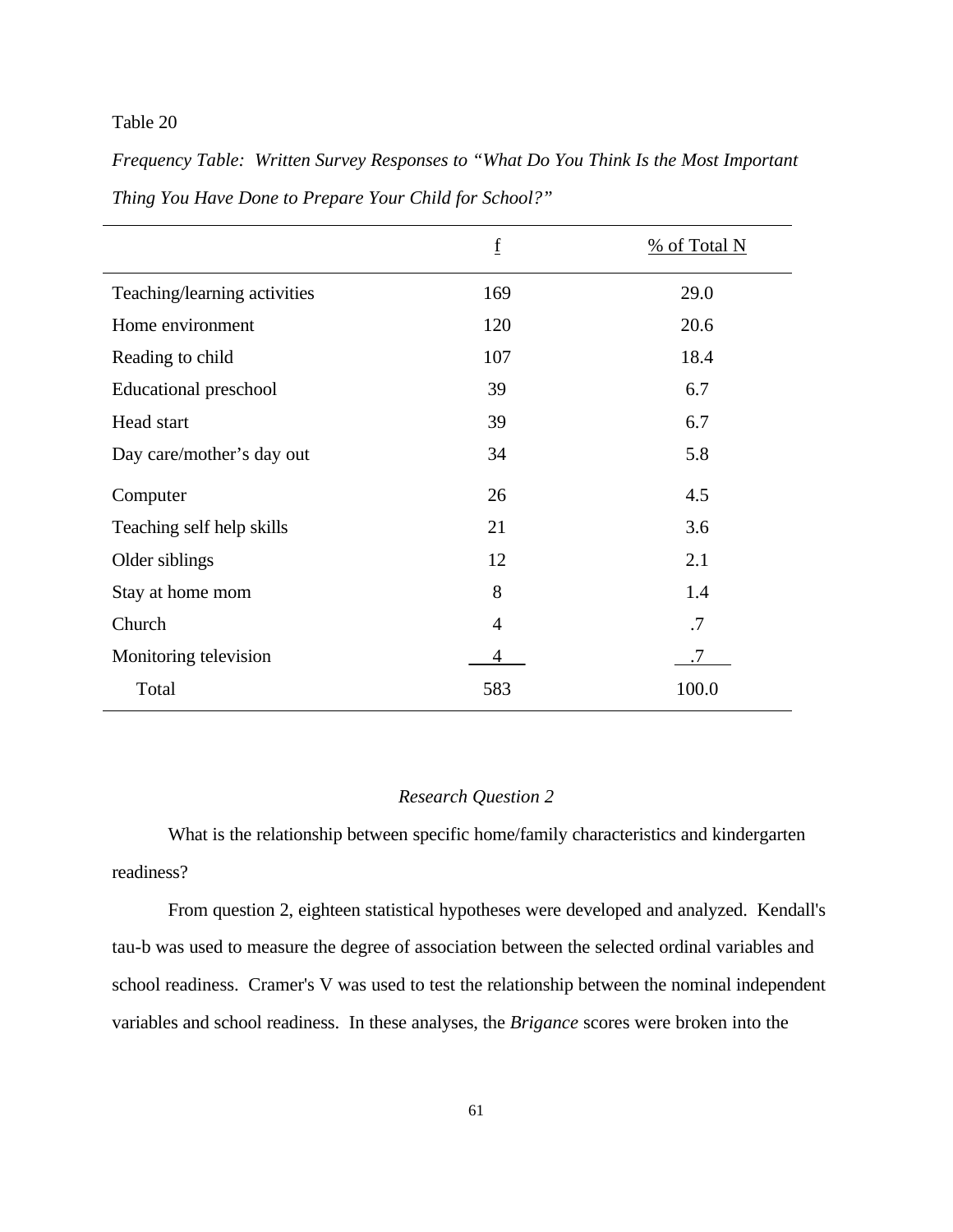Table 20

*Frequency Table: Written Survey Responses to "What Do You Think Is the Most Important Thing You Have Done to Prepare Your Child for School?"*

| | f | % of Total N |
|---|---|---|
| Teaching/learning activities | 169 | 29.0 |
| Home environment | 120 | 20.6 |
| Reading to child | 107 | 18.4 |
| Educational preschool | 39 | 6.7 |
| Head start | 39 | 6.7 |
| Day care/mother's day out | 34 | 5.8 |
| Computer | 26 | 4.5 |
| Teaching self help skills | 21 | 3.6 |
| Older siblings | 12 | 2.1 |
| Stay at home mom | 8 | 1.4 |
| Church | 4 | .7 |
| Monitoring television | 4 | .7 |
| Total | 583 | 100.0 |

*Research Question 2*

What is the relationship between specific home/family characteristics and kindergarten readiness?

From question 2, eighteen statistical hypotheses were developed and analyzed. Kendall's tau-b was used to measure the degree of association between the selected ordinal variables and school readiness. Cramer's V was used to test the relationship between the nominal independent variables and school readiness. In these analyses, the *Brigance* scores were broken into the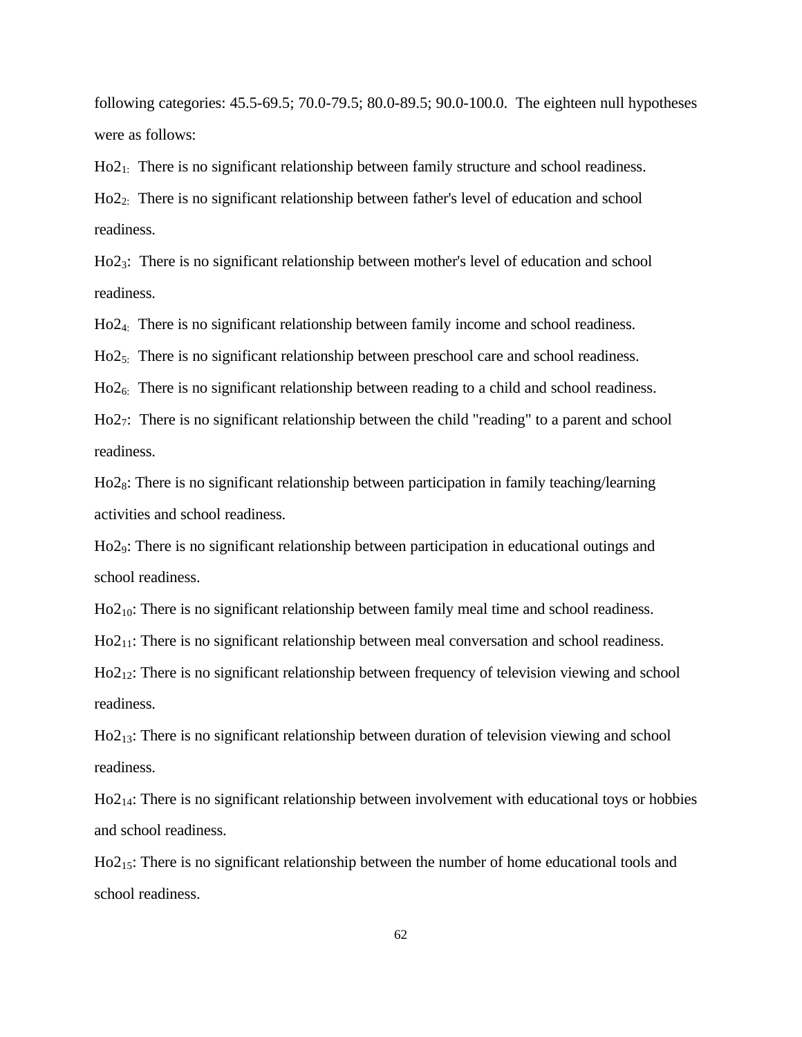following categories: 45.5-69.5; 70.0-79.5; 80.0-89.5; 90.0-100.0. The eighteen null hypotheses were as follows:

$Ho2_1$: There is no significant relationship between family structure and school readiness.

$Ho2_2$: There is no significant relationship between father's level of education and school readiness.

$Ho2_3$: There is no significant relationship between mother's level of education and school readiness.

$Ho2_4$: There is no significant relationship between family income and school readiness.

$Ho2_5$: There is no significant relationship between preschool care and school readiness.

$Ho2_6$: There is no significant relationship between reading to a child and school readiness.

$Ho2_7$: There is no significant relationship between the child "reading" to a parent and school readiness.

$Ho2_8$: There is no significant relationship between participation in family teaching/learning activities and school readiness.

$Ho2_9$: There is no significant relationship between participation in educational outings and school readiness.

$Ho2_{10}$: There is no significant relationship between family meal time and school readiness.

$Ho2_{11}$: There is no significant relationship between meal conversation and school readiness.

$Ho2_{12}$: There is no significant relationship between frequency of television viewing and school readiness.

$Ho2_{13}$: There is no significant relationship between duration of television viewing and school readiness.

$Ho2_{14}$: There is no significant relationship between involvement with educational toys or hobbies and school readiness.

$Ho2_{15}$: There is no significant relationship between the number of home educational tools and school readiness.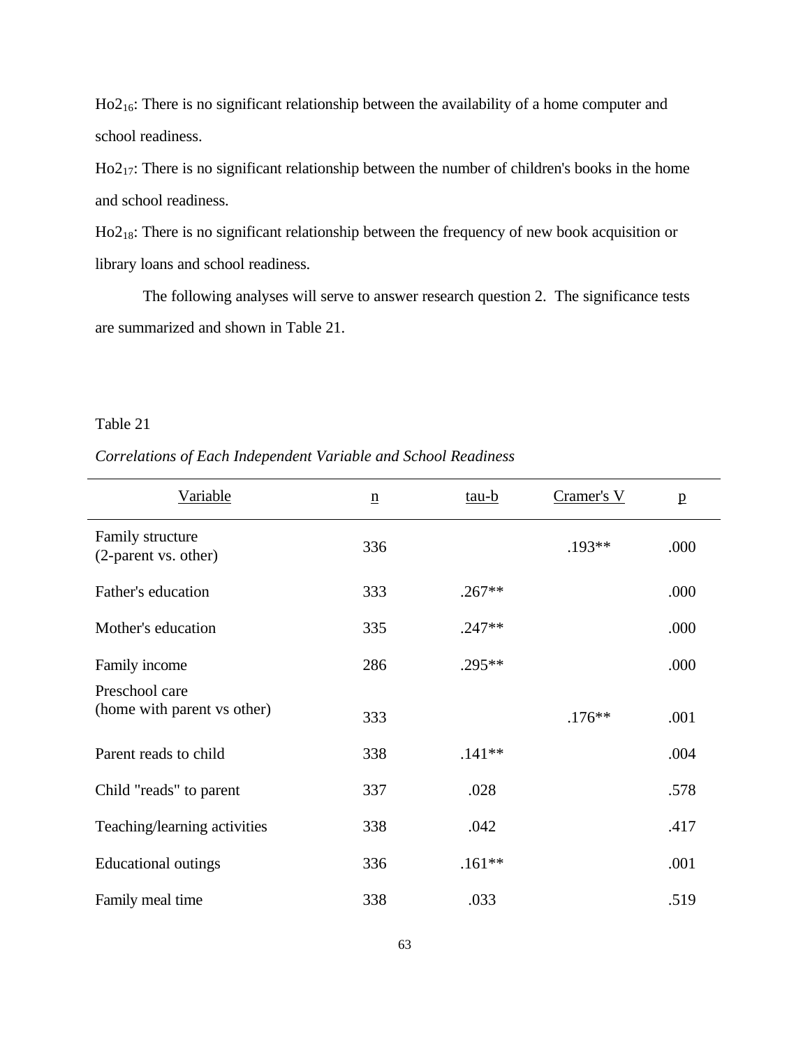$Ho2_{16}$: There is no significant relationship between the availability of a home computer and school readiness.

$Ho2_{17}$: There is no significant relationship between the number of children's books in the home and school readiness.

$Ho2_{18}$: There is no significant relationship between the frequency of new book acquisition or library loans and school readiness.

The following analyses will serve to answer research question 2. The significance tests are summarized and shown in Table 21.

Table 21

*Correlations of Each Independent Variable and School Readiness*

| Variable | n | tau-b | Cramer's V | p |
|---|---|---|---|---|
| Family structure (2-parent vs. other) | 336 | | .193** | .000 |
| Father's education | 333 | .267** | | .000 |
| Mother's education | 335 | .247** | | .000 |
| Family income | 286 | .295** | | .000 |
| Preschool care (home with parent vs other) | 333 | | .176** | .001 |
| Parent reads to child | 338 | .141** | | .004 |
| Child "reads" to parent | 337 | .028 | | .578 |
| Teaching/learning activities | 338 | .042 | | .417 |
| Educational outings | 336 | .161** | | .001 |
| Family meal time | 338 | .033 | | .519 |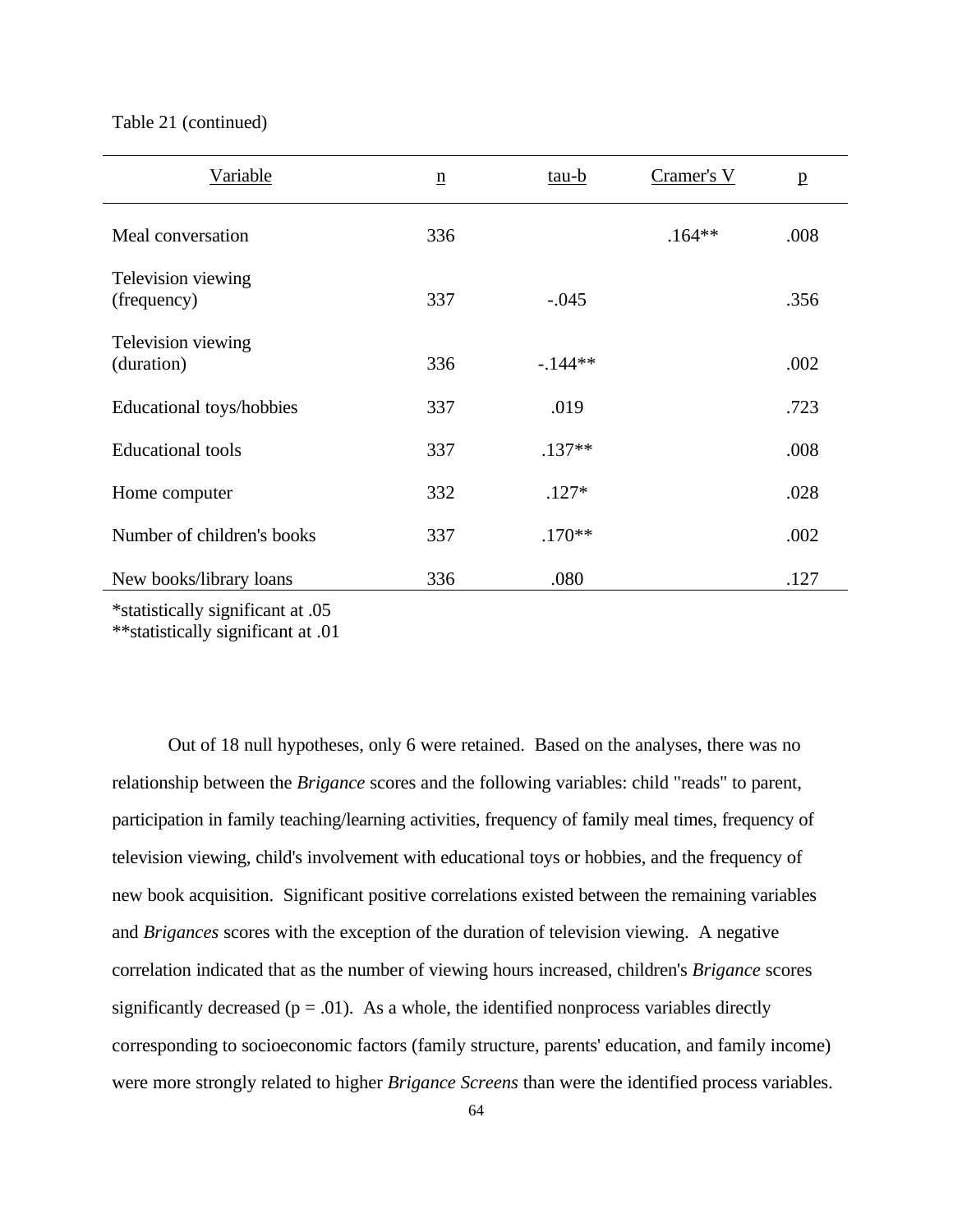Table 21 (continued)

| Variable | n | tau-b | Cramer's V | p |
|---|---|---|---|---|
| Meal conversation | 336 | | .164** | .008 |
| Television viewing (frequency) | 337 | -.045 | | .356 |
| Television viewing (duration) | 336 | -.144** | | .002 |
| Educational toys/hobbies | 337 | .019 | | .723 |
| Educational tools | 337 | .137** | | .008 |
| Home computer | 332 | .127* | | .028 |
| Number of children's books | 337 | .170** | | .002 |
| New books/library loans | 336 | .080 | | .127 |

*statistically significant at .05
**statistically significant at .01

Out of 18 null hypotheses, only 6 were retained. Based on the analyses, there was no relationship between the *Brigance* scores and the following variables: child "reads" to parent, participation in family teaching/learning activities, frequency of family meal times, frequency of television viewing, child's involvement with educational toys or hobbies, and the frequency of new book acquisition. Significant positive correlations existed between the remaining variables and *Brigances* scores with the exception of the duration of television viewing. A negative correlation indicated that as the number of viewing hours increased, children's *Brigance* scores significantly decreased ($p = .01$). As a whole, the identified nonprocess variables directly corresponding to socioeconomic factors (family structure, parents' education, and family income) were more strongly related to higher *Brigance Screens* than were the identified process variables.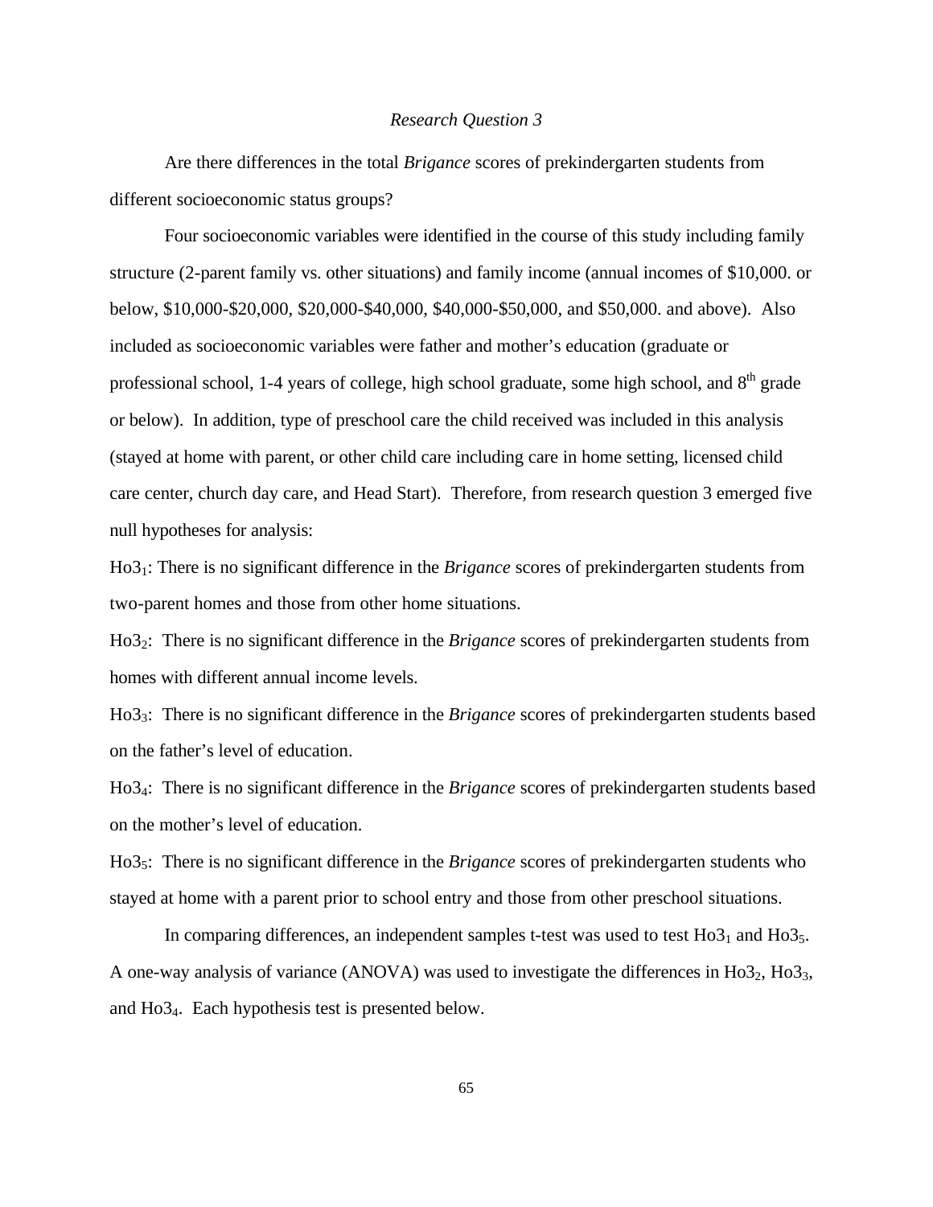*Research Question 3*

Are there differences in the total *Brigance* scores of prekindergarten students from different socioeconomic status groups?

Four socioeconomic variables were identified in the course of this study including family structure (2-parent family vs. other situations) and family income (annual incomes of $10,000. or below, $10,000-$20,000, $20,000-$40,000, $40,000-$50,000, and $50,000. and above). Also included as socioeconomic variables were father and mother's education (graduate or professional school, 1-4 years of college, high school graduate, some high school, and 8$^{th}$ grade or below). In addition, type of preschool care the child received was included in this analysis (stayed at home with parent, or other child care including care in home setting, licensed child care center, church day care, and Head Start). Therefore, from research question 3 emerged five null hypotheses for analysis:

$Ho3_1$: There is no significant difference in the *Brigance* scores of prekindergarten students from two-parent homes and those from other home situations.

$Ho3_2$: There is no significant difference in the *Brigance* scores of prekindergarten students from homes with different annual income levels.

$Ho3_3$: There is no significant difference in the *Brigance* scores of prekindergarten students based on the father's level of education.

$Ho3_4$: There is no significant difference in the *Brigance* scores of prekindergarten students based on the mother's level of education.

$Ho3_5$: There is no significant difference in the *Brigance* scores of prekindergarten students who stayed at home with a parent prior to school entry and those from other preschool situations.

In comparing differences, an independent samples t-test was used to test $Ho3_1$ and $Ho3_5$. A one-way analysis of variance (ANOVA) was used to investigate the differences in $Ho3_2$, $Ho3_3$, and $Ho3_4$. Each hypothesis test is presented below.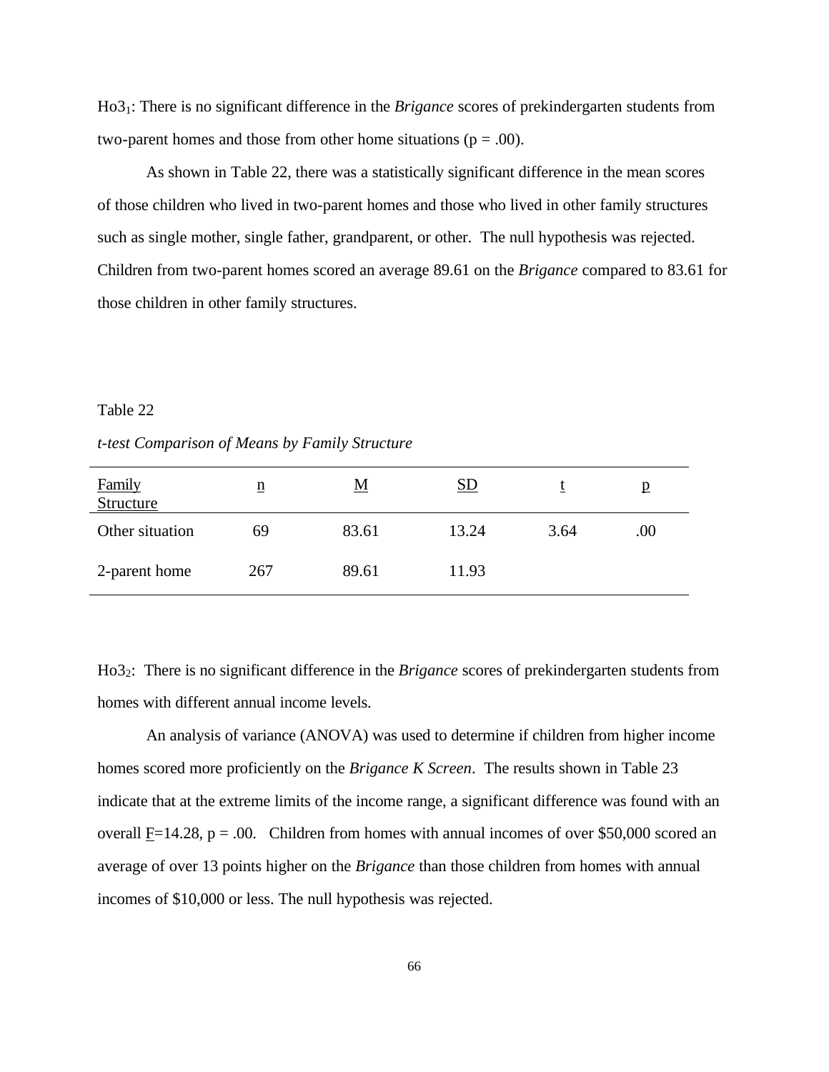Ho3$_1$: There is no significant difference in the *Brigance* scores of prekindergarten students from two-parent homes and those from other home situations (p = .00).

As shown in Table 22, there was a statistically significant difference in the mean scores of those children who lived in two-parent homes and those who lived in other family structures such as single mother, single father, grandparent, or other. The null hypothesis was rejected. Children from two-parent homes scored an average 89.61 on the *Brigance* compared to 83.61 for those children in other family structures.

Table 22

*t-test Comparison of Means by Family Structure*

| Family Structure | n | M | SD | t | p |
|---|---|---|---|---|---|
| Other situation | 69 | 83.61 | 13.24 | 3.64 | .00 |
| 2-parent home | 267 | 89.61 | 11.93 | | |

Ho3$_2$: There is no significant difference in the *Brigance* scores of prekindergarten students from homes with different annual income levels.

An analysis of variance (ANOVA) was used to determine if children from higher income homes scored more proficiently on the *Brigance K Screen*. The results shown in Table 23 indicate that at the extreme limits of the income range, a significant difference was found with an overall F=14.28, p = .00. Children from homes with annual incomes of over $50,000 scored an average of over 13 points higher on the *Brigance* than those children from homes with annual incomes of $10,000 or less. The null hypothesis was rejected.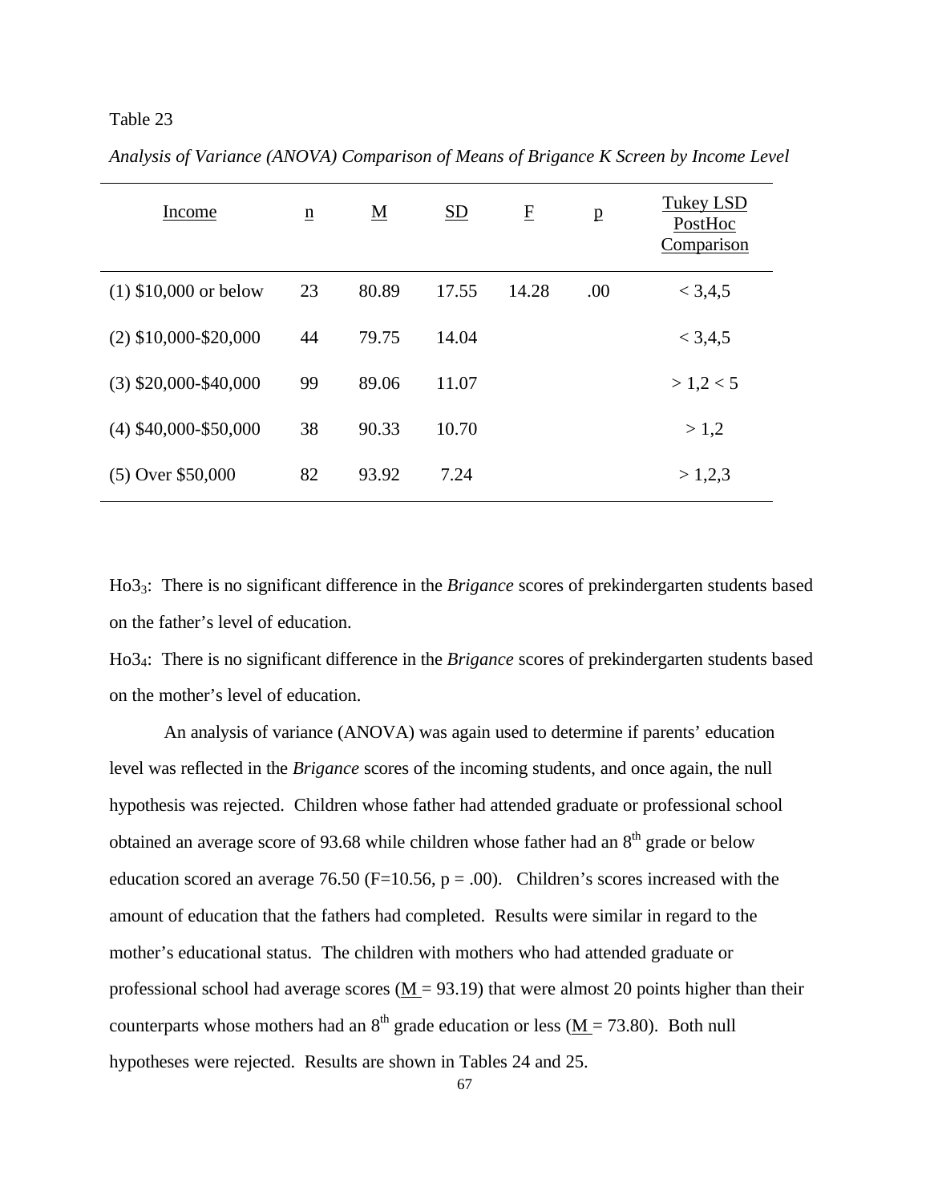Table 23

*Analysis of Variance (ANOVA) Comparison of Means of Brigance K Screen by Income Level*

| Income | n | M | SD | F | p | Tukey LSD PostHoc Comparison |
|---|---|---|---|---|---|---|
| (1) $10,000 or below | 23 | 80.89 | 17.55 | 14.28 | .00 | < 3,4,5 |
| (2) $10,000-$20,000 | 44 | 79.75 | 14.04 | | | < 3,4,5 |
| (3) $20,000-$40,000 | 99 | 89.06 | 11.07 | | | > 1,2 < 5 |
| (4) $40,000-$50,000 | 38 | 90.33 | 10.70 | | | > 1,2 |
| (5) Over $50,000 | 82 | 93.92 | 7.24 | | | > 1,2,3 |

$Ho3_3$: There is no significant difference in the *Brigance* scores of prekindergarten students based on the father's level of education.

$Ho3_4$: There is no significant difference in the *Brigance* scores of prekindergarten students based on the mother's level of education.

An analysis of variance (ANOVA) was again used to determine if parents' education level was reflected in the *Brigance* scores of the incoming students, and once again, the null hypothesis was rejected. Children whose father had attended graduate or professional school obtained an average score of 93.68 while children whose father had an 8$^{th}$ grade or below education scored an average 76.50 ($F$=10.56, $p$ = .00). Children's scores increased with the amount of education that the fathers had completed. Results were similar in regard to the mother's educational status. The children with mothers who had attended graduate or professional school had average scores ($M$ = 93.19) that were almost 20 points higher than their counterparts whose mothers had an 8$^{th}$ grade education or less ($M$ = 73.80). Both null hypotheses were rejected. Results are shown in Tables 24 and 25.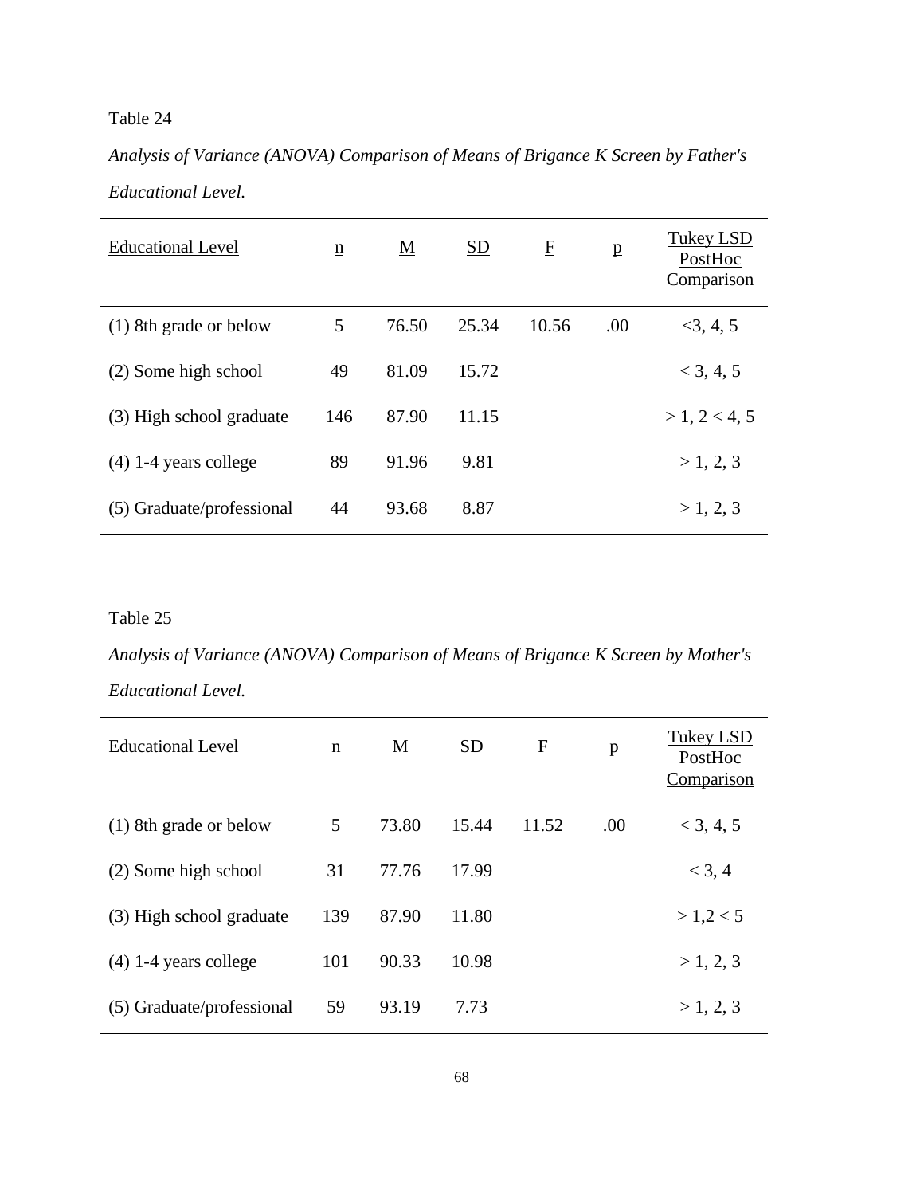Table 24

*Analysis of Variance (ANOVA) Comparison of Means of Brigance K Screen by Father's Educational Level.*

| Educational Level | n | M | SD | F | p | Tukey LSD PostHoc Comparison |
|---|---|---|---|---|---|---|
| (1) 8th grade or below | 5 | 76.50 | 25.34 | 10.56 | .00 | <3, 4, 5 |
| (2) Some high school | 49 | 81.09 | 15.72 | | | < 3, 4, 5 |
| (3) High school graduate | 146 | 87.90 | 11.15 | | | > 1, 2 < 4, 5 |
| (4) 1-4 years college | 89 | 91.96 | 9.81 | | | > 1, 2, 3 |
| (5) Graduate/professional | 44 | 93.68 | 8.87 | | | > 1, 2, 3 |

Table 25

*Analysis of Variance (ANOVA) Comparison of Means of Brigance K Screen by Mother's Educational Level.*

| Educational Level | n | M | SD | F | p | Tukey LSD PostHoc Comparison |
|---|---|---|---|---|---|---|
| (1) 8th grade or below | 5 | 73.80 | 15.44 | 11.52 | .00 | < 3, 4, 5 |
| (2) Some high school | 31 | 77.76 | 17.99 | | | < 3, 4 |
| (3) High school graduate | 139 | 87.90 | 11.80 | | | > 1,2 < 5 |
| (4) 1-4 years college | 101 | 90.33 | 10.98 | | | > 1, 2, 3 |
| (5) Graduate/professional | 59 | 93.19 | 7.73 | | | > 1, 2, 3 |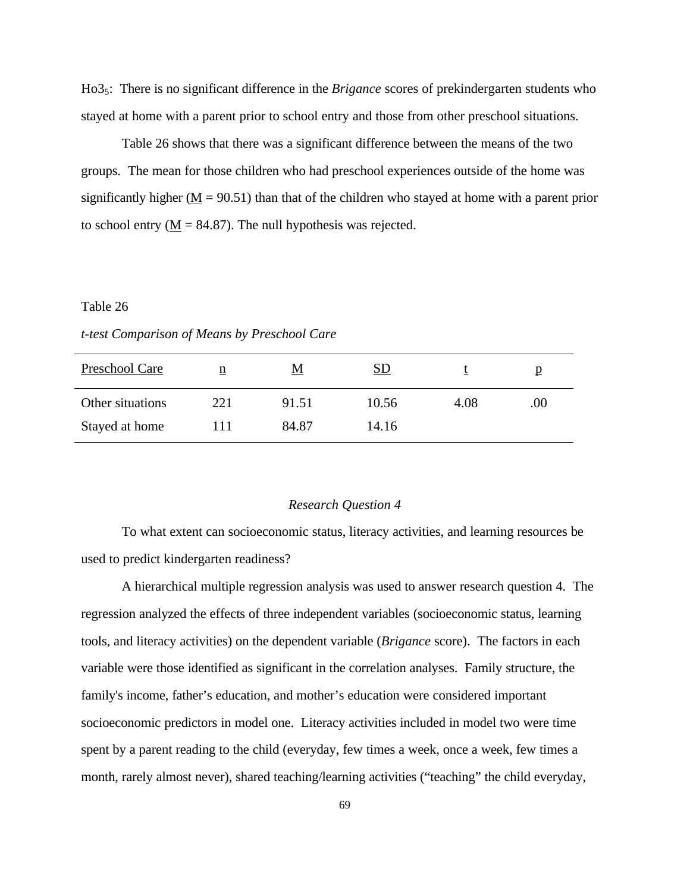$Ho3_5$: There is no significant difference in the *Brigance* scores of prekindergarten students who stayed at home with a parent prior to school entry and those from other preschool situations.

Table 26 shows that there was a significant difference between the means of the two groups. The mean for those children who had preschool experiences outside of the home was significantly higher ($\underline{M}$ = 90.51) than that of the children who stayed at home with a parent prior to school entry ($\underline{M}$ = 84.87). The null hypothesis was rejected.

Table 26

*t-test Comparison of Means by Preschool Care*

| Preschool Care | n | M | SD | t | p |
|---|---|---|---|---|---|
| Other situations | 221 | 91.51 | 10.56 | 4.08 | .00 |
| Stayed at home | 111 | 84.87 | 14.16 | | |

### *Research Question 4*

To what extent can socioeconomic status, literacy activities, and learning resources be used to predict kindergarten readiness?

A hierarchical multiple regression analysis was used to answer research question 4. The regression analyzed the effects of three independent variables (socioeconomic status, learning tools, and literacy activities) on the dependent variable (*Brigance* score). The factors in each variable were those identified as significant in the correlation analyses. Family structure, the family's income, father's education, and mother's education were considered important socioeconomic predictors in model one. Literacy activities included in model two were time spent by a parent reading to the child (everyday, few times a week, once a week, few times a month, rarely almost never), shared teaching/learning activities ("teaching" the child everyday,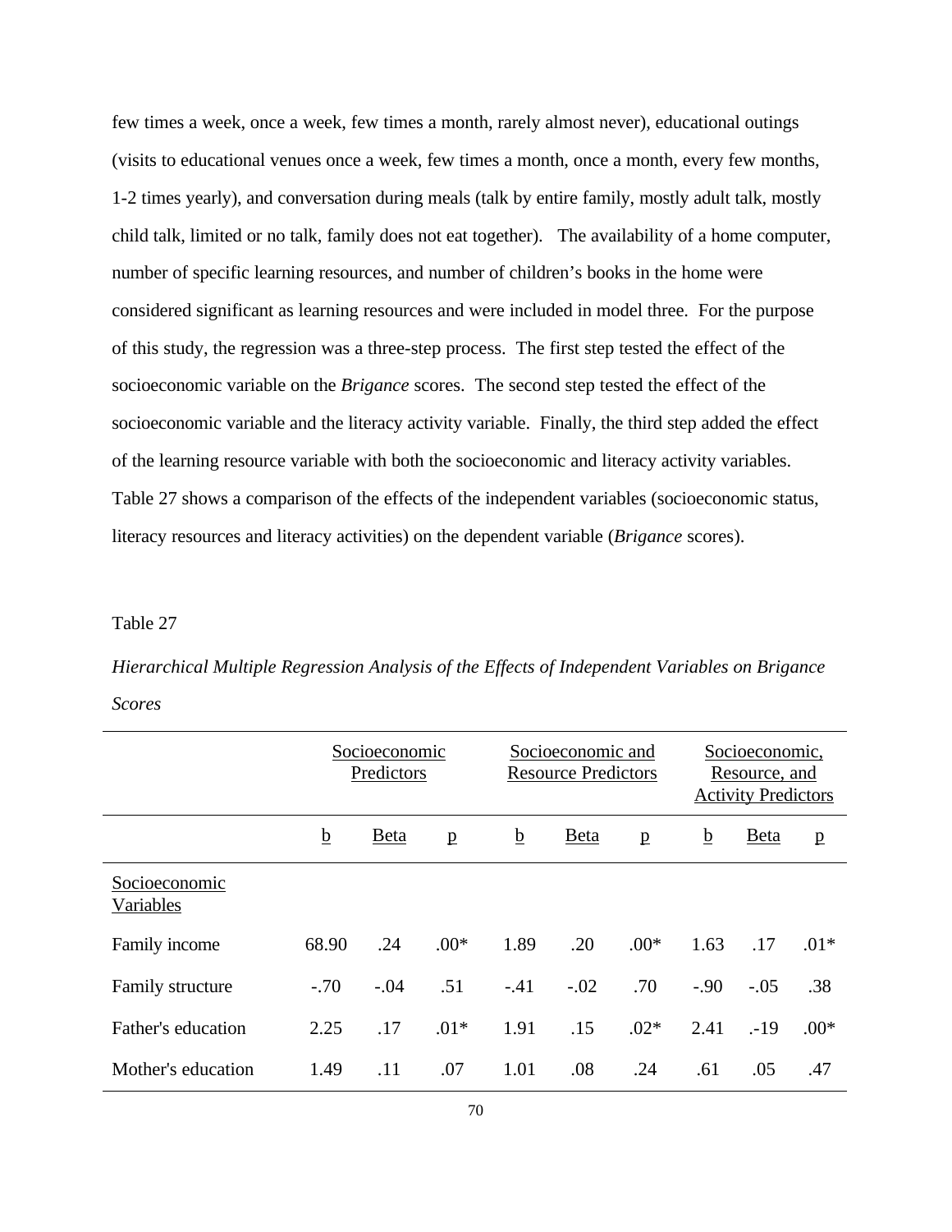few times a week, once a week, few times a month, rarely almost never), educational outings (visits to educational venues once a week, few times a month, once a month, every few months, 1-2 times yearly), and conversation during meals (talk by entire family, mostly adult talk, mostly child talk, limited or no talk, family does not eat together). The availability of a home computer, number of specific learning resources, and number of children's books in the home were considered significant as learning resources and were included in model three. For the purpose of this study, the regression was a three-step process. The first step tested the effect of the socioeconomic variable on the *Brigance* scores. The second step tested the effect of the socioeconomic variable and the literacy activity variable. Finally, the third step added the effect of the learning resource variable with both the socioeconomic and literacy activity variables. Table 27 shows a comparison of the effects of the independent variables (socioeconomic status, literacy resources and literacy activities) on the dependent variable (*Brigance* scores).

Table 27

*Hierarchical Multiple Regression Analysis of the Effects of Independent Variables on Brigance Scores*

| | Socioeconomic Predictors | | | Socioeconomic and Resource Predictors | | | Socioeconomic, Resource, and Activity Predictors | | |
|---|---|---|---|---|---|---|---|---|---|
| | b | Beta | p | b | Beta | p | b | Beta | p |
| Socioeconomic Variables | | | | | | | | | |
| Family income | 68.90 | .24 | .00* | 1.89 | .20 | .00* | 1.63 | .17 | .01* |
| Family structure | -.70 | -.04 | .51 | -.41 | -.02 | .70 | -.90 | -.05 | .38 |
| Father's education | 2.25 | .17 | .01* | 1.91 | .15 | .02* | 2.41 | .-19 | .00* |
| Mother's education | 1.49 | .11 | .07 | 1.01 | .08 | .24 | .61 | .05 | .47 |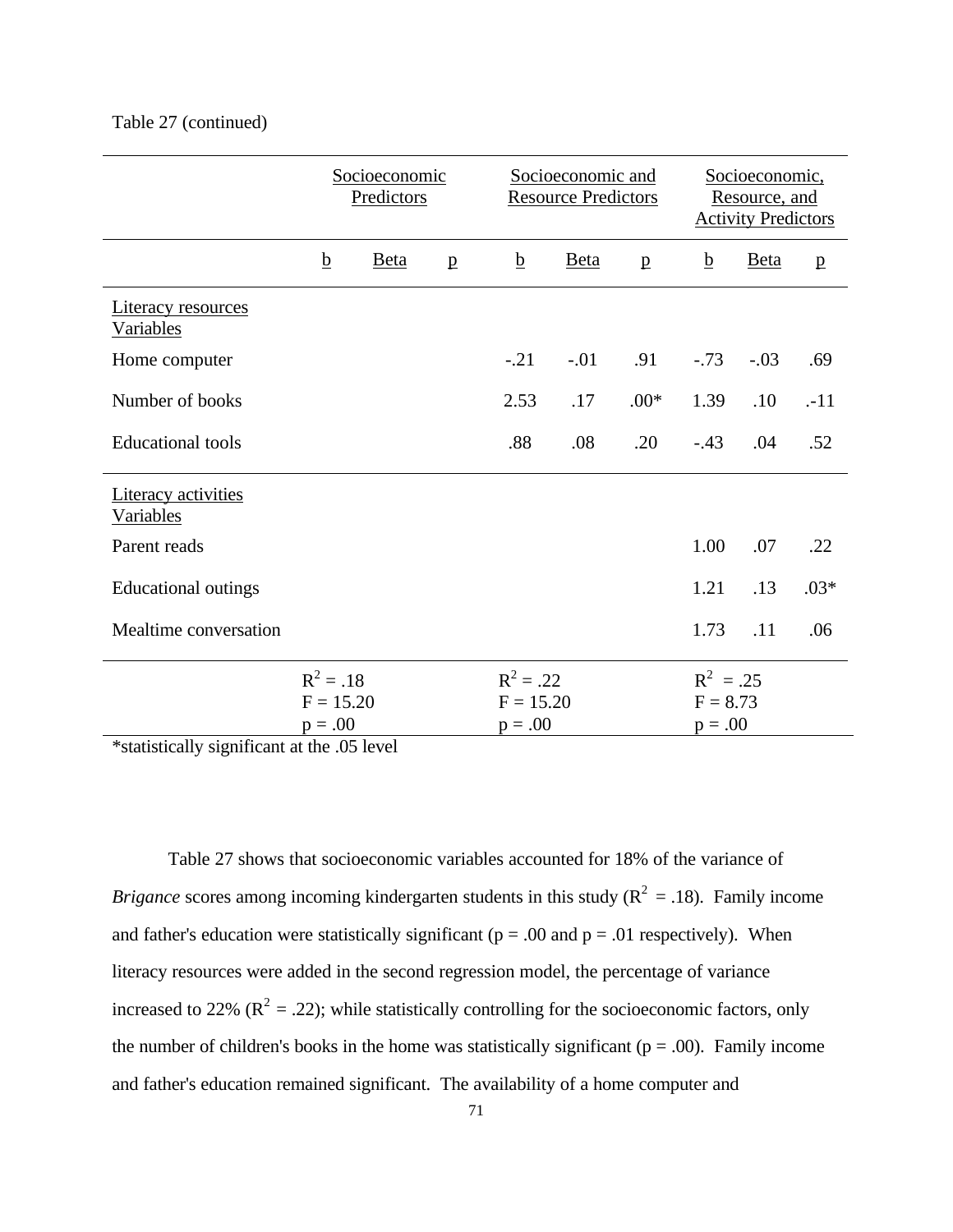Table 27 (continued)

| | Socioeconomic Predictors | | | Socioeconomic and Resource Predictors | | | Socioeconomic, Resource, and Activity Predictors | | |
|---|---|---|---|---|---|---|---|---|---|
| | b | Beta | p | b | Beta | p | b | Beta | p |
| Literacy resources Variables | | | | | | | | | |
| Home computer | | | | -.21 | -.01 | .91 | -.73 | -.03 | .69 |
| Number of books | | | | 2.53 | .17 | .00* | 1.39 | .10 | .-11 |
| Educational tools | | | | .88 | .08 | .20 | -.43 | .04 | .52 |
| Literacy activities Variables | | | | | | | | | |
| Parent reads | | | | | | | 1.00 | .07 | .22 |
| Educational outings | | | | | | | 1.21 | .13 | .03* |
| Mealtime conversation | | | | | | | 1.73 | .11 | .06 |
| | $R^2 = .18$ F = 15.20 p = .00 | | | $R^2 = .22$ F = 15.20 p = .00 | | | $R^2 = .25$ F = 8.73 p = .00 | | |

*statistically significant at the .05 level

Table 27 shows that socioeconomic variables accounted for 18% of the variance of *Brigance* scores among incoming kindergarten students in this study ($R^2 = .18$). Family income and father's education were statistically significant (p = .00 and p = .01 respectively). When literacy resources were added in the second regression model, the percentage of variance increased to 22% ($R^2 = .22$); while statistically controlling for the socioeconomic factors, only the number of children's books in the home was statistically significant (p = .00). Family income and father's education remained significant. The availability of a home computer and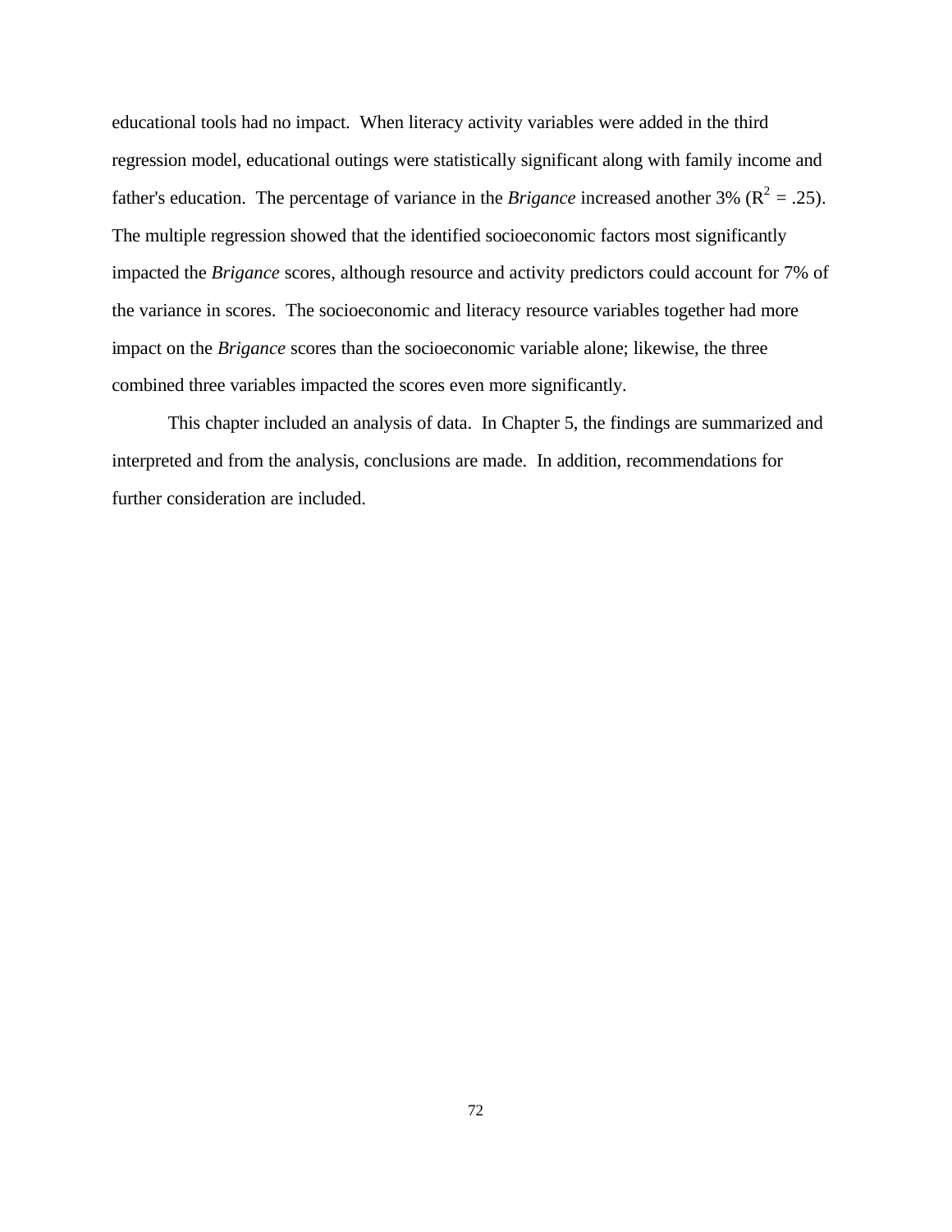educational tools had no impact. When literacy activity variables were added in the third regression model, educational outings were statistically significant along with family income and father's education. The percentage of variance in the *Brigance* increased another 3% ($R^2$ = .25). The multiple regression showed that the identified socioeconomic factors most significantly impacted the *Brigance* scores, although resource and activity predictors could account for 7% of the variance in scores. The socioeconomic and literacy resource variables together had more impact on the *Brigance* scores than the socioeconomic variable alone; likewise, the three combined three variables impacted the scores even more significantly.

This chapter included an analysis of data. In Chapter 5, the findings are summarized and interpreted and from the analysis, conclusions are made. In addition, recommendations for further consideration are included.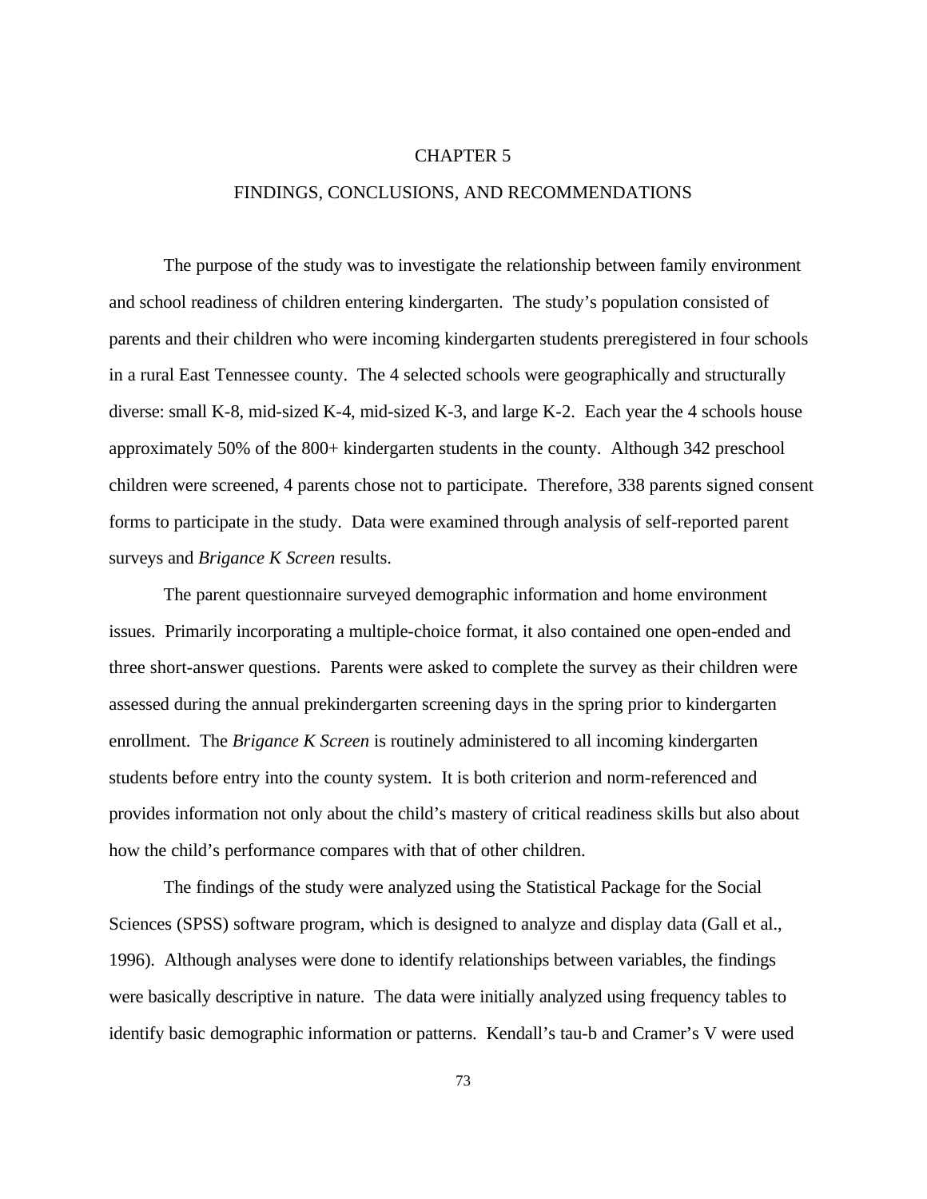# CHAPTER 5

## FINDINGS, CONCLUSIONS, AND RECOMMENDATIONS

The purpose of the study was to investigate the relationship between family environment and school readiness of children entering kindergarten. The study's population consisted of parents and their children who were incoming kindergarten students preregistered in four schools in a rural East Tennessee county. The 4 selected schools were geographically and structurally diverse: small K-8, mid-sized K-4, mid-sized K-3, and large K-2. Each year the 4 schools house approximately 50% of the 800+ kindergarten students in the county. Although 342 preschool children were screened, 4 parents chose not to participate. Therefore, 338 parents signed consent forms to participate in the study. Data were examined through analysis of self-reported parent surveys and *Brigance K Screen* results.

The parent questionnaire surveyed demographic information and home environment issues. Primarily incorporating a multiple-choice format, it also contained one open-ended and three short-answer questions. Parents were asked to complete the survey as their children were assessed during the annual prekindergarten screening days in the spring prior to kindergarten enrollment. The *Brigance K Screen* is routinely administered to all incoming kindergarten students before entry into the county system. It is both criterion and norm-referenced and provides information not only about the child's mastery of critical readiness skills but also about how the child's performance compares with that of other children.

The findings of the study were analyzed using the Statistical Package for the Social Sciences (SPSS) software program, which is designed to analyze and display data (Gall et al., 1996). Although analyses were done to identify relationships between variables, the findings were basically descriptive in nature. The data were initially analyzed using frequency tables to identify basic demographic information or patterns. Kendall's tau-b and Cramer's V were used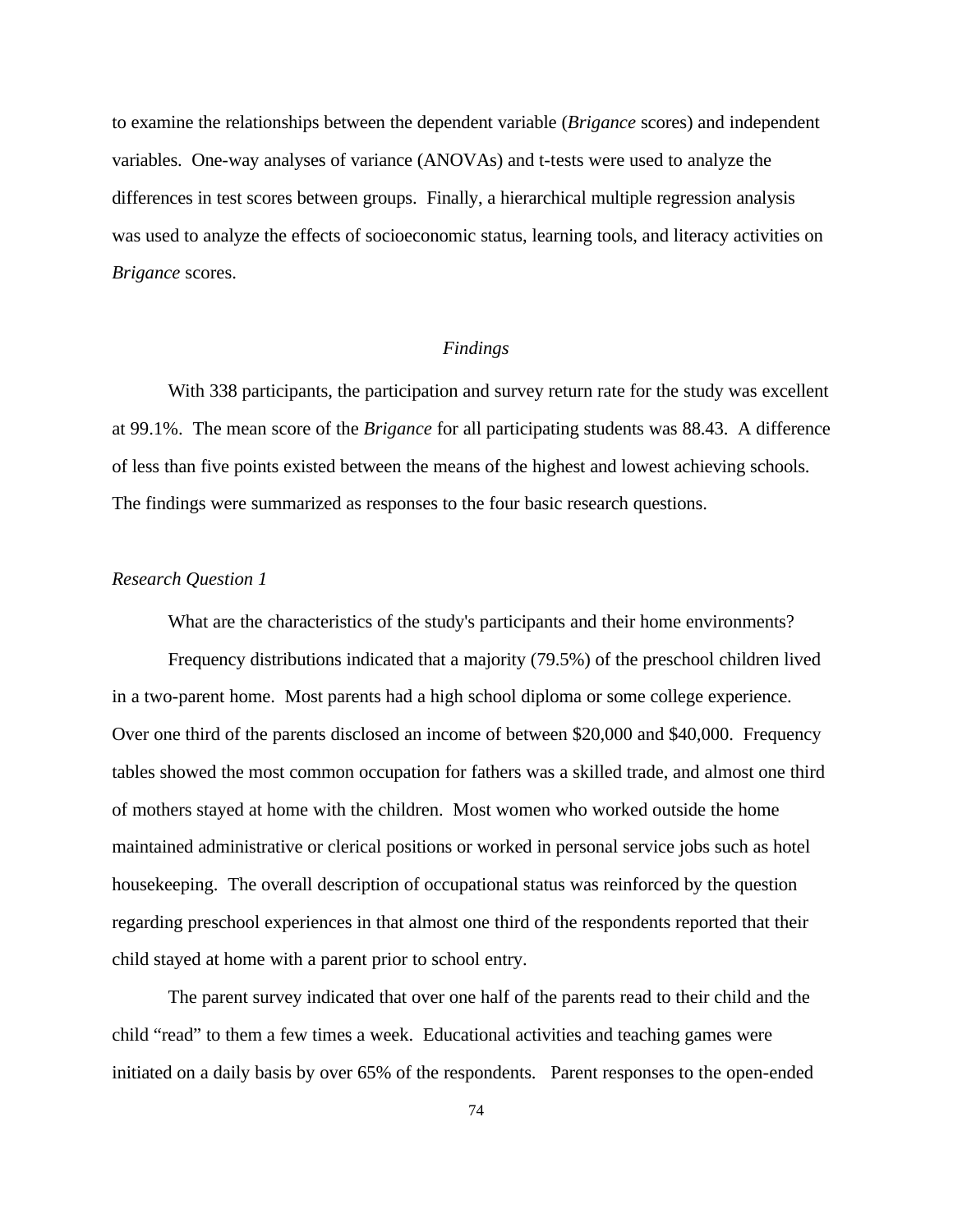to examine the relationships between the dependent variable (*Brigance* scores) and independent variables. One-way analyses of variance (ANOVAs) and t-tests were used to analyze the differences in test scores between groups. Finally, a hierarchical multiple regression analysis was used to analyze the effects of socioeconomic status, learning tools, and literacy activities on *Brigance* scores.

## *Findings*

With 338 participants, the participation and survey return rate for the study was excellent at 99.1%. The mean score of the *Brigance* for all participating students was 88.43. A difference of less than five points existed between the means of the highest and lowest achieving schools. The findings were summarized as responses to the four basic research questions.

### *Research Question 1*

What are the characteristics of the study's participants and their home environments?

Frequency distributions indicated that a majority (79.5%) of the preschool children lived in a two-parent home. Most parents had a high school diploma or some college experience. Over one third of the parents disclosed an income of between $20,000 and $40,000. Frequency tables showed the most common occupation for fathers was a skilled trade, and almost one third of mothers stayed at home with the children. Most women who worked outside the home maintained administrative or clerical positions or worked in personal service jobs such as hotel housekeeping. The overall description of occupational status was reinforced by the question regarding preschool experiences in that almost one third of the respondents reported that their child stayed at home with a parent prior to school entry.

The parent survey indicated that over one half of the parents read to their child and the child "read" to them a few times a week. Educational activities and teaching games were initiated on a daily basis by over 65% of the respondents. Parent responses to the open-ended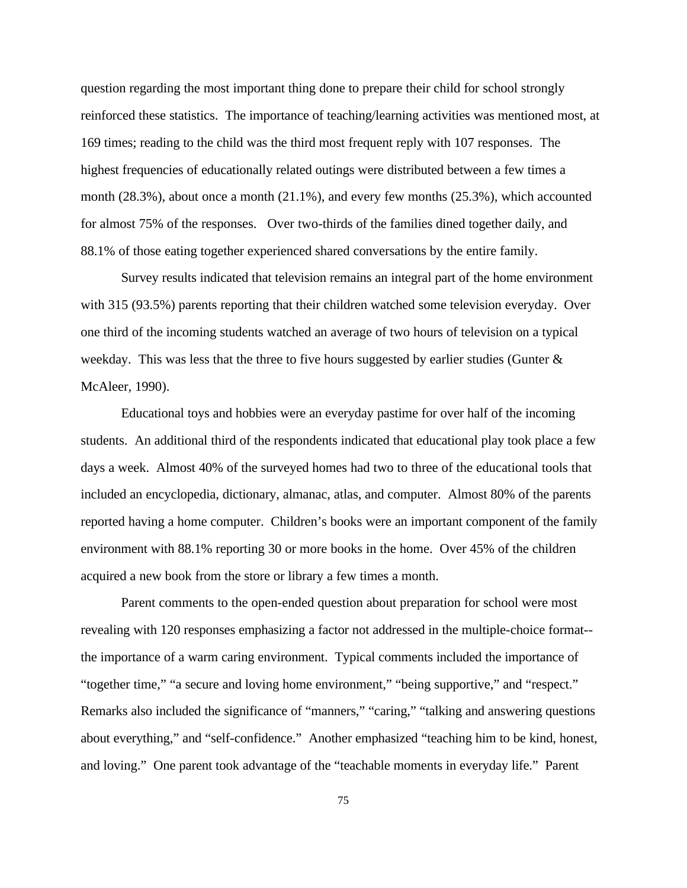question regarding the most important thing done to prepare their child for school strongly reinforced these statistics. The importance of teaching/learning activities was mentioned most, at 169 times; reading to the child was the third most frequent reply with 107 responses. The highest frequencies of educationally related outings were distributed between a few times a month (28.3%), about once a month (21.1%), and every few months (25.3%), which accounted for almost 75% of the responses. Over two-thirds of the families dined together daily, and 88.1% of those eating together experienced shared conversations by the entire family.

Survey results indicated that television remains an integral part of the home environment with 315 (93.5%) parents reporting that their children watched some television everyday. Over one third of the incoming students watched an average of two hours of television on a typical weekday. This was less that the three to five hours suggested by earlier studies (Gunter & McAleer, 1990).

Educational toys and hobbies were an everyday pastime for over half of the incoming students. An additional third of the respondents indicated that educational play took place a few days a week. Almost 40% of the surveyed homes had two to three of the educational tools that included an encyclopedia, dictionary, almanac, atlas, and computer. Almost 80% of the parents reported having a home computer. Children's books were an important component of the family environment with 88.1% reporting 30 or more books in the home. Over 45% of the children acquired a new book from the store or library a few times a month.

Parent comments to the open-ended question about preparation for school were most revealing with 120 responses emphasizing a factor not addressed in the multiple-choice format--the importance of a warm caring environment. Typical comments included the importance of "together time," "a secure and loving home environment," "being supportive," and "respect." Remarks also included the significance of "manners," "caring," "talking and answering questions about everything," and "self-confidence." Another emphasized "teaching him to be kind, honest, and loving." One parent took advantage of the "teachable moments in everyday life." Parent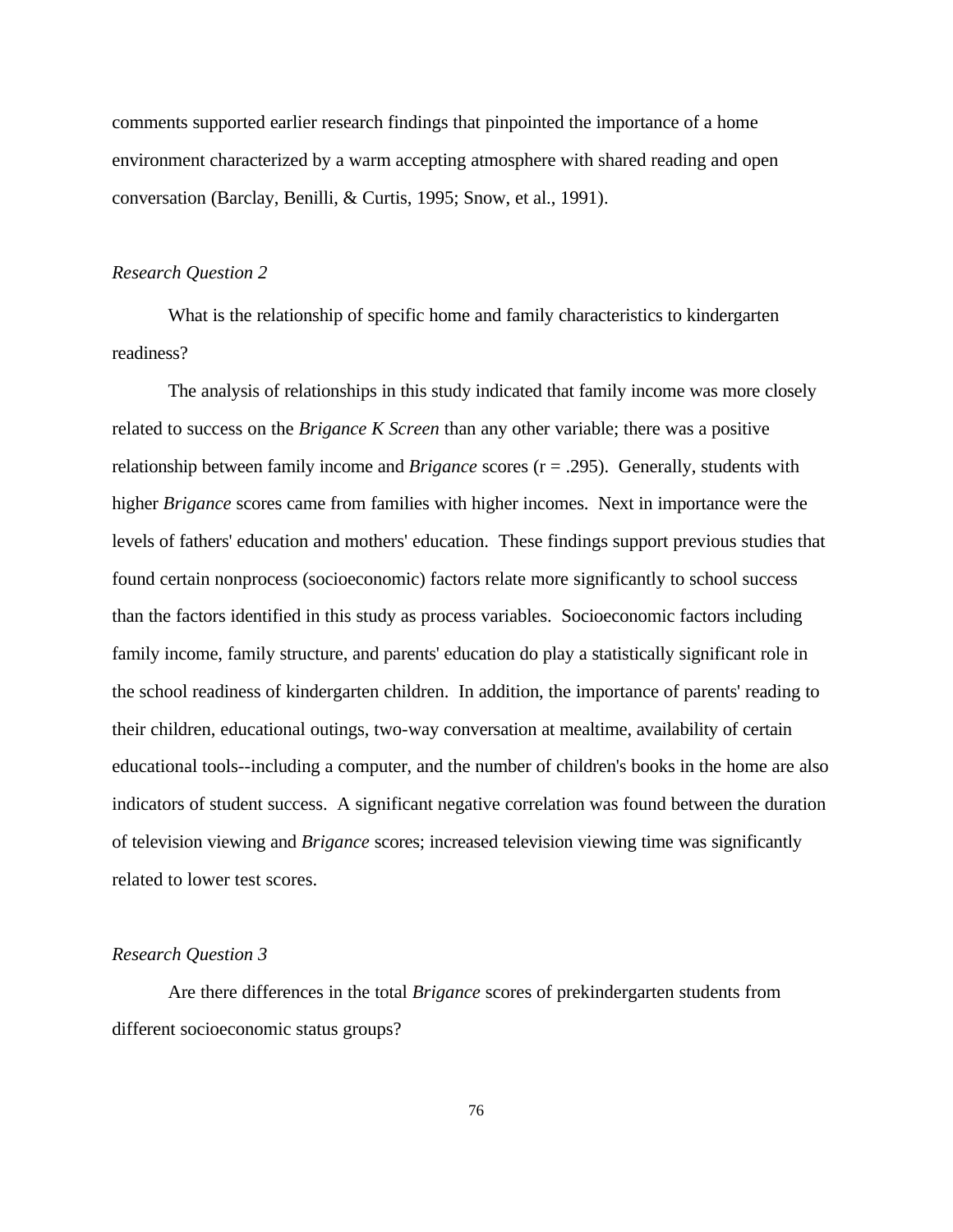comments supported earlier research findings that pinpointed the importance of a home environment characterized by a warm accepting atmosphere with shared reading and open conversation (Barclay, Benilli, & Curtis, 1995; Snow, et al., 1991).

*Research Question 2*

What is the relationship of specific home and family characteristics to kindergarten readiness?

The analysis of relationships in this study indicated that family income was more closely related to success on the *Brigance K Screen* than any other variable; there was a positive relationship between family income and *Brigance* scores ($r = .295$). Generally, students with higher *Brigance* scores came from families with higher incomes. Next in importance were the levels of fathers' education and mothers' education. These findings support previous studies that found certain nonprocess (socioeconomic) factors relate more significantly to school success than the factors identified in this study as process variables. Socioeconomic factors including family income, family structure, and parents' education do play a statistically significant role in the school readiness of kindergarten children. In addition, the importance of parents' reading to their children, educational outings, two-way conversation at mealtime, availability of certain educational tools--including a computer, and the number of children's books in the home are also indicators of student success. A significant negative correlation was found between the duration of television viewing and *Brigance* scores; increased television viewing time was significantly related to lower test scores.

*Research Question 3*

Are there differences in the total *Brigance* scores of prekindergarten students from different socioeconomic status groups?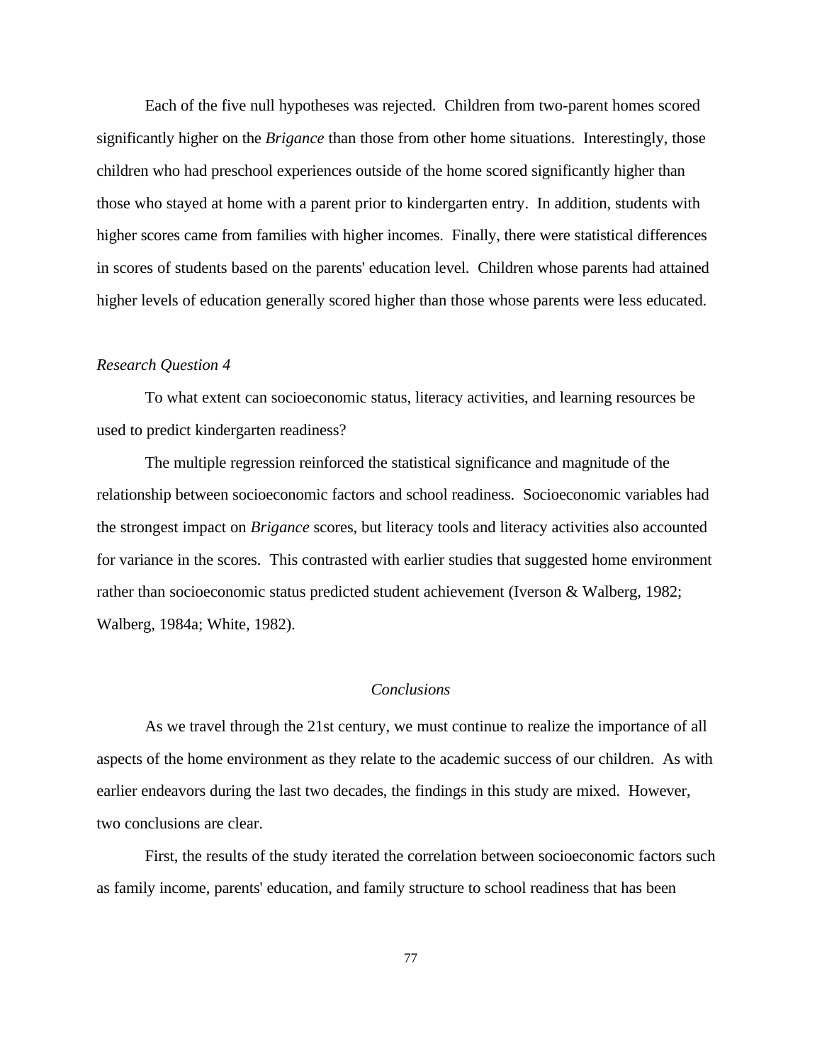Each of the five null hypotheses was rejected. Children from two-parent homes scored significantly higher on the *Brigance* than those from other home situations. Interestingly, those children who had preschool experiences outside of the home scored significantly higher than those who stayed at home with a parent prior to kindergarten entry. In addition, students with higher scores came from families with higher incomes. Finally, there were statistical differences in scores of students based on the parents' education level. Children whose parents had attained higher levels of education generally scored higher than those whose parents were less educated.

### *Research Question 4*

To what extent can socioeconomic status, literacy activities, and learning resources be used to predict kindergarten readiness?

The multiple regression reinforced the statistical significance and magnitude of the relationship between socioeconomic factors and school readiness. Socioeconomic variables had the strongest impact on *Brigance* scores, but literacy tools and literacy activities also accounted for variance in the scores. This contrasted with earlier studies that suggested home environment rather than socioeconomic status predicted student achievement (Iverson & Walberg, 1982; Walberg, 1984a; White, 1982).

## *Conclusions*

As we travel through the 21st century, we must continue to realize the importance of all aspects of the home environment as they relate to the academic success of our children. As with earlier endeavors during the last two decades, the findings in this study are mixed. However, two conclusions are clear.

First, the results of the study iterated the correlation between socioeconomic factors such as family income, parents' education, and family structure to school readiness that has been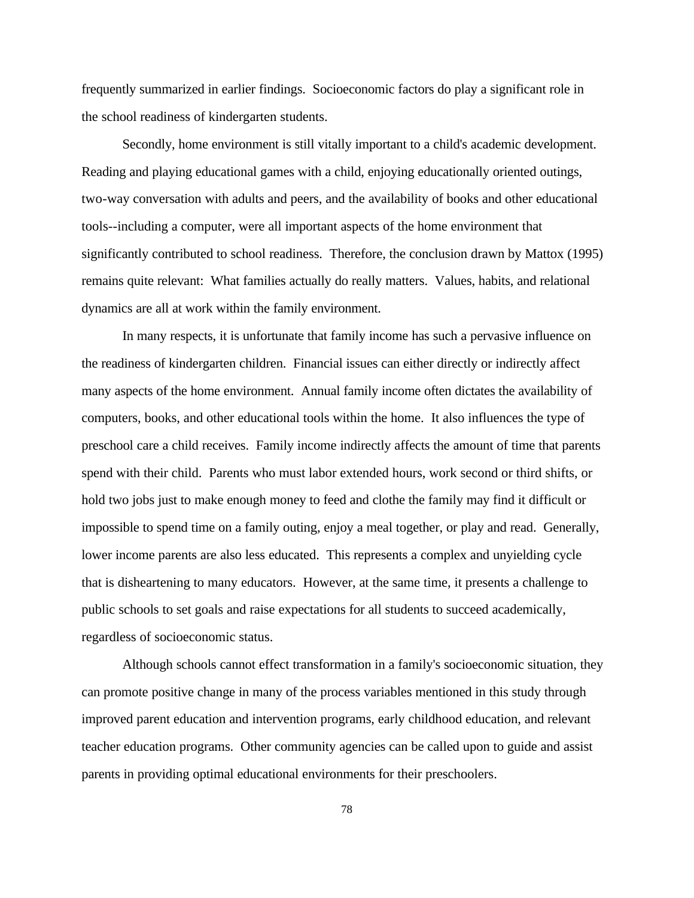frequently summarized in earlier findings. Socioeconomic factors do play a significant role in the school readiness of kindergarten students.

Secondly, home environment is still vitally important to a child's academic development. Reading and playing educational games with a child, enjoying educationally oriented outings, two-way conversation with adults and peers, and the availability of books and other educational tools--including a computer, were all important aspects of the home environment that significantly contributed to school readiness. Therefore, the conclusion drawn by Mattox (1995) remains quite relevant: What families actually do really matters. Values, habits, and relational dynamics are all at work within the family environment.

In many respects, it is unfortunate that family income has such a pervasive influence on the readiness of kindergarten children. Financial issues can either directly or indirectly affect many aspects of the home environment. Annual family income often dictates the availability of computers, books, and other educational tools within the home. It also influences the type of preschool care a child receives. Family income indirectly affects the amount of time that parents spend with their child. Parents who must labor extended hours, work second or third shifts, or hold two jobs just to make enough money to feed and clothe the family may find it difficult or impossible to spend time on a family outing, enjoy a meal together, or play and read. Generally, lower income parents are also less educated. This represents a complex and unyielding cycle that is disheartening to many educators. However, at the same time, it presents a challenge to public schools to set goals and raise expectations for all students to succeed academically, regardless of socioeconomic status.

Although schools cannot effect transformation in a family's socioeconomic situation, they can promote positive change in many of the process variables mentioned in this study through improved parent education and intervention programs, early childhood education, and relevant teacher education programs. Other community agencies can be called upon to guide and assist parents in providing optimal educational environments for their preschoolers.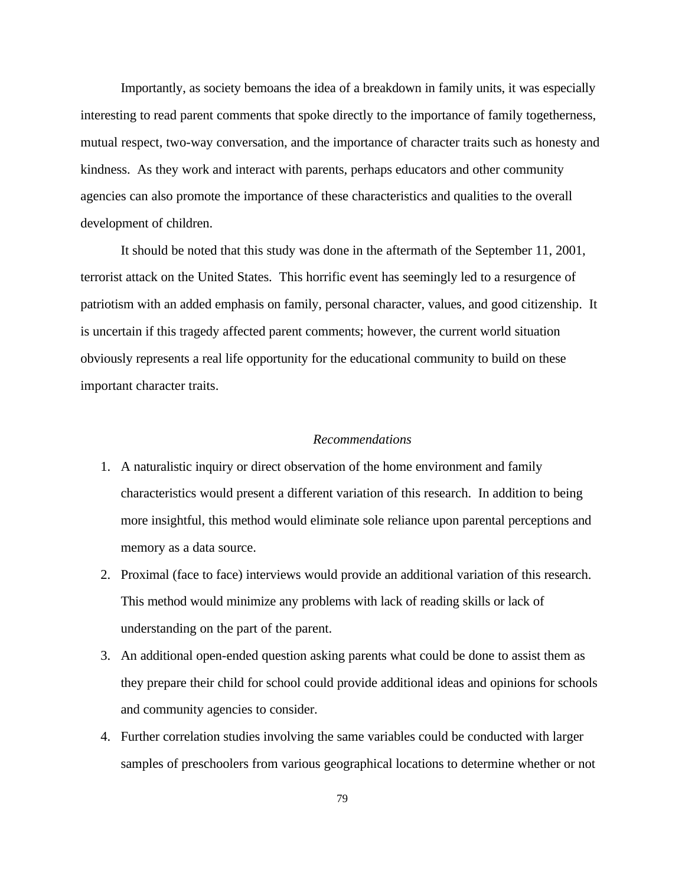Importantly, as society bemoans the idea of a breakdown in family units, it was especially interesting to read parent comments that spoke directly to the importance of family togetherness, mutual respect, two-way conversation, and the importance of character traits such as honesty and kindness. As they work and interact with parents, perhaps educators and other community agencies can also promote the importance of these characteristics and qualities to the overall development of children.

It should be noted that this study was done in the aftermath of the September 11, 2001, terrorist attack on the United States. This horrific event has seemingly led to a resurgence of patriotism with an added emphasis on family, personal character, values, and good citizenship. It is uncertain if this tragedy affected parent comments; however, the current world situation obviously represents a real life opportunity for the educational community to build on these important character traits.

### *Recommendations*

1. A naturalistic inquiry or direct observation of the home environment and family characteristics would present a different variation of this research. In addition to being more insightful, this method would eliminate sole reliance upon parental perceptions and memory as a data source.
2. Proximal (face to face) interviews would provide an additional variation of this research. This method would minimize any problems with lack of reading skills or lack of understanding on the part of the parent.
3. An additional open-ended question asking parents what could be done to assist them as they prepare their child for school could provide additional ideas and opinions for schools and community agencies to consider.
4. Further correlation studies involving the same variables could be conducted with larger samples of preschoolers from various geographical locations to determine whether or not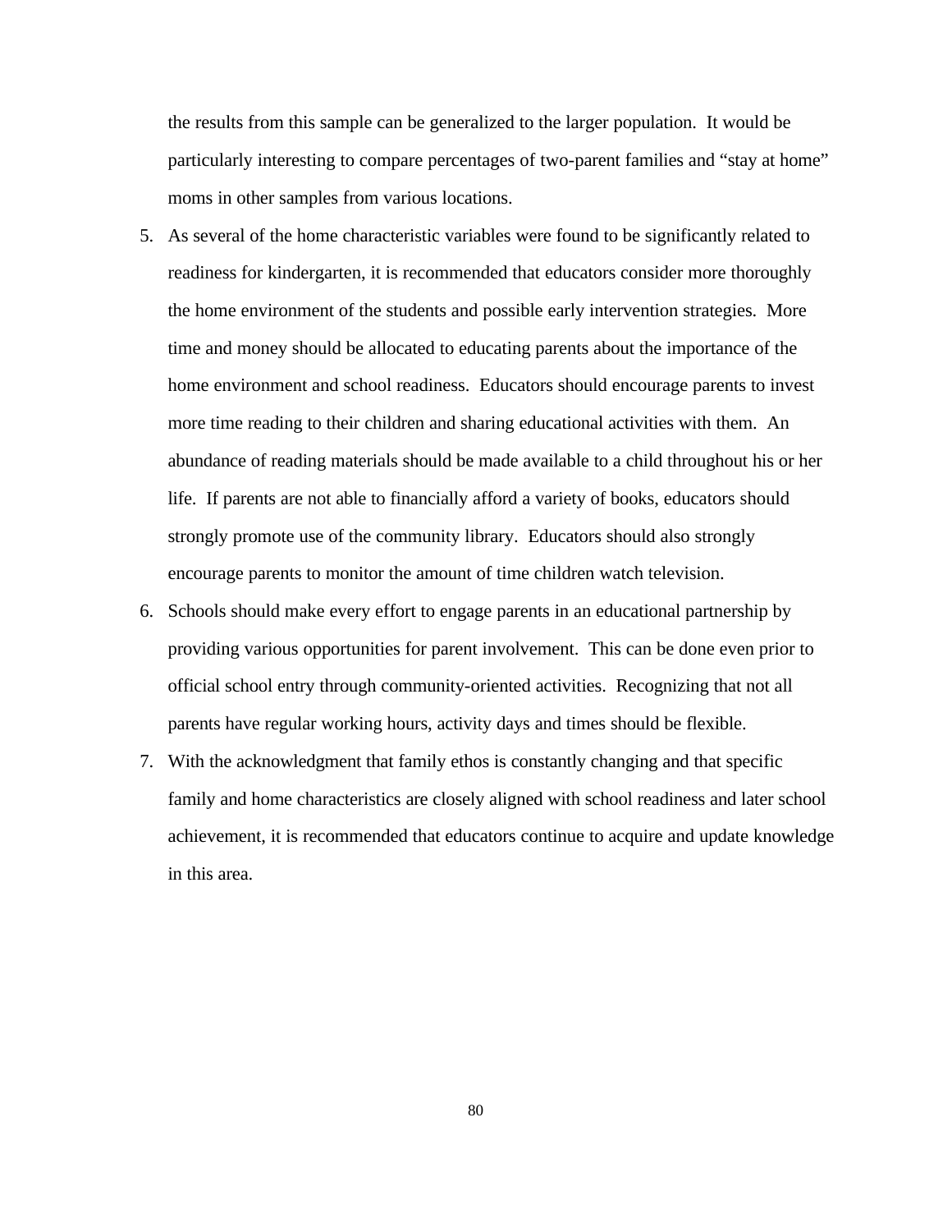the results from this sample can be generalized to the larger population. It would be particularly interesting to compare percentages of two-parent families and "stay at home" moms in other samples from various locations.

5. As several of the home characteristic variables were found to be significantly related to readiness for kindergarten, it is recommended that educators consider more thoroughly the home environment of the students and possible early intervention strategies. More time and money should be allocated to educating parents about the importance of the home environment and school readiness. Educators should encourage parents to invest more time reading to their children and sharing educational activities with them. An abundance of reading materials should be made available to a child throughout his or her life. If parents are not able to financially afford a variety of books, educators should strongly promote use of the community library. Educators should also strongly encourage parents to monitor the amount of time children watch television.
6. Schools should make every effort to engage parents in an educational partnership by providing various opportunities for parent involvement. This can be done even prior to official school entry through community-oriented activities. Recognizing that not all parents have regular working hours, activity days and times should be flexible.
7. With the acknowledgment that family ethos is constantly changing and that specific family and home characteristics are closely aligned with school readiness and later school achievement, it is recommended that educators continue to acquire and update knowledge in this area.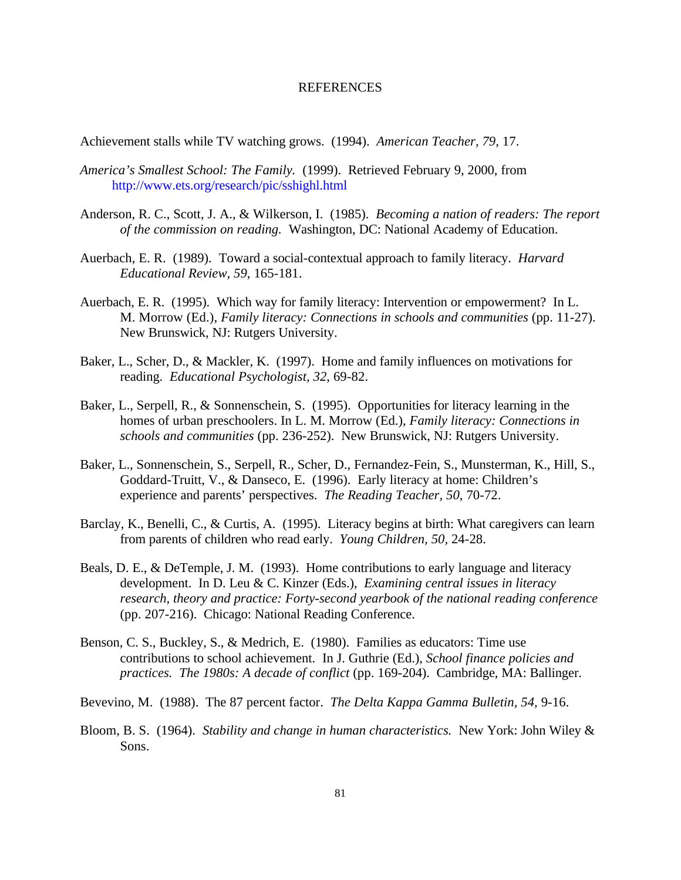# REFERENCES

Achievement stalls while TV watching grows. (1994). *American Teacher, 79,* 17.

*America's Smallest School: The Family.* (1999). Retrieved February 9, 2000, from http://www.ets.org/research/pic/sshighl.html

Anderson, R. C., Scott, J. A., & Wilkerson, I. (1985). *Becoming a nation of readers: The report of the commission on reading.* Washington, DC: National Academy of Education.

Auerbach, E. R. (1989). Toward a social-contextual approach to family literacy. *Harvard Educational Review, 59*, 165-181.

Auerbach, E. R. (1995). Which way for family literacy: Intervention or empowerment? In L. M. Morrow (Ed.), *Family literacy: Connections in schools and communities* (pp. 11-27). New Brunswick, NJ: Rutgers University.

Baker, L., Scher, D., & Mackler, K. (1997). Home and family influences on motivations for reading. *Educational Psychologist, 32,* 69-82.

Baker, L., Serpell, R., & Sonnenschein, S. (1995). Opportunities for literacy learning in the homes of urban preschoolers. In L. M. Morrow (Ed.), *Family literacy: Connections in schools and communities* (pp. 236-252). New Brunswick, NJ: Rutgers University.

Baker, L., Sonnenschein, S., Serpell, R., Scher, D., Fernandez-Fein, S., Munsterman, K., Hill, S., Goddard-Truitt, V., & Danseco, E. (1996). Early literacy at home: Children's experience and parents' perspectives. *The Reading Teacher, 50,* 70-72.

Barclay, K., Benelli, C., & Curtis, A. (1995). Literacy begins at birth: What caregivers can learn from parents of children who read early. *Young Children, 50,* 24-28.

Beals, D. E., & DeTemple, J. M. (1993). Home contributions to early language and literacy development. In D. Leu & C. Kinzer (Eds.), *Examining central issues in literacy research, theory and practice: Forty-second yearbook of the national reading conference* (pp. 207-216). Chicago: National Reading Conference.

Benson, C. S., Buckley, S., & Medrich, E. (1980). Families as educators: Time use contributions to school achievement. In J. Guthrie (Ed.), *School finance policies and practices. The 1980s: A decade of conflict* (pp. 169-204). Cambridge, MA: Ballinger.

Bevevino, M. (1988). The 87 percent factor. *The Delta Kappa Gamma Bulletin, 54,* 9-16.

Bloom, B. S. (1964). *Stability and change in human characteristics.* New York: John Wiley & Sons.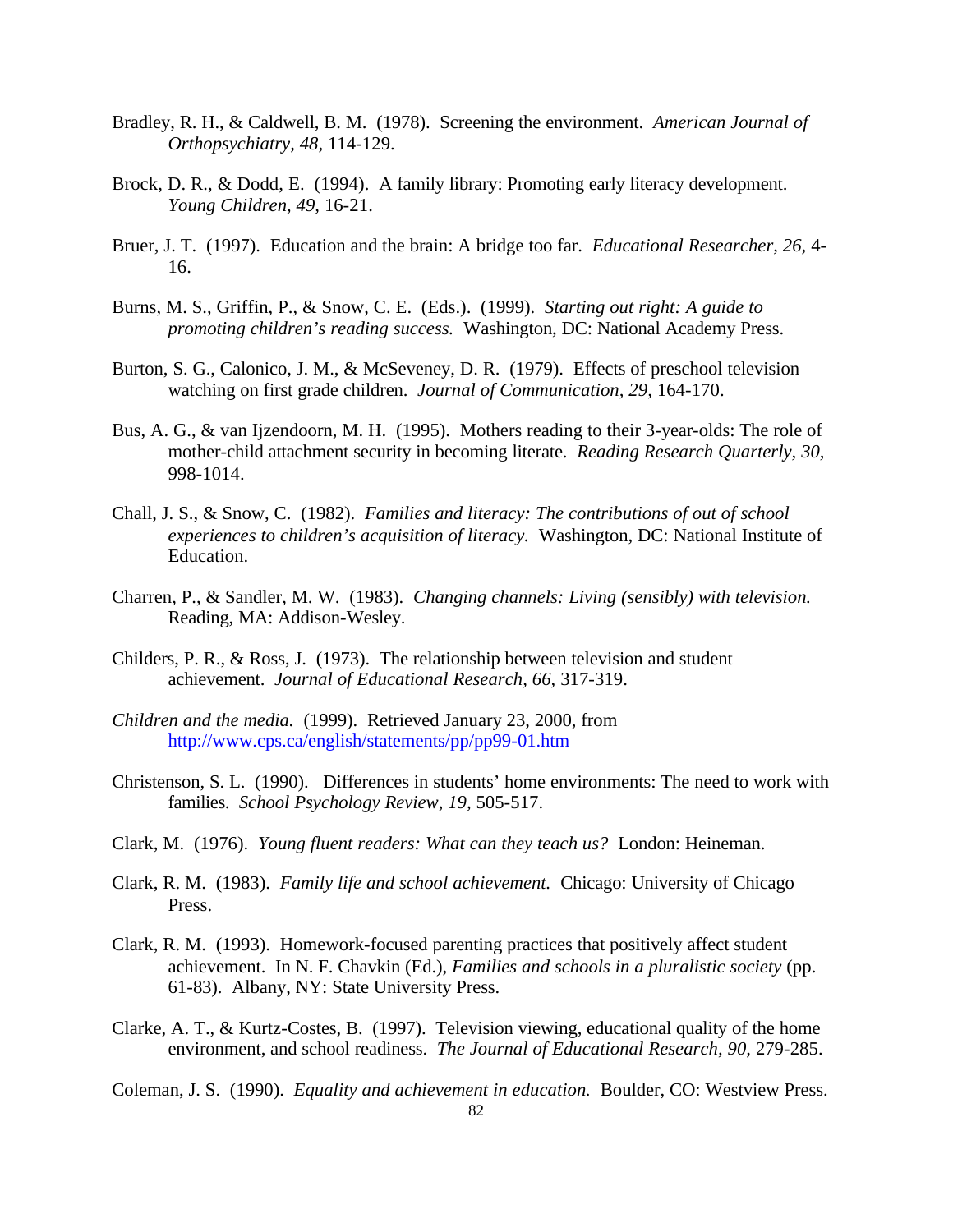Bradley, R. H., & Caldwell, B. M. (1978). Screening the environment. *American Journal of Orthopsychiatry, 48,* 114-129.

Brock, D. R., & Dodd, E. (1994). A family library: Promoting early literacy development. *Young Children, 49,* 16-21.

Bruer, J. T. (1997). Education and the brain: A bridge too far. *Educational Researcher, 26,* 4-16.

Burns, M. S., Griffin, P., & Snow, C. E. (Eds.). (1999). *Starting out right: A guide to promoting children's reading success.* Washington, DC: National Academy Press.

Burton, S. G., Calonico, J. M., & McSeveney, D. R. (1979). Effects of preschool television watching on first grade children. *Journal of Communication, 29,* 164-170.

Bus, A. G., & van Ijzendoorn, M. H. (1995). Mothers reading to their 3-year-olds: The role of mother-child attachment security in becoming literate. *Reading Research Quarterly, 30,* 998-1014.

Chall, J. S., & Snow, C. (1982). *Families and literacy: The contributions of out of school experiences to children's acquisition of literacy.* Washington, DC: National Institute of Education.

Charren, P., & Sandler, M. W. (1983). *Changing channels: Living (sensibly) with television.* Reading, MA: Addison-Wesley.

Childers, P. R., & Ross, J. (1973). The relationship between television and student achievement. *Journal of Educational Research, 66,* 317-319.

*Children and the media.* (1999). Retrieved January 23, 2000, from http://www.cps.ca/english/statements/pp/pp99-01.htm

Christenson, S. L. (1990). Differences in students' home environments: The need to work with families. *School Psychology Review, 19,* 505-517.

Clark, M. (1976). *Young fluent readers: What can they teach us?* London: Heineman.

Clark, R. M. (1983). *Family life and school achievement.* Chicago: University of Chicago Press.

Clark, R. M. (1993). Homework-focused parenting practices that positively affect student achievement. In N. F. Chavkin (Ed.), *Families and schools in a pluralistic society* (pp. 61-83). Albany, NY: State University Press.

Clarke, A. T., & Kurtz-Costes, B. (1997). Television viewing, educational quality of the home environment, and school readiness. *The Journal of Educational Research, 90,* 279-285.

Coleman, J. S. (1990). *Equality and achievement in education.* Boulder, CO: Westview Press.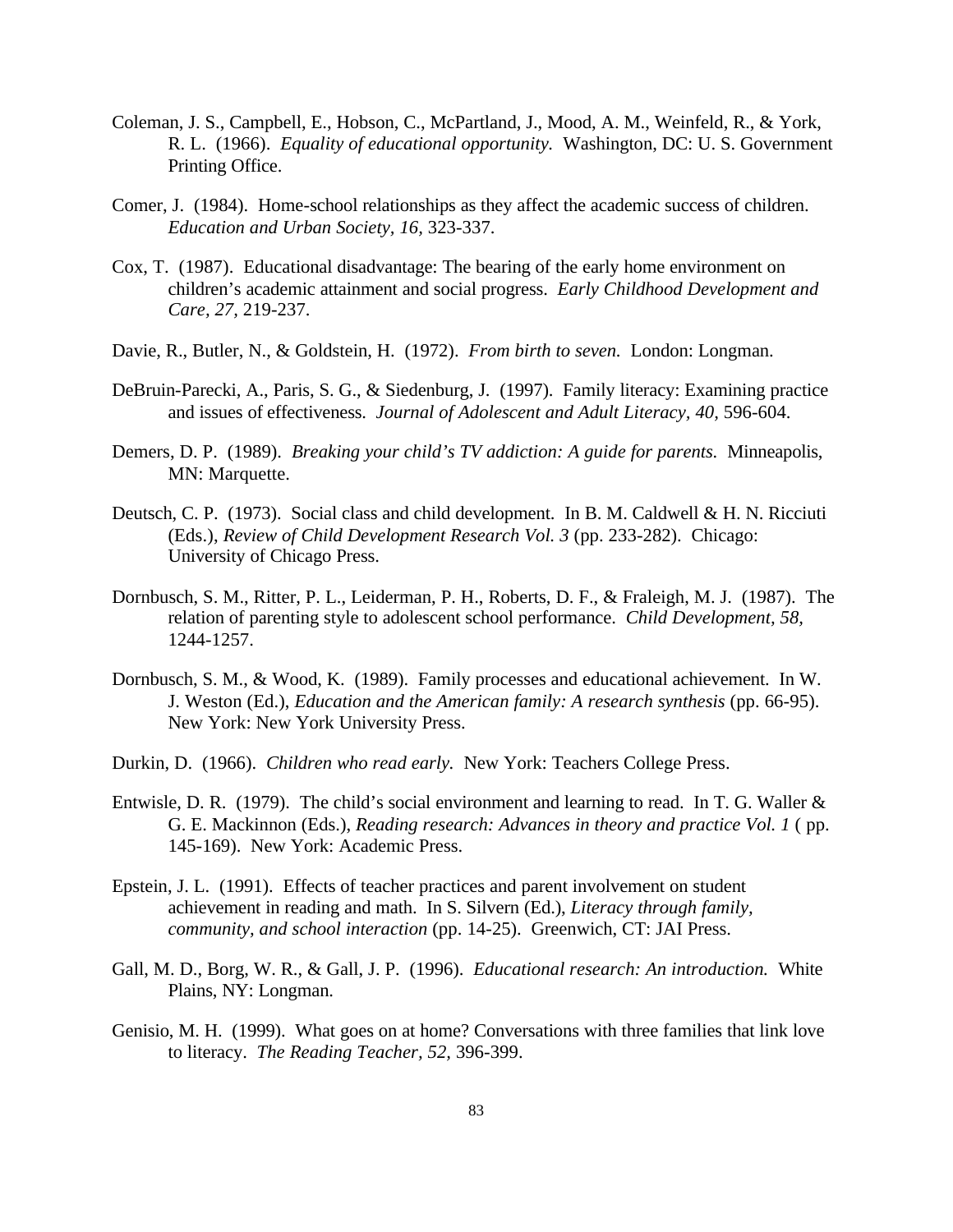Coleman, J. S., Campbell, E., Hobson, C., McPartland, J., Mood, A. M., Weinfeld, R., & York, R. L. (1966). *Equality of educational opportunity.* Washington, DC: U. S. Government Printing Office.

Comer, J. (1984). Home-school relationships as they affect the academic success of children. *Education and Urban Society, 16,* 323-337.

Cox, T. (1987). Educational disadvantage: The bearing of the early home environment on children's academic attainment and social progress. *Early Childhood Development and Care, 27,* 219-237.

Davie, R., Butler, N., & Goldstein, H. (1972). *From birth to seven.* London: Longman.

DeBruin-Parecki, A., Paris, S. G., & Siedenburg, J. (1997). Family literacy: Examining practice and issues of effectiveness. *Journal of Adolescent and Adult Literacy, 40,* 596-604.

Demers, D. P. (1989). *Breaking your child's TV addiction: A guide for parents.* Minneapolis, MN: Marquette.

Deutsch, C. P. (1973). Social class and child development. In B. M. Caldwell & H. N. Ricciuti (Eds.), *Review of Child Development Research Vol. 3* (pp. 233-282). Chicago: University of Chicago Press.

Dornbusch, S. M., Ritter, P. L., Leiderman, P. H., Roberts, D. F., & Fraleigh, M. J. (1987). The relation of parenting style to adolescent school performance. *Child Development, 58,* 1244-1257.

Dornbusch, S. M., & Wood, K. (1989). Family processes and educational achievement. In W. J. Weston (Ed.), *Education and the American family: A research synthesis* (pp. 66-95). New York: New York University Press.

Durkin, D. (1966). *Children who read early.* New York: Teachers College Press.

Entwisle, D. R. (1979). The child's social environment and learning to read. In T. G. Waller & G. E. Mackinnon (Eds.), *Reading research: Advances in theory and practice Vol. 1* ( pp. 145-169). New York: Academic Press.

Epstein, J. L. (1991). Effects of teacher practices and parent involvement on student achievement in reading and math. In S. Silvern (Ed.), *Literacy through family, community, and school interaction* (pp. 14-25). Greenwich, CT: JAI Press.

Gall, M. D., Borg, W. R., & Gall, J. P. (1996). *Educational research: An introduction.* White Plains, NY: Longman.

Genisio, M. H. (1999). What goes on at home? Conversations with three families that link love to literacy. *The Reading Teacher, 52,* 396-399.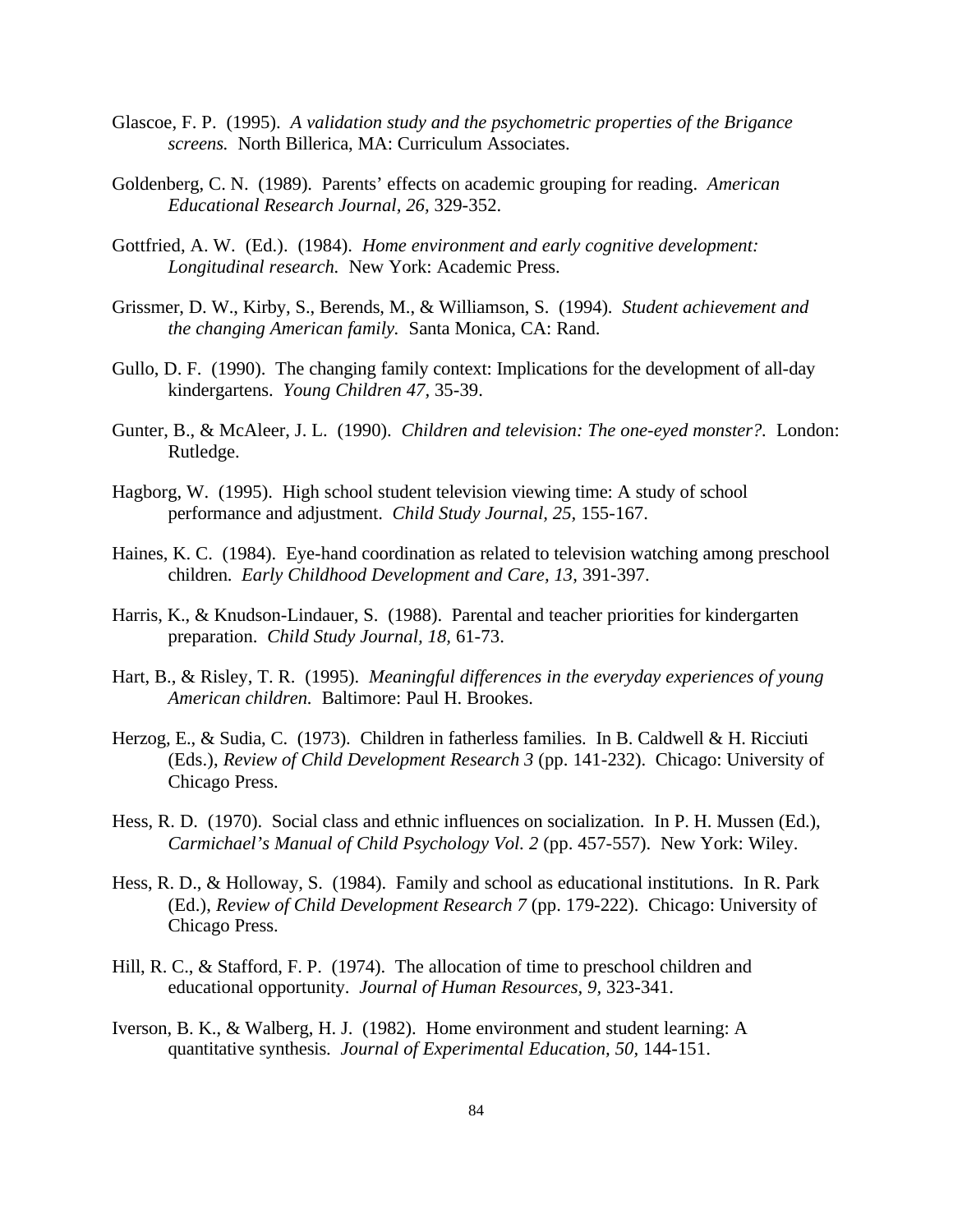Glascoe, F. P. (1995). *A validation study and the psychometric properties of the Brigance screens.* North Billerica, MA: Curriculum Associates.

Goldenberg, C. N. (1989). Parents' effects on academic grouping for reading. *American Educational Research Journal, 26,* 329-352.

Gottfried, A. W. (Ed.). (1984). *Home environment and early cognitive development: Longitudinal research.* New York: Academic Press.

Grissmer, D. W., Kirby, S., Berends, M., & Williamson, S. (1994). *Student achievement and the changing American family.* Santa Monica, CA: Rand.

Gullo, D. F. (1990). The changing family context: Implications for the development of all-day kindergartens. *Young Children 47,* 35-39.

Gunter, B., & McAleer, J. L. (1990). *Children and television: The one-eyed monster?.* London: Rutledge.

Hagborg, W. (1995). High school student television viewing time: A study of school performance and adjustment. *Child Study Journal, 25,* 155-167.

Haines, K. C. (1984). Eye-hand coordination as related to television watching among preschool children. *Early Childhood Development and Care, 13,* 391-397.

Harris, K., & Knudson-Lindauer, S. (1988). Parental and teacher priorities for kindergarten preparation. *Child Study Journal, 18,* 61-73.

Hart, B., & Risley, T. R. (1995). *Meaningful differences in the everyday experiences of young American children.* Baltimore: Paul H. Brookes.

Herzog, E., & Sudia, C. (1973). Children in fatherless families. In B. Caldwell & H. Ricciuti (Eds.), *Review of Child Development Research 3* (pp. 141-232). Chicago: University of Chicago Press.

Hess, R. D. (1970). Social class and ethnic influences on socialization. In P. H. Mussen (Ed.), *Carmichael's Manual of Child Psychology Vol. 2* (pp. 457-557). New York: Wiley.

Hess, R. D., & Holloway, S. (1984). Family and school as educational institutions. In R. Park (Ed.), *Review of Child Development Research 7* (pp. 179-222). Chicago: University of Chicago Press.

Hill, R. C., & Stafford, F. P. (1974). The allocation of time to preschool children and educational opportunity. *Journal of Human Resources, 9,* 323-341.

Iverson, B. K., & Walberg, H. J. (1982). Home environment and student learning: A quantitative synthesis. *Journal of Experimental Education, 50,* 144-151.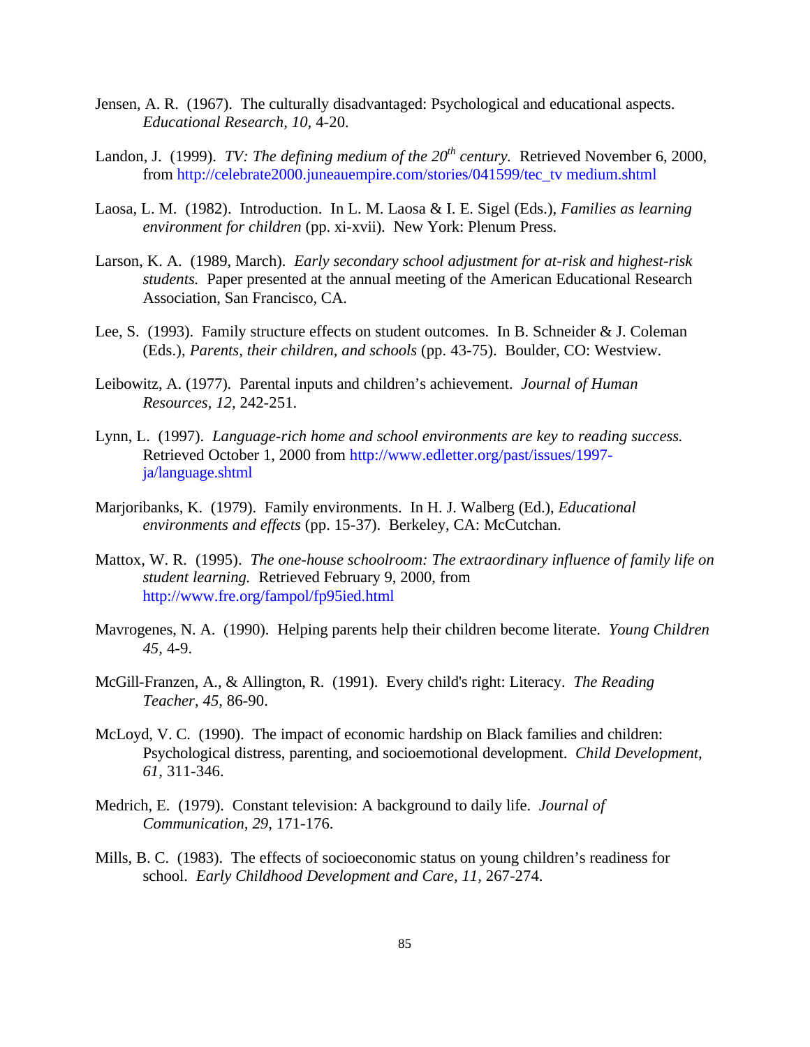Jensen, A. R. (1967). The culturally disadvantaged: Psychological and educational aspects. *Educational Research, 10,* 4-20.

Landon, J. (1999). *TV: The defining medium of the 20th century.* Retrieved November 6, 2000, from http://celebrate2000.juneauempire.com/stories/041599/tec_tv medium.shtml

Laosa, L. M. (1982). Introduction. In L. M. Laosa & I. E. Sigel (Eds.), *Families as learning environment for children* (pp. xi-xvii). New York: Plenum Press.

Larson, K. A. (1989, March). *Early secondary school adjustment for at-risk and highest-risk students.* Paper presented at the annual meeting of the American Educational Research Association, San Francisco, CA.

Lee, S. (1993). Family structure effects on student outcomes. In B. Schneider & J. Coleman (Eds.), *Parents, their children, and schools* (pp. 43-75). Boulder, CO: Westview.

Leibowitz, A. (1977). Parental inputs and children's achievement. *Journal of Human Resources*, *12*, 242-251.

Lynn, L. (1997). *Language-rich home and school environments are key to reading success.* Retrieved October 1, 2000 from http://www.edletter.org/past/issues/1997-ja/language.shtml

Marjoribanks, K. (1979). Family environments. In H. J. Walberg (Ed.), *Educational environments and effects* (pp. 15-37). Berkeley, CA: McCutchan.

Mattox, W. R. (1995). *The one-house schoolroom: The extraordinary influence of family life on student learning.* Retrieved February 9, 2000, from http://www.fre.org/fampol/fp95ied.html

Mavrogenes, N. A. (1990). Helping parents help their children become literate. *Young Children 45*, 4-9.

McGill-Franzen, A., & Allington, R. (1991). Every child's right: Literacy. *The Reading Teacher*, *45,* 86-90.

McLoyd, V. C. (1990). The impact of economic hardship on Black families and children: Psychological distress, parenting, and socioemotional development. *Child Development, 61,* 311-346.

Medrich, E. (1979). Constant television: A background to daily life. *Journal of Communication*, *29*, 171-176.

Mills, B. C. (1983). The effects of socioeconomic status on young children's readiness for school. *Early Childhood Development and Care, 11*, 267-274.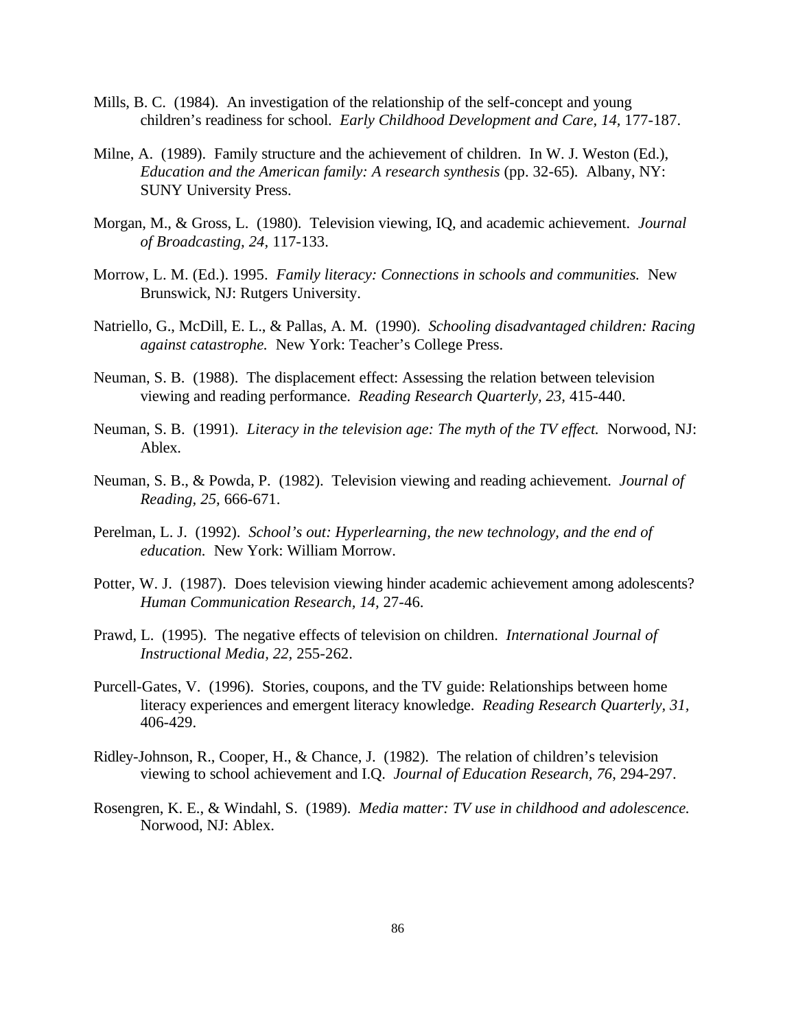Mills, B. C. (1984). An investigation of the relationship of the self-concept and young children's readiness for school. *Early Childhood Development and Care, 14,* 177-187.

Milne, A. (1989). Family structure and the achievement of children. In W. J. Weston (Ed.), *Education and the American family: A research synthesis* (pp. 32-65). Albany, NY: SUNY University Press.

Morgan, M., & Gross, L. (1980). Television viewing, IQ, and academic achievement. *Journal of Broadcasting, 24,* 117-133.

Morrow, L. M. (Ed.). 1995. *Family literacy: Connections in schools and communities.* New Brunswick, NJ: Rutgers University.

Natriello, G., McDill, E. L., & Pallas, A. M. (1990). *Schooling disadvantaged children: Racing against catastrophe.* New York: Teacher's College Press.

Neuman, S. B. (1988). The displacement effect: Assessing the relation between television viewing and reading performance. *Reading Research Quarterly, 23,* 415-440.

Neuman, S. B. (1991). *Literacy in the television age: The myth of the TV effect.* Norwood, NJ: Ablex.

Neuman, S. B., & Powda, P. (1982). Television viewing and reading achievement. *Journal of Reading, 25,* 666-671.

Perelman, L. J. (1992). *School's out: Hyperlearning, the new technology, and the end of education.* New York: William Morrow.

Potter, W. J. (1987). Does television viewing hinder academic achievement among adolescents? *Human Communication Research, 14,* 27-46.

Prawd, L. (1995). The negative effects of television on children. *International Journal of Instructional Media, 22,* 255-262.

Purcell-Gates, V. (1996). Stories, coupons, and the TV guide: Relationships between home literacy experiences and emergent literacy knowledge. *Reading Research Quarterly, 31,* 406-429.

Ridley-Johnson, R., Cooper, H., & Chance, J. (1982). The relation of children's television viewing to school achievement and I.Q. *Journal of Education Research, 76,* 294-297.

Rosengren, K. E., & Windahl, S. (1989). *Media matter: TV use in childhood and adolescence.* Norwood, NJ: Ablex.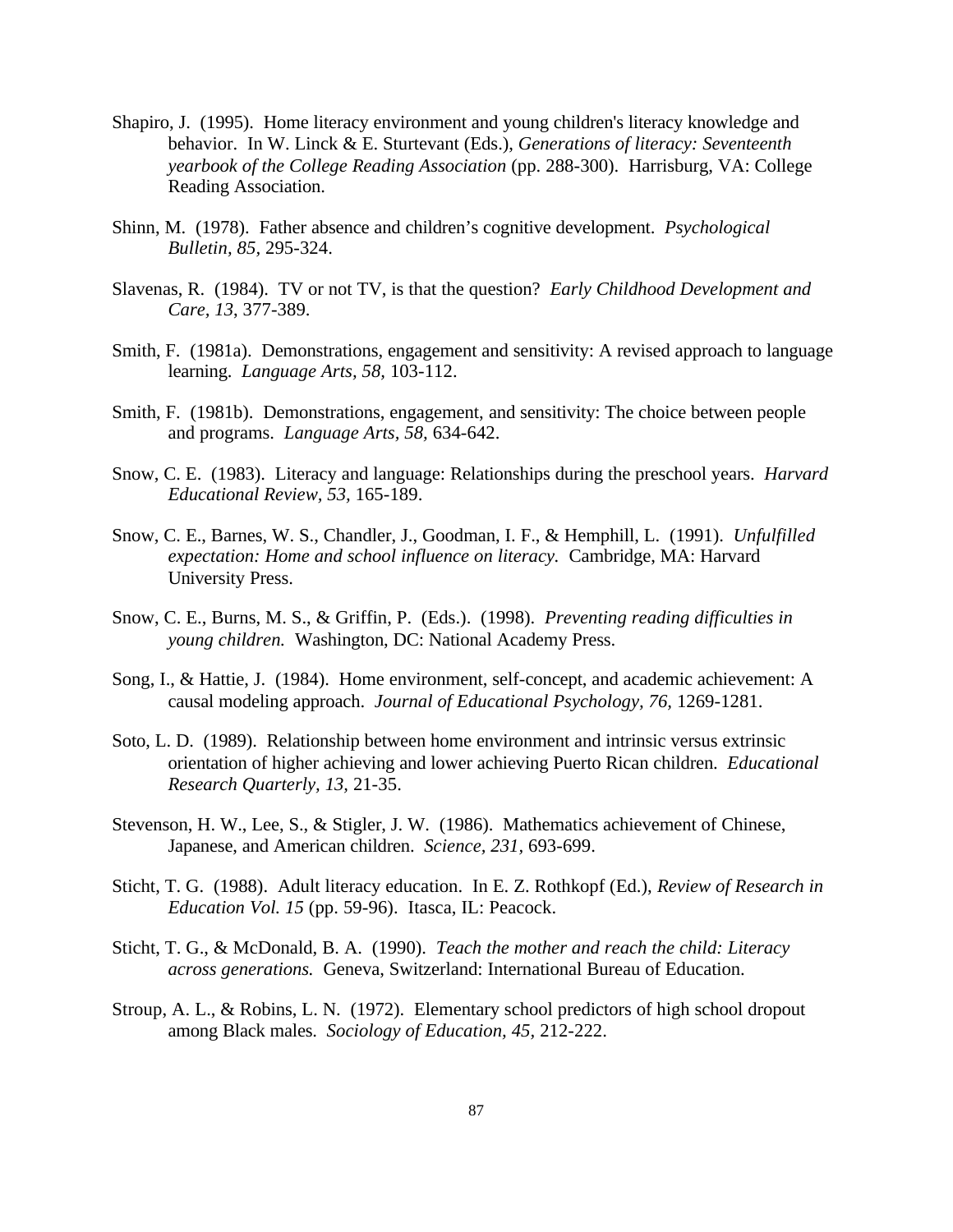Shapiro, J. (1995). Home literacy environment and young children's literacy knowledge and behavior. In W. Linck & E. Sturtevant (Eds.), *Generations of literacy: Seventeenth yearbook of the College Reading Association* (pp. 288-300). Harrisburg, VA: College Reading Association.

Shinn, M. (1978). Father absence and children's cognitive development. *Psychological Bulletin, 85,* 295-324.

Slavenas, R. (1984). TV or not TV, is that the question? *Early Childhood Development and Care, 13*, 377-389.

Smith, F. (1981a). Demonstrations, engagement and sensitivity: A revised approach to language learning. *Language Arts, 58,* 103-112.

Smith, F. (1981b). Demonstrations, engagement, and sensitivity: The choice between people and programs. *Language Arts, 58,* 634-642.

Snow, C. E. (1983). Literacy and language: Relationships during the preschool years. *Harvard Educational Review, 53,* 165-189.

Snow, C. E., Barnes, W. S., Chandler, J., Goodman, I. F., & Hemphill, L. (1991). *Unfulfilled expectation: Home and school influence on literacy.* Cambridge, MA: Harvard University Press.

Snow, C. E., Burns, M. S., & Griffin, P. (Eds.). (1998). *Preventing reading difficulties in young children.* Washington, DC: National Academy Press.

Song, I., & Hattie, J. (1984). Home environment, self-concept, and academic achievement: A causal modeling approach. *Journal of Educational Psychology, 76,* 1269-1281.

Soto, L. D. (1989). Relationship between home environment and intrinsic versus extrinsic orientation of higher achieving and lower achieving Puerto Rican children. *Educational Research Quarterly, 13,* 21-35.

Stevenson, H. W., Lee, S., & Stigler, J. W. (1986). Mathematics achievement of Chinese, Japanese, and American children. *Science, 231,* 693-699.

Sticht, T. G. (1988). Adult literacy education. In E. Z. Rothkopf (Ed.), *Review of Research in Education Vol. 15* (pp. 59-96). Itasca, IL: Peacock.

Sticht, T. G., & McDonald, B. A. (1990). *Teach the mother and reach the child: Literacy across generations.* Geneva, Switzerland: International Bureau of Education.

Stroup, A. L., & Robins, L. N. (1972). Elementary school predictors of high school dropout among Black males. *Sociology of Education, 45,* 212-222.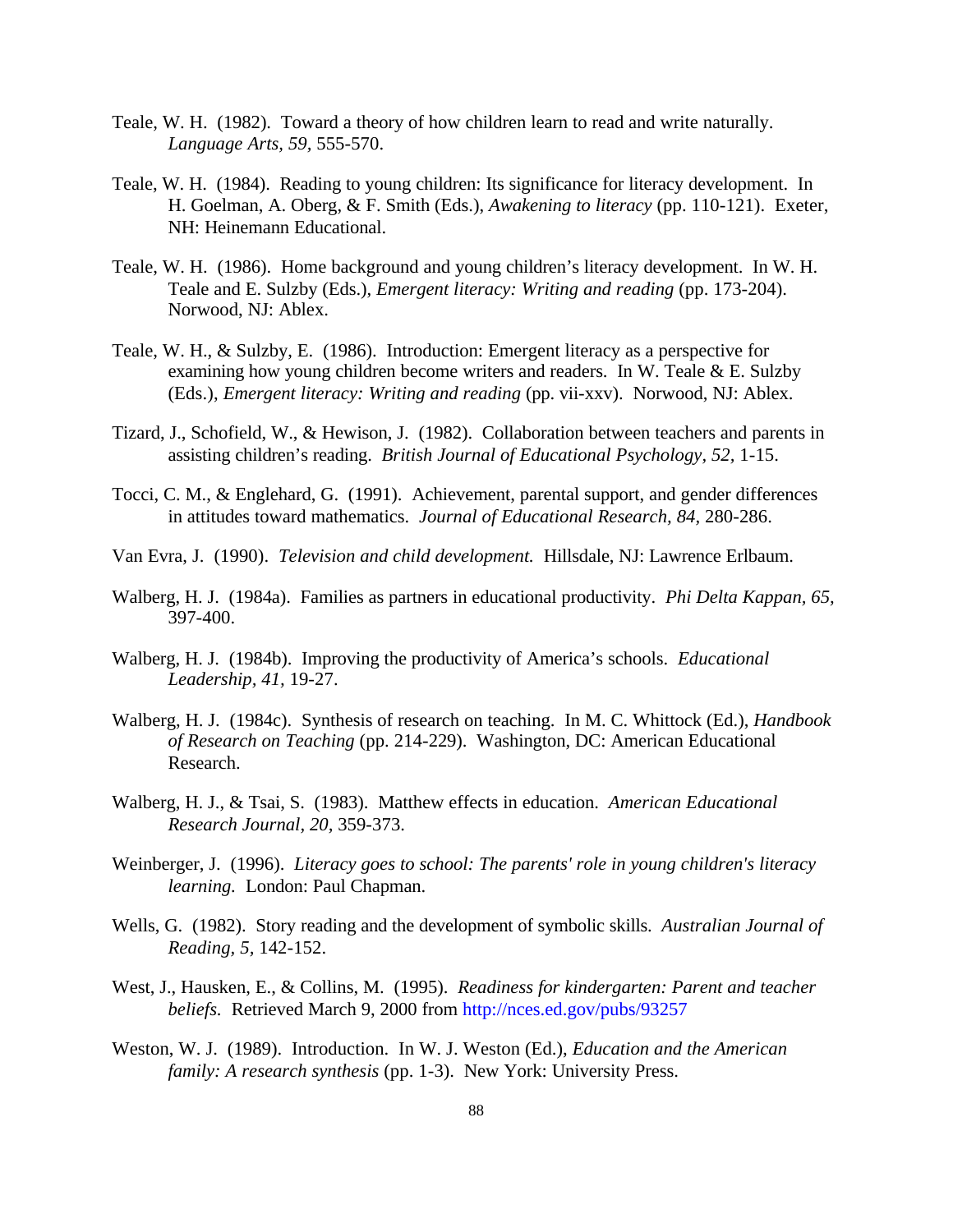Teale, W. H. (1982). Toward a theory of how children learn to read and write naturally. *Language Arts, 59,* 555-570.

Teale, W. H. (1984). Reading to young children: Its significance for literacy development. In H. Goelman, A. Oberg, & F. Smith (Eds.), *Awakening to literacy* (pp. 110-121). Exeter, NH: Heinemann Educational.

Teale, W. H. (1986). Home background and young children's literacy development. In W. H. Teale and E. Sulzby (Eds.), *Emergent literacy: Writing and reading* (pp. 173-204). Norwood, NJ: Ablex.

Teale, W. H., & Sulzby, E. (1986). Introduction: Emergent literacy as a perspective for examining how young children become writers and readers. In W. Teale & E. Sulzby (Eds.), *Emergent literacy: Writing and reading* (pp. vii-xxv). Norwood, NJ: Ablex.

Tizard, J., Schofield, W., & Hewison, J. (1982). Collaboration between teachers and parents in assisting children's reading. *British Journal of Educational Psychology, 52,* 1-15.

Tocci, C. M., & Englehard, G. (1991). Achievement, parental support, and gender differences in attitudes toward mathematics. *Journal of Educational Research, 84,* 280-286.

Van Evra, J. (1990). *Television and child development.* Hillsdale, NJ: Lawrence Erlbaum.

Walberg, H. J. (1984a). Families as partners in educational productivity. *Phi Delta Kappan, 65,* 397-400.

Walberg, H. J. (1984b). Improving the productivity of America's schools. *Educational Leadership, 41,* 19-27.

Walberg, H. J. (1984c). Synthesis of research on teaching. In M. C. Whittock (Ed.), *Handbook of Research on Teaching* (pp. 214-229). Washington, DC: American Educational Research.

Walberg, H. J., & Tsai, S. (1983). Matthew effects in education. *American Educational Research Journal, 20,* 359-373.

Weinberger, J. (1996). *Literacy goes to school: The parents' role in young children's literacy learning.* London: Paul Chapman.

Wells, G. (1982). Story reading and the development of symbolic skills. *Australian Journal of Reading, 5,* 142-152.

West, J., Hausken, E., & Collins, M. (1995). *Readiness for kindergarten: Parent and teacher beliefs*. Retrieved March 9, 2000 from http://nces.ed.gov/pubs/93257

Weston, W. J. (1989). Introduction. In W. J. Weston (Ed.), *Education and the American family: A research synthesis* (pp. 1-3). New York: University Press.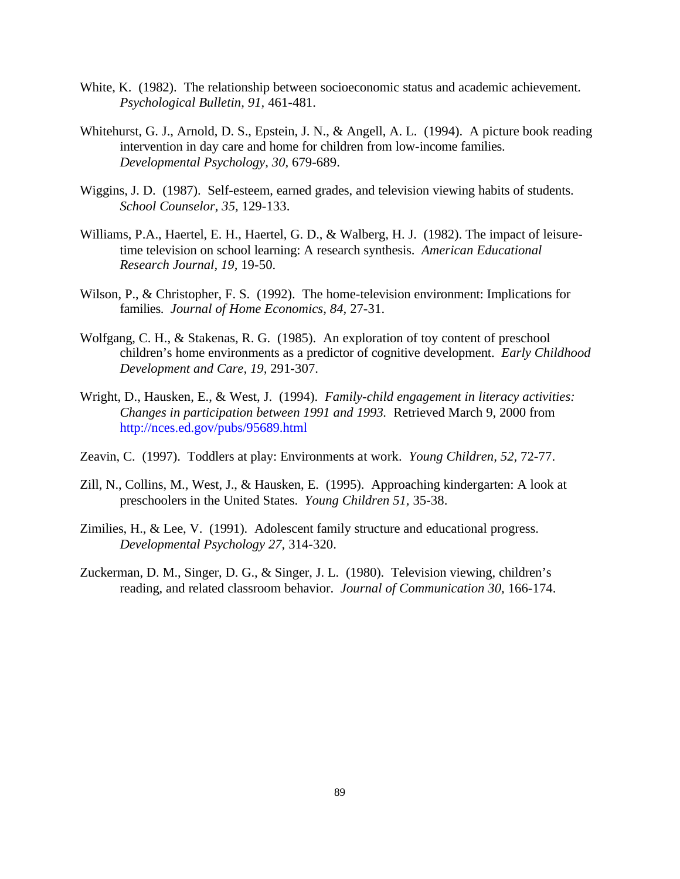White, K. (1982). The relationship between socioeconomic status and academic achievement. *Psychological Bulletin, 91,* 461-481.

Whitehurst, G. J., Arnold, D. S., Epstein, J. N., & Angell, A. L. (1994). A picture book reading intervention in day care and home for children from low-income families. *Developmental Psychology, 30,* 679-689.

Wiggins, J. D. (1987). Self-esteem, earned grades, and television viewing habits of students. *School Counselor, 35,* 129-133.

Williams, P.A., Haertel, E. H., Haertel, G. D., & Walberg, H. J. (1982). The impact of leisure-time television on school learning: A research synthesis. *American Educational Research Journal, 19,* 19-50.

Wilson, P., & Christopher, F. S. (1992). The home-television environment: Implications for families. *Journal of Home Economics, 84,* 27-31.

Wolfgang, C. H., & Stakenas, R. G. (1985). An exploration of toy content of preschool children's home environments as a predictor of cognitive development. *Early Childhood Development and Care, 19,* 291-307.

Wright, D., Hausken, E., & West, J. (1994). *Family-child engagement in literacy activities: Changes in participation between 1991 and 1993.* Retrieved March 9, 2000 from http://nces.ed.gov/pubs/95689.html

Zeavin, C. (1997). Toddlers at play: Environments at work. *Young Children, 52,* 72-77.

Zill, N., Collins, M., West, J., & Hausken, E. (1995). Approaching kindergarten: A look at preschoolers in the United States. *Young Children 51,* 35-38.

Zimilies, H., & Lee, V. (1991). Adolescent family structure and educational progress. *Developmental Psychology 27,* 314-320.

Zuckerman, D. M., Singer, D. G., & Singer, J. L. (1980). Television viewing, children's reading, and related classroom behavior. *Journal of Communication 30,* 166-174.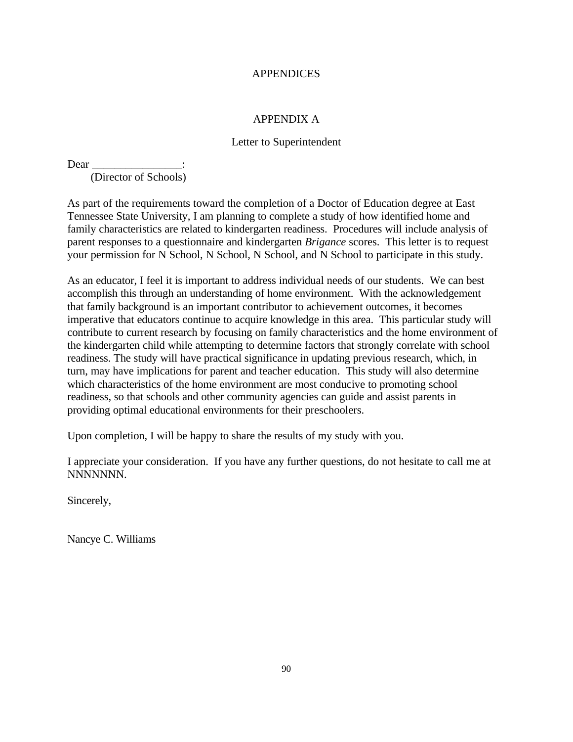# APPENDICES

## APPENDIX A

### Letter to Superintendent

Dear ________________:
(Director of Schools)

As part of the requirements toward the completion of a Doctor of Education degree at East Tennessee State University, I am planning to complete a study of how identified home and family characteristics are related to kindergarten readiness. Procedures will include analysis of parent responses to a questionnaire and kindergarten *Brigance* scores. This letter is to request your permission for N School, N School, N School, and N School to participate in this study.

As an educator, I feel it is important to address individual needs of our students. We can best accomplish this through an understanding of home environment. With the acknowledgement that family background is an important contributor to achievement outcomes, it becomes imperative that educators continue to acquire knowledge in this area. This particular study will contribute to current research by focusing on family characteristics and the home environment of the kindergarten child while attempting to determine factors that strongly correlate with school readiness. The study will have practical significance in updating previous research, which, in turn, may have implications for parent and teacher education. This study will also determine which characteristics of the home environment are most conducive to promoting school readiness, so that schools and other community agencies can guide and assist parents in providing optimal educational environments for their preschoolers.

Upon completion, I will be happy to share the results of my study with you.

I appreciate your consideration. If you have any further questions, do not hesitate to call me at NNNNNNN.

Sincerely,

Nancye C. Williams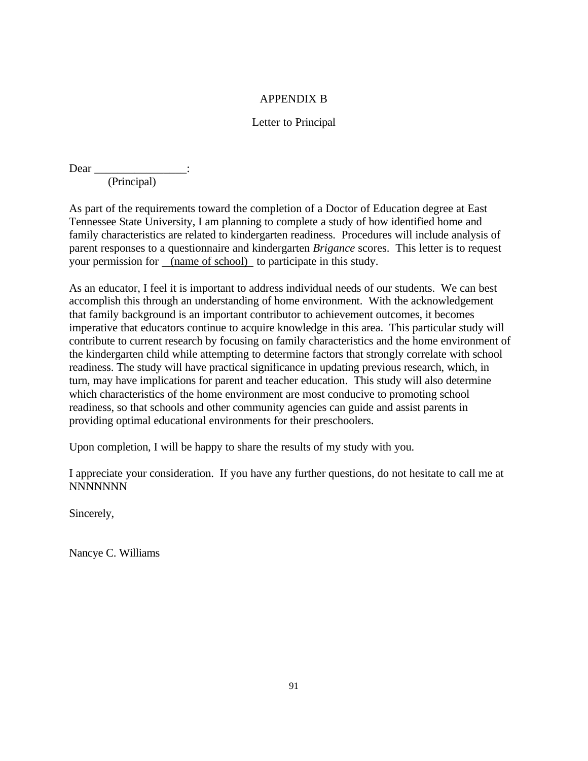# APPENDIX B

## Letter to Principal

Dear ________________:
(Principal)

As part of the requirements toward the completion of a Doctor of Education degree at East Tennessee State University, I am planning to complete a study of how identified home and family characteristics are related to kindergarten readiness. Procedures will include analysis of parent responses to a questionnaire and kindergarten *Brigance* scores. This letter is to request your permission for (name of school) to participate in this study.

As an educator, I feel it is important to address individual needs of our students. We can best accomplish this through an understanding of home environment. With the acknowledgement that family background is an important contributor to achievement outcomes, it becomes imperative that educators continue to acquire knowledge in this area. This particular study will contribute to current research by focusing on family characteristics and the home environment of the kindergarten child while attempting to determine factors that strongly correlate with school readiness. The study will have practical significance in updating previous research, which, in turn, may have implications for parent and teacher education. This study will also determine which characteristics of the home environment are most conducive to promoting school readiness, so that schools and other community agencies can guide and assist parents in providing optimal educational environments for their preschoolers.

Upon completion, I will be happy to share the results of my study with you.

I appreciate your consideration. If you have any further questions, do not hesitate to call me at NNNNNNN

Sincerely,

Nancye C. Williams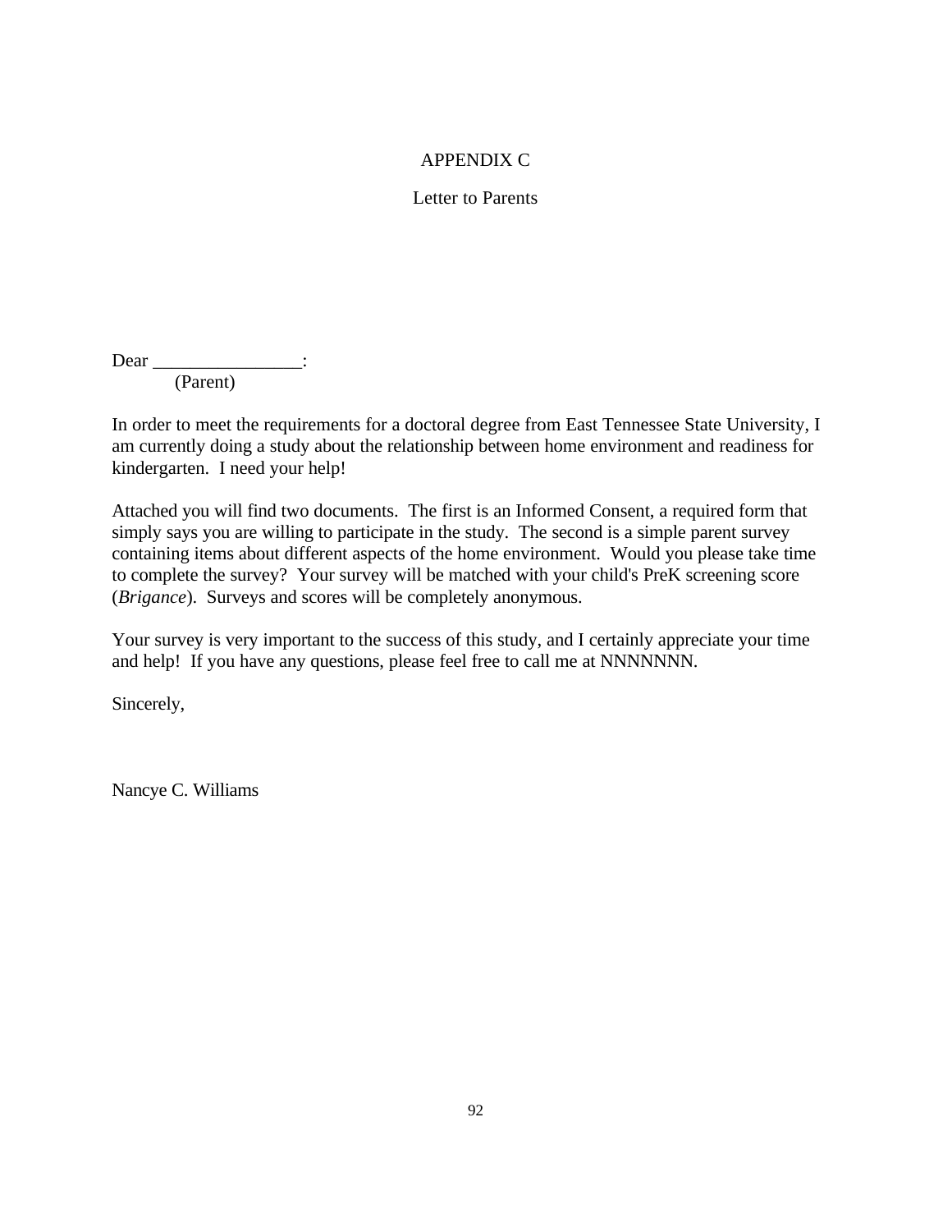# APPENDIX C

## Letter to Parents

Dear ________________:
(Parent)

In order to meet the requirements for a doctoral degree from East Tennessee State University, I am currently doing a study about the relationship between home environment and readiness for kindergarten. I need your help!

Attached you will find two documents. The first is an Informed Consent, a required form that simply says you are willing to participate in the study. The second is a simple parent survey containing items about different aspects of the home environment. Would you please take time to complete the survey? Your survey will be matched with your child's PreK screening score (*Brigance*). Surveys and scores will be completely anonymous.

Your survey is very important to the success of this study, and I certainly appreciate your time and help! If you have any questions, please feel free to call me at NNNNNNN.

Sincerely,

Nancye C. Williams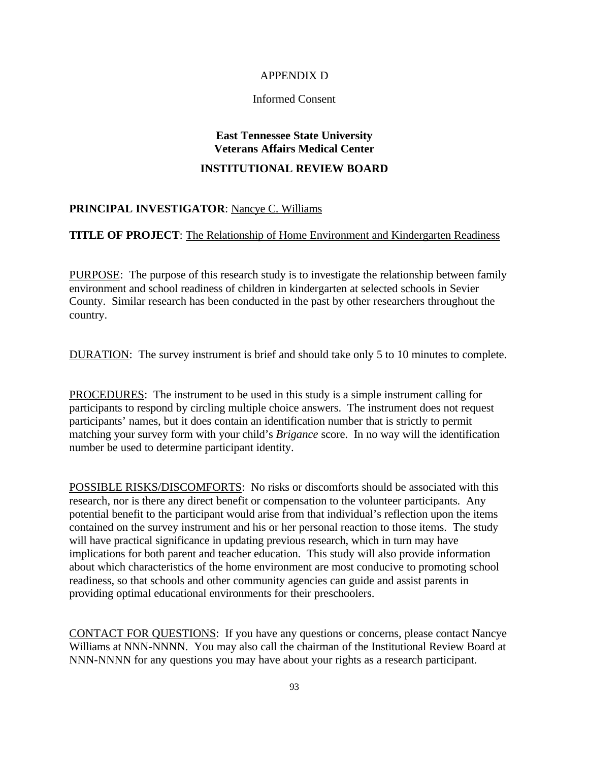APPENDIX D

Informed Consent

**East Tennessee State University**
**Veterans Affairs Medical Center**

**INSTITUTIONAL REVIEW BOARD**

**PRINCIPAL INVESTIGATOR**: Nancye C. Williams

**TITLE OF PROJECT**: The Relationship of Home Environment and Kindergarten Readiness

PURPOSE: The purpose of this research study is to investigate the relationship between family environment and school readiness of children in kindergarten at selected schools in Sevier County. Similar research has been conducted in the past by other researchers throughout the country.

DURATION: The survey instrument is brief and should take only 5 to 10 minutes to complete.

PROCEDURES: The instrument to be used in this study is a simple instrument calling for participants to respond by circling multiple choice answers. The instrument does not request participants' names, but it does contain an identification number that is strictly to permit matching your survey form with your child's *Brigance* score. In no way will the identification number be used to determine participant identity.

POSSIBLE RISKS/DISCOMFORTS: No risks or discomforts should be associated with this research, nor is there any direct benefit or compensation to the volunteer participants. Any potential benefit to the participant would arise from that individual's reflection upon the items contained on the survey instrument and his or her personal reaction to those items. The study will have practical significance in updating previous research, which in turn may have implications for both parent and teacher education. This study will also provide information about which characteristics of the home environment are most conducive to promoting school readiness, so that schools and other community agencies can guide and assist parents in providing optimal educational environments for their preschoolers.

CONTACT FOR QUESTIONS: If you have any questions or concerns, please contact Nancye Williams at NNN-NNNN. You may also call the chairman of the Institutional Review Board at NNN-NNNN for any questions you may have about your rights as a research participant.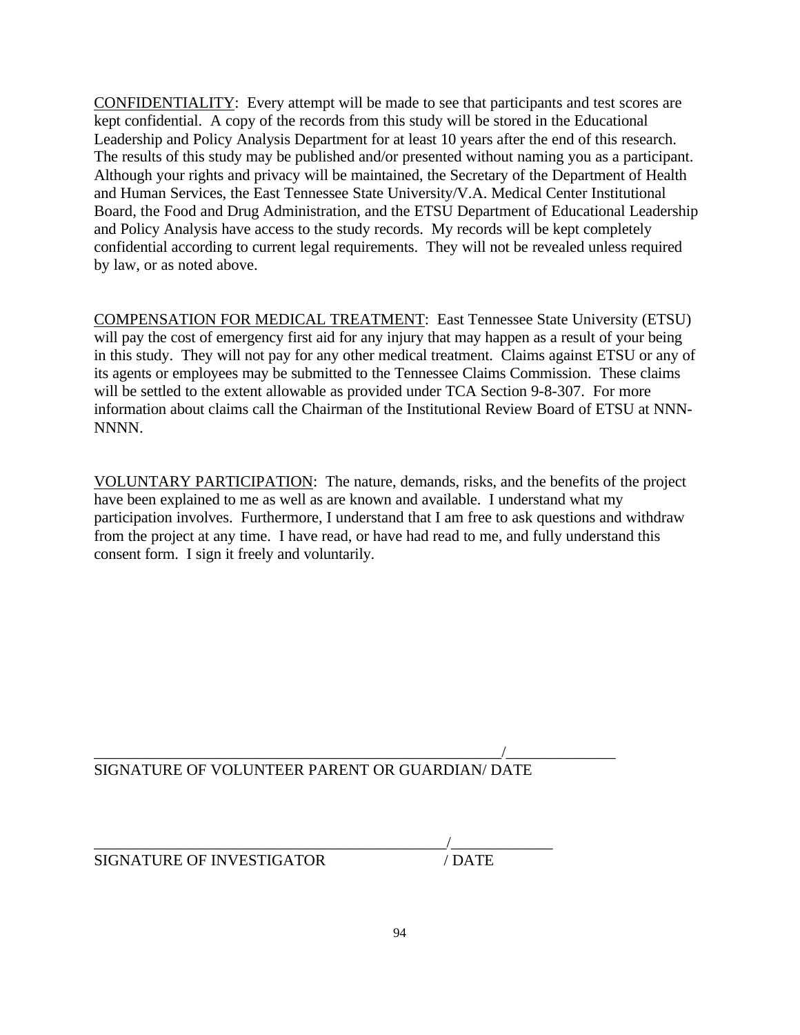CONFIDENTIALITY: Every attempt will be made to see that participants and test scores are kept confidential. A copy of the records from this study will be stored in the Educational Leadership and Policy Analysis Department for at least 10 years after the end of this research. The results of this study may be published and/or presented without naming you as a participant. Although your rights and privacy will be maintained, the Secretary of the Department of Health and Human Services, the East Tennessee State University/V.A. Medical Center Institutional Board, the Food and Drug Administration, and the ETSU Department of Educational Leadership and Policy Analysis have access to the study records. My records will be kept completely confidential according to current legal requirements. They will not be revealed unless required by law, or as noted above.

COMPENSATION FOR MEDICAL TREATMENT: East Tennessee State University (ETSU) will pay the cost of emergency first aid for any injury that may happen as a result of your being in this study. They will not pay for any other medical treatment. Claims against ETSU or any of its agents or employees may be submitted to the Tennessee Claims Commission. These claims will be settled to the extent allowable as provided under TCA Section 9-8-307. For more information about claims call the Chairman of the Institutional Review Board of ETSU at NNN-NNNN.

VOLUNTARY PARTICIPATION: The nature, demands, risks, and the benefits of the project have been explained to me as well as are known and available. I understand what my participation involves. Furthermore, I understand that I am free to ask questions and withdraw from the project at any time. I have read, or have had read to me, and fully understand this consent form. I sign it freely and voluntarily.

______________________________________________________/______________
SIGNATURE OF VOLUNTEER PARENT OR GUARDIAN/ DATE

_______________________________________________/_____________
SIGNATURE OF INVESTIGATOR / DATE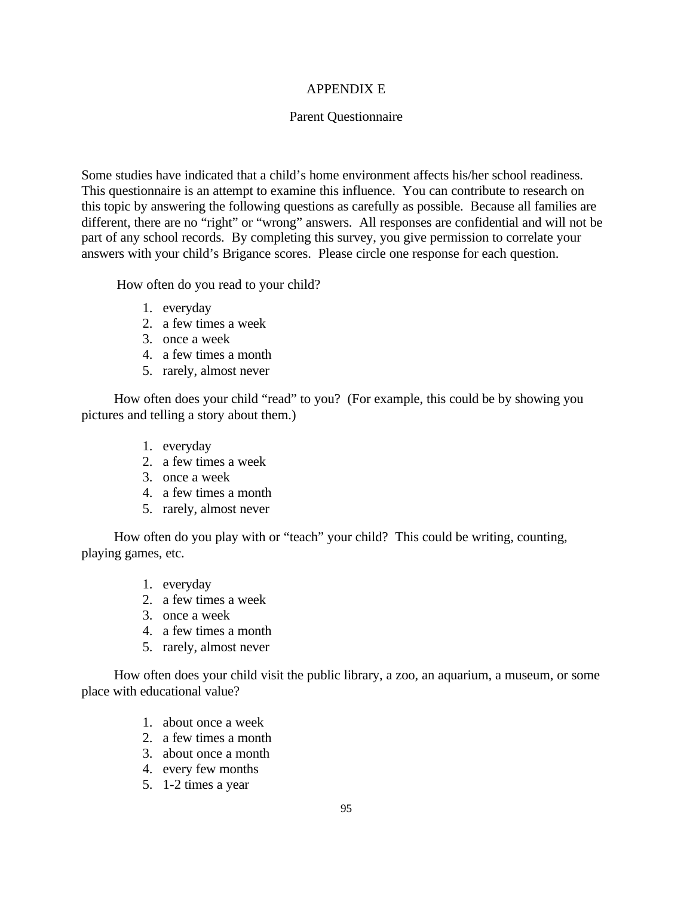# APPENDIX E

## Parent Questionnaire

Some studies have indicated that a child's home environment affects his/her school readiness. This questionnaire is an attempt to examine this influence. You can contribute to research on this topic by answering the following questions as carefully as possible. Because all families are different, there are no "right" or "wrong" answers. All responses are confidential and will not be part of any school records. By completing this survey, you give permission to correlate your answers with your child's Brigance scores. Please circle one response for each question.

How often do you read to your child?

1. everyday
2. a few times a week
3. once a week
4. a few times a month
5. rarely, almost never

How often does your child "read" to you? (For example, this could be by showing you pictures and telling a story about them.)

1. everyday
2. a few times a week
3. once a week
4. a few times a month
5. rarely, almost never

How often do you play with or "teach" your child? This could be writing, counting, playing games, etc.

1. everyday
2. a few times a week
3. once a week
4. a few times a month
5. rarely, almost never

How often does your child visit the public library, a zoo, an aquarium, a museum, or some place with educational value?

1. about once a week
2. a few times a month
3. about once a month
4. every few months
5. 1-2 times a year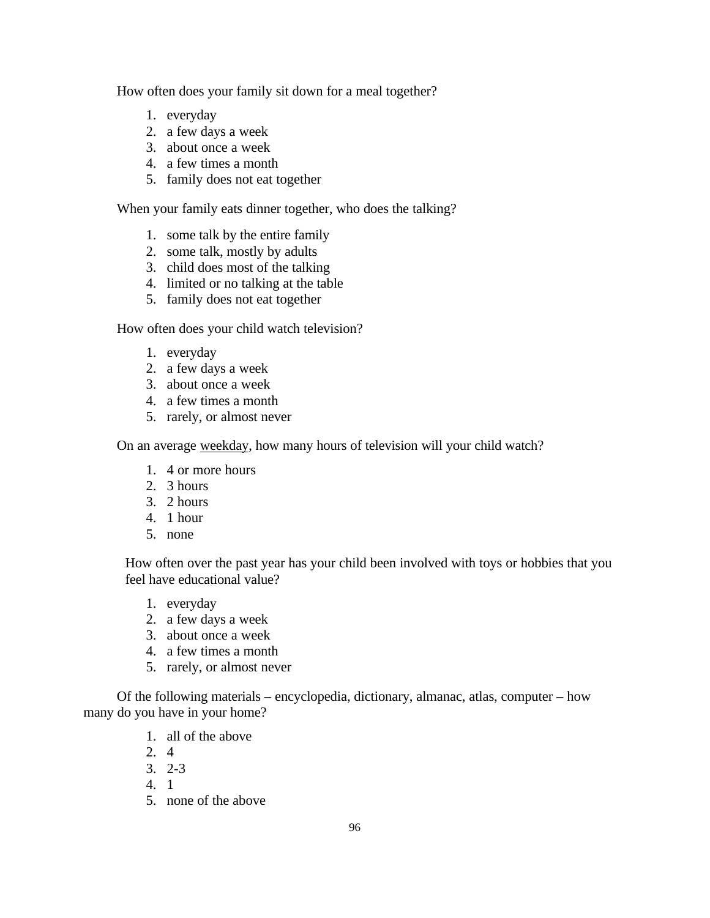How often does your family sit down for a meal together?

1. everyday
2. a few days a week
3. about once a week
4. a few times a month
5. family does not eat together

When your family eats dinner together, who does the talking?

1. some talk by the entire family
2. some talk, mostly by adults
3. child does most of the talking
4. limited or no talking at the table
5. family does not eat together

How often does your child watch television?

1. everyday
2. a few days a week
3. about once a week
4. a few times a month
5. rarely, or almost never

On an average <u>weekday</u>, how many hours of television will your child watch?

1. 4 or more hours
2. 3 hours
3. 2 hours
4. 1 hour
5. none

How often over the past year has your child been involved with toys or hobbies that you feel have educational value?

1. everyday
2. a few days a week
3. about once a week
4. a few times a month
5. rarely, or almost never

Of the following materials – encyclopedia, dictionary, almanac, atlas, computer – how many do you have in your home?

1. all of the above
2. 4
3. 2-3
4. 1
5. none of the above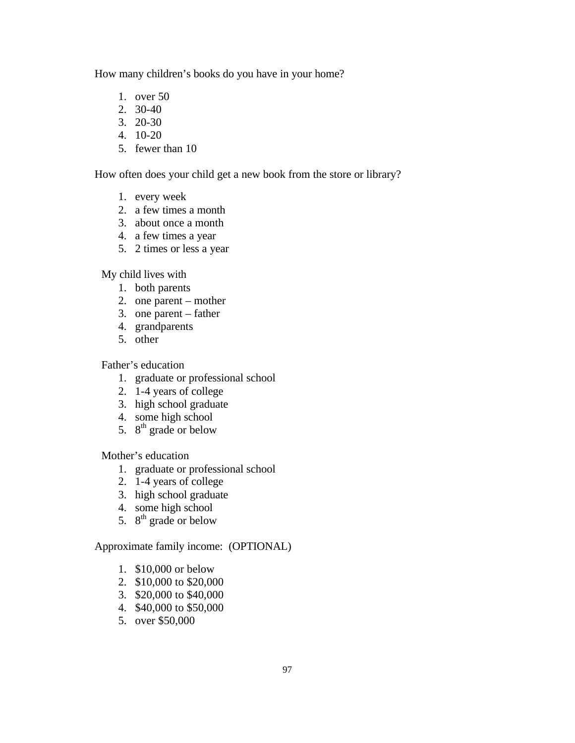How many children's books do you have in your home?

1. over 50
2. 30-40
3. 20-30
4. 10-20
5. fewer than 10

How often does your child get a new book from the store or library?

1. every week
2. a few times a month
3. about once a month
4. a few times a year
5. 2 times or less a year

My child lives with

1. both parents
2. one parent – mother
3. one parent – father
4. grandparents
5. other

Father's education

1. graduate or professional school
2. 1-4 years of college
3. high school graduate
4. some high school
5. 8th grade or below

Mother's education

1. graduate or professional school
2. 1-4 years of college
3. high school graduate
4. some high school
5. 8th grade or below

Approximate family income: (OPTIONAL)

1. $10,000 or below
2. $10,000 to $20,000
3. $20,000 to $40,000
4. $40,000 to $50,000
5. over $50,000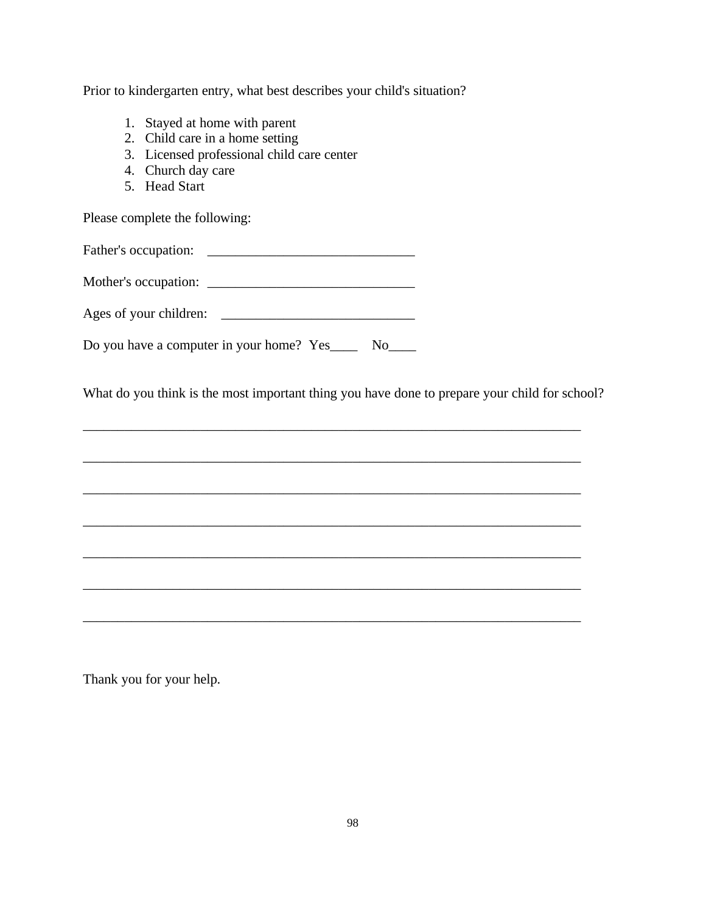Prior to kindergarten entry, what best describes your child's situation?

1. Stayed at home with parent
2. Child care in a home setting
3. Licensed professional child care center
4. Church day care
5. Head Start

Please complete the following:

Father's occupation: ______________________________

Mother's occupation: ______________________________

Ages of your children: ____________________________

Do you have a computer in your home? Yes____ No____

What do you think is the most important thing you have done to prepare your child for school?

_________________________________________________________________________

_________________________________________________________________________

_________________________________________________________________________

_________________________________________________________________________

_________________________________________________________________________

_________________________________________________________________________

_________________________________________________________________________

Thank you for your help.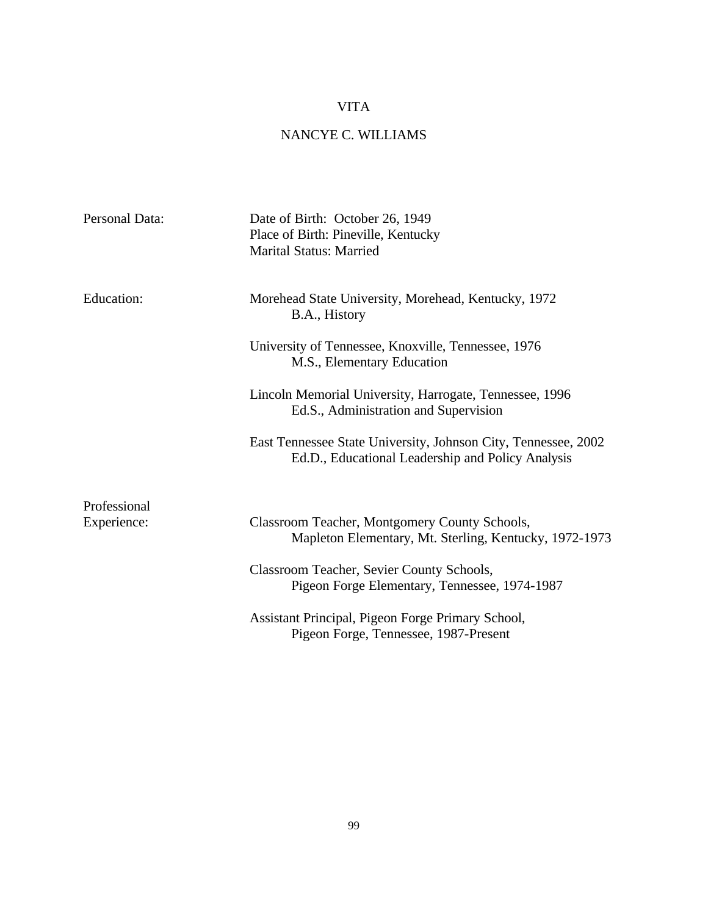# VITA

## NANCYE C. WILLIAMS

| | |
|---|---|
| Personal Data: | Date of Birth: October 26, 1949<br>Place of Birth: Pineville, Kentucky<br>Marital Status: Married |
| Education: | Morehead State University, Morehead, Kentucky, 1972<br>B.A., History |
| | University of Tennessee, Knoxville, Tennessee, 1976<br>M.S., Elementary Education |
| | Lincoln Memorial University, Harrogate, Tennessee, 1996<br>Ed.S., Administration and Supervision |
| | East Tennessee State University, Johnson City, Tennessee, 2002<br>Ed.D., Educational Leadership and Policy Analysis |
| Professional Experience: | Classroom Teacher, Montgomery County Schools,<br>Mapleton Elementary, Mt. Sterling, Kentucky, 1972-1973 |
| | Classroom Teacher, Sevier County Schools,<br>Pigeon Forge Elementary, Tennessee, 1974-1987 |
| | Assistant Principal, Pigeon Forge Primary School,<br>Pigeon Forge, Tennessee, 1987-Present |